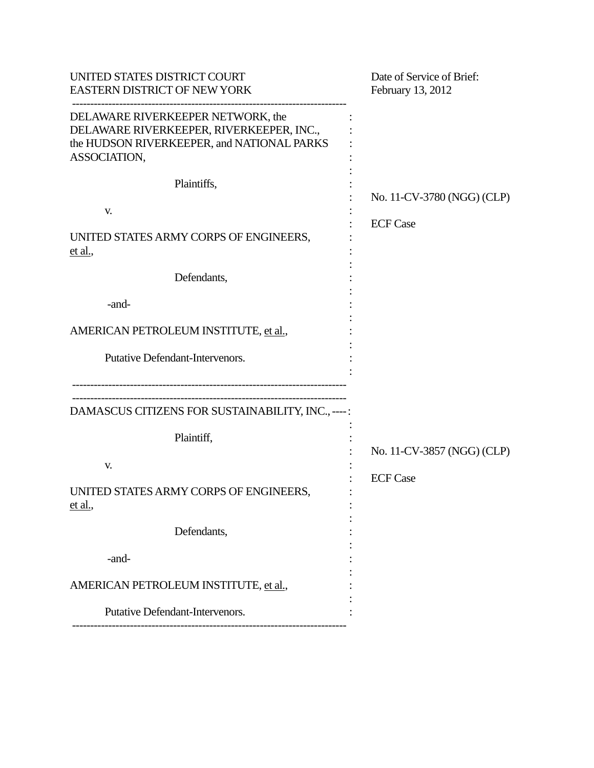UNITED STATES DISTRICT COURT
EASTERN DISTRICT OF NEW YORK

Date of Service of Brief:
February 13, 2012

---

DELAWARE RIVERKEEPER NETWORK, the DELAWARE RIVERKEEPER, RIVERKEEPER, INC., the HUDSON RIVERKEEPER, and NATIONAL PARKS ASSOCIATION,

Plaintiffs,

v.

UNITED STATES ARMY CORPS OF ENGINEERS, et al.,

Defendants,

-and-

AMERICAN PETROLEUM INSTITUTE, et al.,

Putative Defendant-Intervenors.

No. 11-CV-3780 (NGG) (CLP)

ECF Case

---

DAMASCUS CITIZENS FOR SUSTAINABILITY, INC.,

Plaintiff,

v.

UNITED STATES ARMY CORPS OF ENGINEERS, et al.,

Defendants,

-and-

AMERICAN PETROLEUM INSTITUTE, et al.,

Putative Defendant-Intervenors.

No. 11-CV-3857 (NGG) (CLP)

ECF Case

---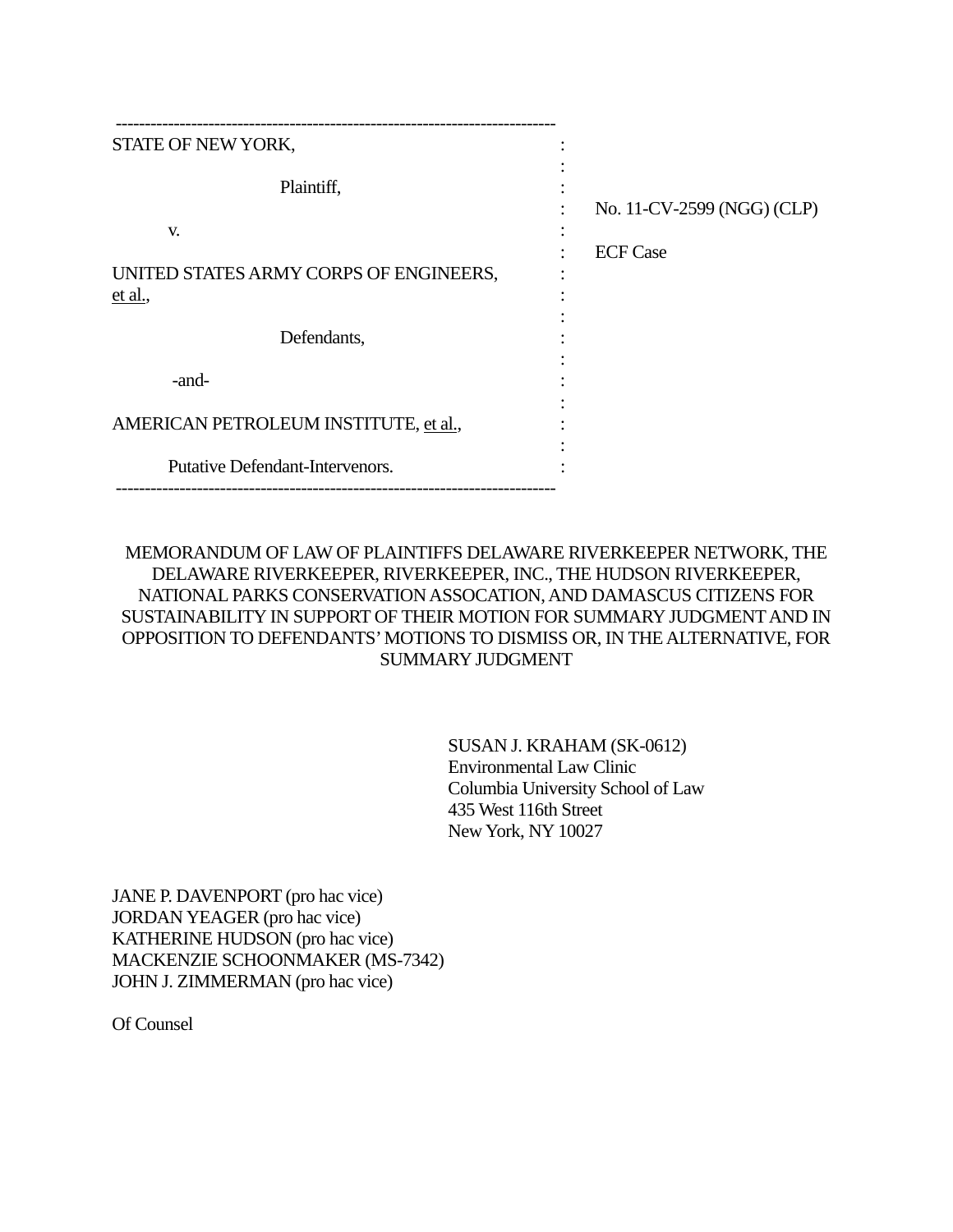| | | |
|---|---|---|
| STATE OF NEW YORK, | : | |
| | : | |
| Plaintiff, | : | |
| | : | No. 11-CV-2599 (NGG) (CLP) |
| v. | : | |
| | : | ECF Case |
| UNITED STATES ARMY CORPS OF ENGINEERS, et al., | : | |
| | : | |
| Defendants, | : | |
| | : | |
| -and- | : | |
| | : | |
| AMERICAN PETROLEUM INSTITUTE, et al., | : | |
| | : | |
| Putative Defendant-Intervenors. | : | |

MEMORANDUM OF LAW OF PLAINTIFFS DELAWARE RIVERKEEPER NETWORK, THE DELAWARE RIVERKEEPER, RIVERKEEPER, INC., THE HUDSON RIVERKEEPER, NATIONAL PARKS CONSERVATION ASSOCATION, AND DAMASCUS CITIZENS FOR SUSTAINABILITY IN SUPPORT OF THEIR MOTION FOR SUMMARY JUDGMENT AND IN OPPOSITION TO DEFENDANTS' MOTIONS TO DISMISS OR, IN THE ALTERNATIVE, FOR SUMMARY JUDGMENT

SUSAN J. KRAHAM (SK-0612)
Environmental Law Clinic
Columbia University School of Law
435 West 116th Street
New York, NY 10027

JANE P. DAVENPORT (pro hac vice)
JORDAN YEAGER (pro hac vice)
KATHERINE HUDSON (pro hac vice)
MACKENZIE SCHOONMAKER (MS-7342)
JOHN J. ZIMMERMAN (pro hac vice)

Of Counsel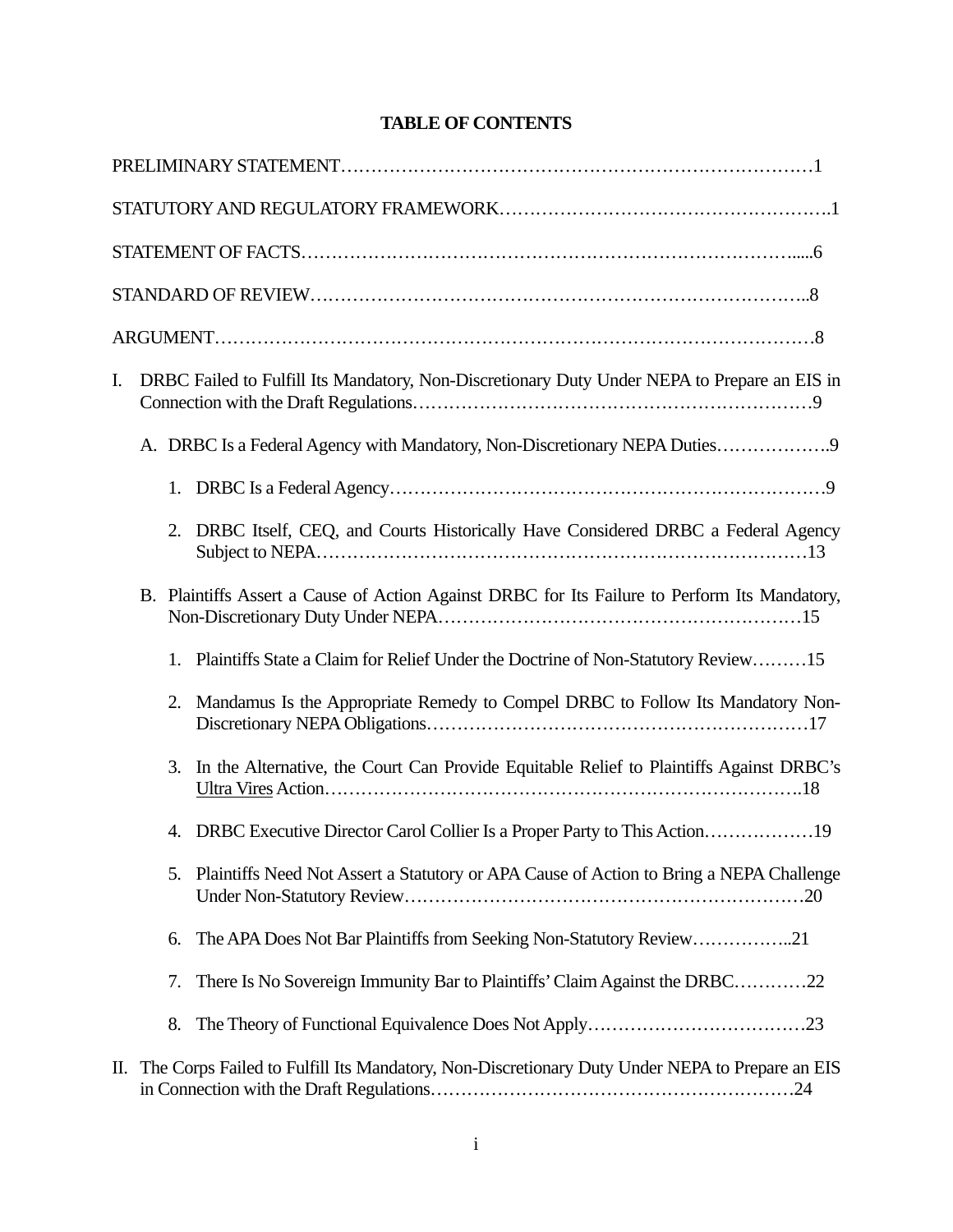**TABLE OF CONTENTS**

PRELIMINARY STATEMENT……………………………………………………………………1

STATUTORY AND REGULATORY FRAMEWORK……………………………………………….1

STATEMENT OF FACTS……………………………………………………………………….....6

STANDARD OF REVIEW………………………………………………………………………..8

ARGUMENT……………………………………………………………………………………….8

I. DRBC Failed to Fulfill Its Mandatory, Non-Discretionary Duty Under NEPA to Prepare an EIS in Connection with the Draft Regulations……………………………………………………………9

   A. DRBC Is a Federal Agency with Mandatory, Non-Discretionary NEPA Duties……………….9

      1. DRBC Is a Federal Agency……………………………………………………………….9

      2. DRBC Itself, CEQ, and Courts Historically Have Considered DRBC a Federal Agency Subject to NEPA……………………………………………………………………13

   B. Plaintiffs Assert a Cause of Action Against DRBC for Its Failure to Perform Its Mandatory, Non-Discretionary Duty Under NEPA……………………………………………………15

      1. Plaintiffs State a Claim for Relief Under the Doctrine of Non-Statutory Review………15

      2. Mandamus Is the Appropriate Remedy to Compel DRBC to Follow Its Mandatory Non-Discretionary NEPA Obligations………………………………………………………17

      3. In the Alternative, the Court Can Provide Equitable Relief to Plaintiffs Against DRBC's <u>Ultra Vires</u> Action…………………………………………………………………….18

      4. DRBC Executive Director Carol Collier Is a Proper Party to This Action………………19

      5. Plaintiffs Need Not Assert a Statutory or APA Cause of Action to Bring a NEPA Challenge Under Non-Statutory Review……………………………………………………………20

      6. The APA Does Not Bar Plaintiffs from Seeking Non-Statutory Review……………...21

      7. There Is No Sovereign Immunity Bar to Plaintiffs' Claim Against the DRBC…………22

      8. The Theory of Functional Equivalence Does Not Apply………………………………23

II. The Corps Failed to Fulfill Its Mandatory, Non-Discretionary Duty Under NEPA to Prepare an EIS in Connection with the Draft Regulations……………………………………………………24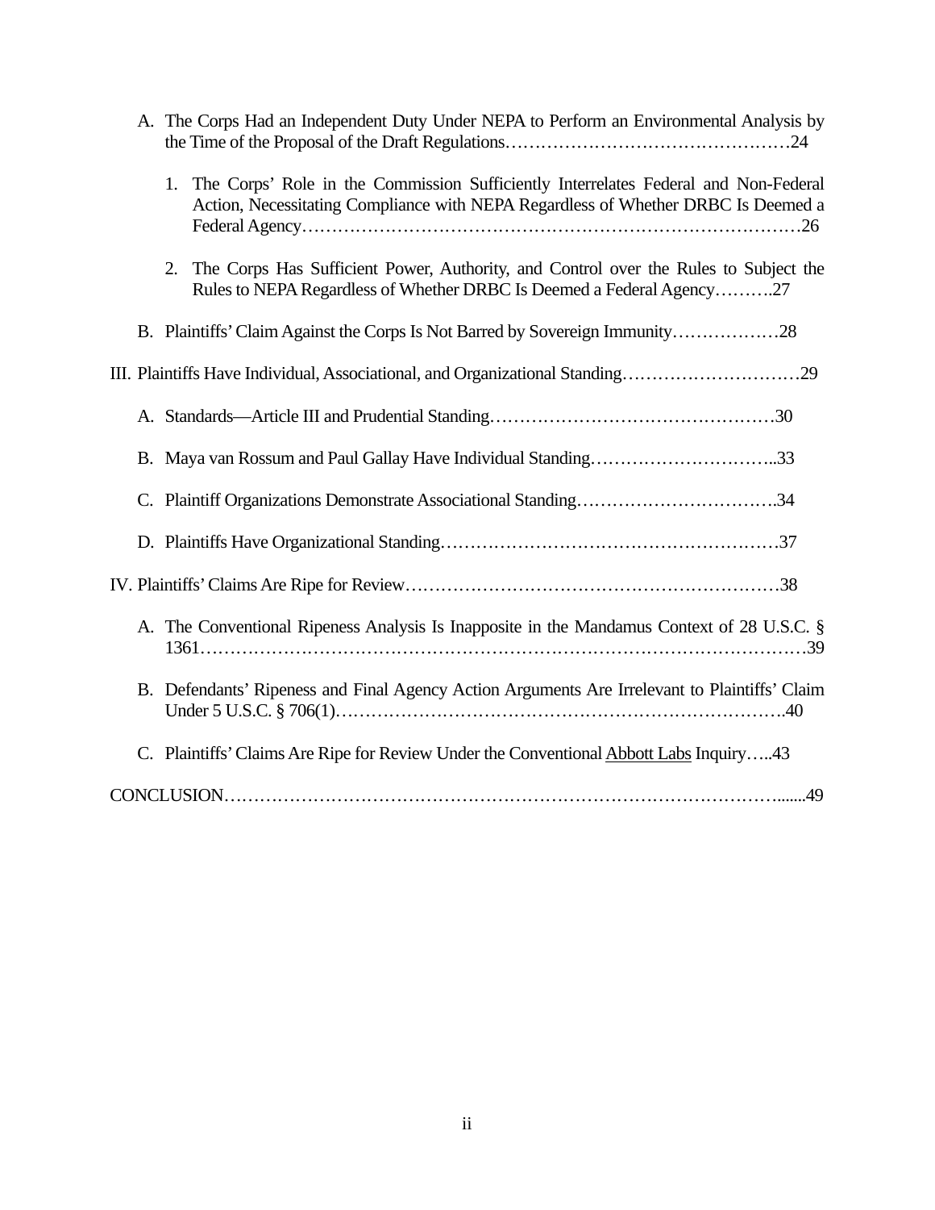A. The Corps Had an Independent Duty Under NEPA to Perform an Environmental Analysis by the Time of the Proposal of the Draft Regulations…………………………………………24

1. The Corps' Role in the Commission Sufficiently Interrelates Federal and Non-Federal Action, Necessitating Compliance with NEPA Regardless of Whether DRBC Is Deemed a Federal Agency…………………………………………………………………………26

2. The Corps Has Sufficient Power, Authority, and Control over the Rules to Subject the Rules to NEPA Regardless of Whether DRBC Is Deemed a Federal Agency……….27

B. Plaintiffs' Claim Against the Corps Is Not Barred by Sovereign Immunity………………28

III. Plaintiffs Have Individual, Associational, and Organizational Standing…………………………29

A. Standards—Article III and Prudential Standing…………………………………………30

B. Maya van Rossum and Paul Gallay Have Individual Standing…………………………..33

C. Plaintiff Organizations Demonstrate Associational Standing…………………………….34

D. Plaintiffs Have Organizational Standing…………………………………………………37

IV. Plaintiffs' Claims Are Ripe for Review……………………………………………………38

A. The Conventional Ripeness Analysis Is Inapposite in the Mandamus Context of 28 U.S.C. § 1361………………………………………………………………………………………39

B. Defendants' Ripeness and Final Agency Action Arguments Are Irrelevant to Plaintiffs' Claim Under 5 U.S.C. § 706(1)……………………………………………………………….40

C. Plaintiffs' Claims Are Ripe for Review Under the Conventional Abbott Labs Inquiry…..43

CONCLUSION…………………………………………………………………………….......49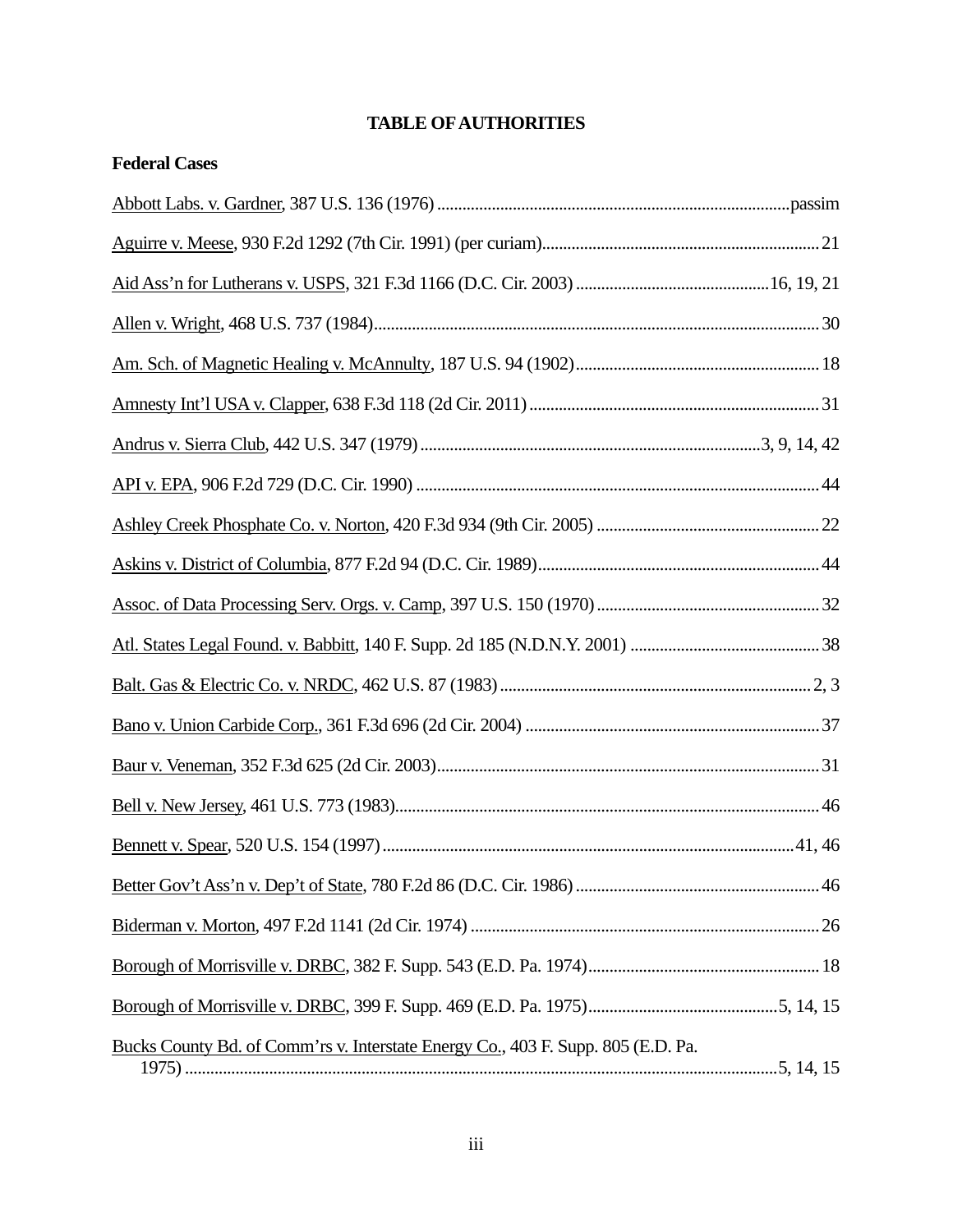# TABLE OF AUTHORITIES

## Federal Cases

<u>Abbott Labs. v. Gardner</u>, 387 U.S. 136 (1976) .......... passim

<u>Aguirre v. Meese</u>, 930 F.2d 1292 (7th Cir. 1991) (per curiam) .......... 21

<u>Aid Ass'n for Lutherans v. USPS</u>, 321 F.3d 1166 (D.C. Cir. 2003) .......... 16, 19, 21

<u>Allen v. Wright</u>, 468 U.S. 737 (1984) .......... 30

<u>Am. Sch. of Magnetic Healing v. McAnnulty</u>, 187 U.S. 94 (1902) .......... 18

<u>Amnesty Int'l USA v. Clapper</u>, 638 F.3d 118 (2d Cir. 2011) .......... 31

<u>Andrus v. Sierra Club</u>, 442 U.S. 347 (1979) .......... 3, 9, 14, 42

<u>API v. EPA</u>, 906 F.2d 729 (D.C. Cir. 1990) .......... 44

<u>Ashley Creek Phosphate Co. v. Norton</u>, 420 F.3d 934 (9th Cir. 2005) .......... 22

<u>Askins v. District of Columbia</u>, 877 F.2d 94 (D.C. Cir. 1989) .......... 44

<u>Assoc. of Data Processing Serv. Orgs. v. Camp</u>, 397 U.S. 150 (1970) .......... 32

<u>Atl. States Legal Found. v. Babbitt</u>, 140 F. Supp. 2d 185 (N.D.N.Y. 2001) .......... 38

<u>Balt. Gas & Electric Co. v. NRDC</u>, 462 U.S. 87 (1983) .......... 2, 3

<u>Bano v. Union Carbide Corp.</u>, 361 F.3d 696 (2d Cir. 2004) .......... 37

<u>Baur v. Veneman</u>, 352 F.3d 625 (2d Cir. 2003) .......... 31

<u>Bell v. New Jersey</u>, 461 U.S. 773 (1983) .......... 46

<u>Bennett v. Spear</u>, 520 U.S. 154 (1997) .......... 41, 46

<u>Better Gov't Ass'n v. Dep't of State</u>, 780 F.2d 86 (D.C. Cir. 1986) .......... 46

<u>Biderman v. Morton</u>, 497 F.2d 1141 (2d Cir. 1974) .......... 26

<u>Borough of Morrisville v. DRBC</u>, 382 F. Supp. 543 (E.D. Pa. 1974) .......... 18

<u>Borough of Morrisville v. DRBC</u>, 399 F. Supp. 469 (E.D. Pa. 1975) .......... 5, 14, 15

<u>Bucks County Bd. of Comm'rs v. Interstate Energy Co.</u>, 403 F. Supp. 805 (E.D. Pa. 1975) .......... 5, 14, 15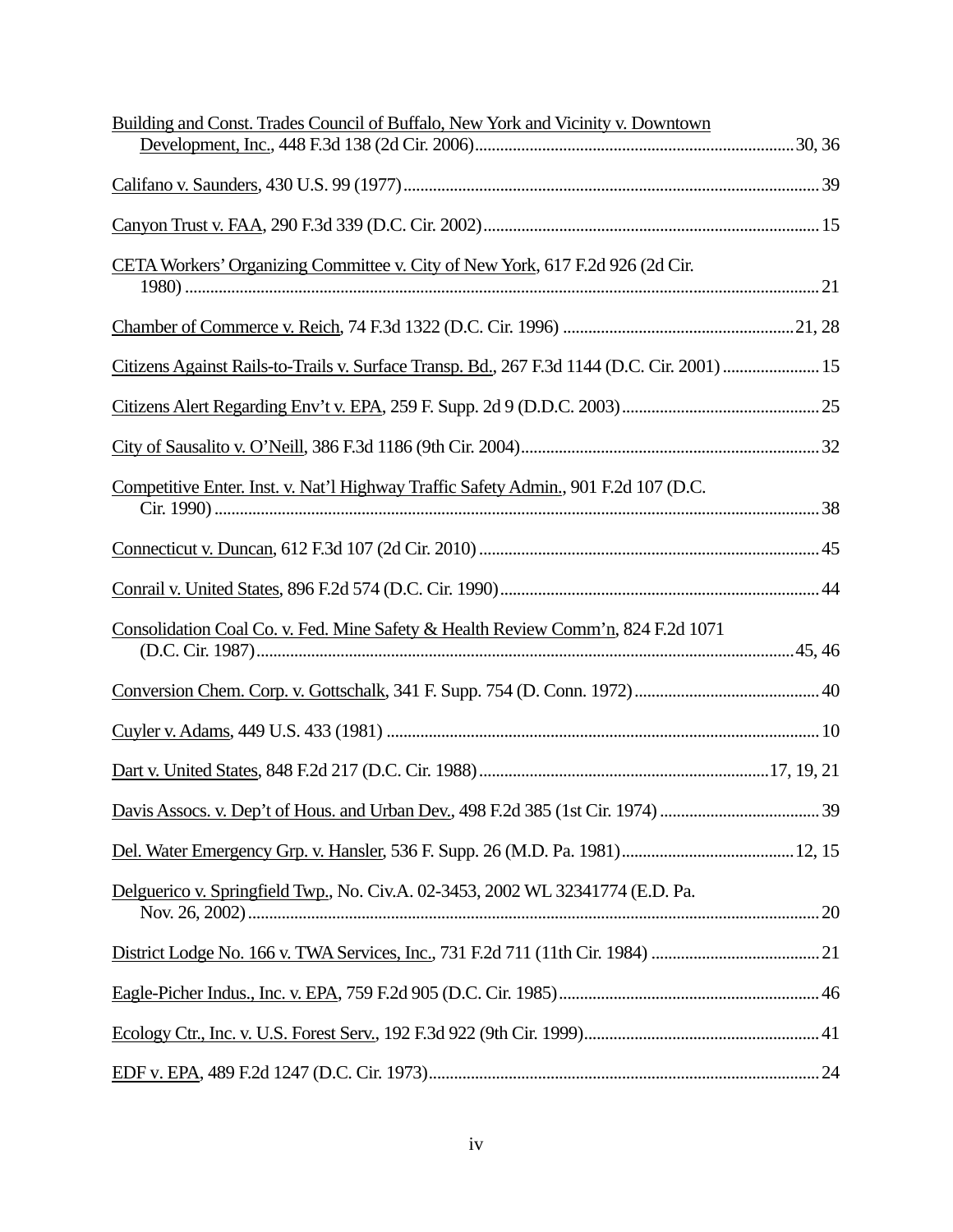Building and Const. Trades Council of Buffalo, New York and Vicinity v. Downtown Development, Inc., 448 F.3d 138 (2d Cir. 2006)....................30, 36

Califano v. Saunders, 430 U.S. 99 (1977)....................39

Canyon Trust v. FAA, 290 F.3d 339 (D.C. Cir. 2002)....................15

CETA Workers' Organizing Committee v. City of New York, 617 F.2d 926 (2d Cir. 1980)....................21

Chamber of Commerce v. Reich, 74 F.3d 1322 (D.C. Cir. 1996)....................21, 28

Citizens Against Rails-to-Trails v. Surface Transp. Bd., 267 F.3d 1144 (D.C. Cir. 2001)....................15

Citizens Alert Regarding Env't v. EPA, 259 F. Supp. 2d 9 (D.D.C. 2003)....................25

City of Sausalito v. O'Neill, 386 F.3d 1186 (9th Cir. 2004)....................32

Competitive Enter. Inst. v. Nat'l Highway Traffic Safety Admin., 901 F.2d 107 (D.C. Cir. 1990)....................38

Connecticut v. Duncan, 612 F.3d 107 (2d Cir. 2010)....................45

Conrail v. United States, 896 F.2d 574 (D.C. Cir. 1990)....................44

Consolidation Coal Co. v. Fed. Mine Safety & Health Review Comm'n, 824 F.2d 1071 (D.C. Cir. 1987)....................45, 46

Conversion Chem. Corp. v. Gottschalk, 341 F. Supp. 754 (D. Conn. 1972)....................40

Cuyler v. Adams, 449 U.S. 433 (1981)....................10

Dart v. United States, 848 F.2d 217 (D.C. Cir. 1988)....................17, 19, 21

Davis Assocs. v. Dep't of Hous. and Urban Dev., 498 F.2d 385 (1st Cir. 1974)....................39

Del. Water Emergency Grp. v. Hansler, 536 F. Supp. 26 (M.D. Pa. 1981)....................12, 15

Delguerico v. Springfield Twp., No. Civ.A. 02-3453, 2002 WL 32341774 (E.D. Pa. Nov. 26, 2002)....................20

District Lodge No. 166 v. TWA Services, Inc., 731 F.2d 711 (11th Cir. 1984)....................21

Eagle-Picher Indus., Inc. v. EPA, 759 F.2d 905 (D.C. Cir. 1985)....................46

Ecology Ctr., Inc. v. U.S. Forest Serv., 192 F.3d 922 (9th Cir. 1999)....................41

EDF v. EPA, 489 F.2d 1247 (D.C. Cir. 1973)....................24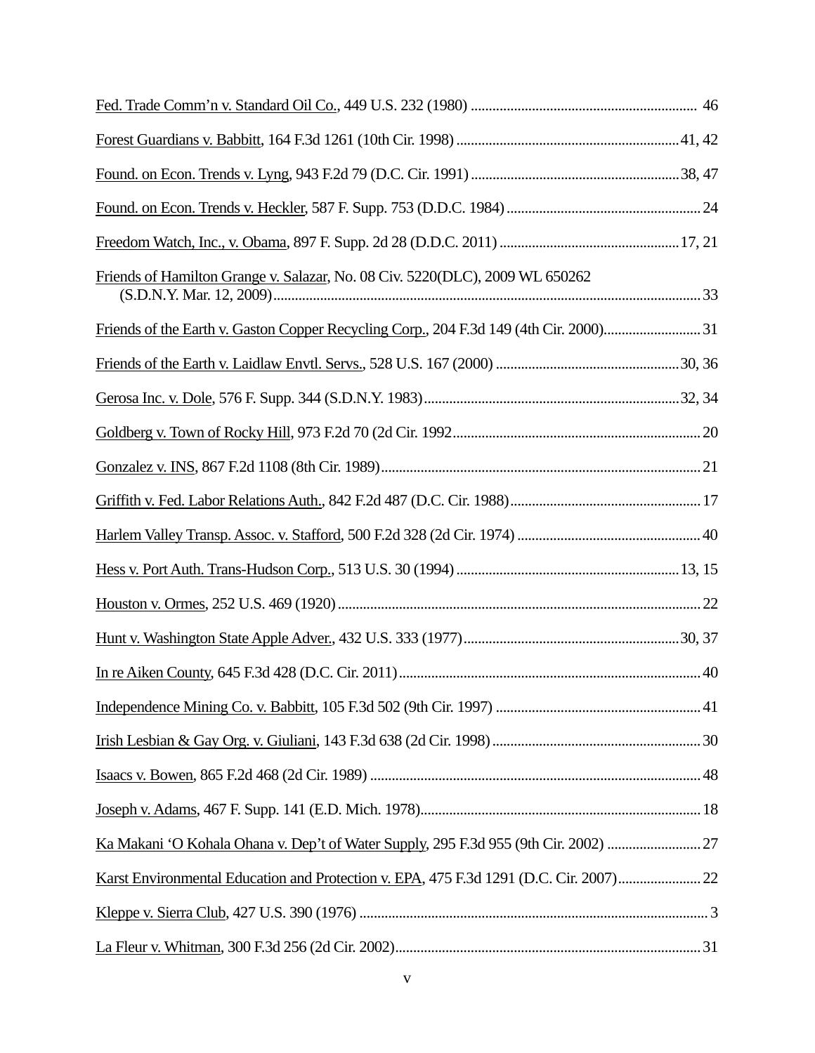Fed. Trade Comm'n v. Standard Oil Co., 449 U.S. 232 (1980) .............................................................. 46

Forest Guardians v. Babbitt, 164 F.3d 1261 (10th Cir. 1998) ............................................................ 41, 42

Found. on Econ. Trends v. Lyng, 943 F.2d 79 (D.C. Cir. 1991) ......................................................... 38, 47

Found. on Econ. Trends v. Heckler, 587 F. Supp. 753 (D.D.C. 1984) ..................................................... 24

Freedom Watch, Inc., v. Obama, 897 F. Supp. 2d 28 (D.D.C. 2011) ................................................. 17, 21

Friends of Hamilton Grange v. Salazar, No. 08 Civ. 5220(DLC), 2009 WL 650262 (S.D.N.Y. Mar. 12, 2009) ............................................................................................................. 33

Friends of the Earth v. Gaston Copper Recycling Corp., 204 F.3d 149 (4th Cir. 2000) ........................... 31

Friends of the Earth v. Laidlaw Envtl. Servs., 528 U.S. 167 (2000) .................................................. 30, 36

Gerosa Inc. v. Dole, 576 F. Supp. 344 (S.D.N.Y. 1983) ....................................................................... 32, 34

Goldberg v. Town of Rocky Hill, 973 F.2d 70 (2d Cir. 1992 .................................................................. 20

Gonzalez v. INS, 867 F.2d 1108 (8th Cir. 1989) ....................................................................................... 21

Griffith v. Fed. Labor Relations Auth., 842 F.2d 487 (D.C. Cir. 1988) .................................................... 17

Harlem Valley Transp. Assoc. v. Stafford, 500 F.2d 328 (2d Cir. 1974) .................................................. 40

Hess v. Port Auth. Trans-Hudson Corp., 513 U.S. 30 (1994) ............................................................ 13, 15

Houston v. Ormes, 252 U.S. 469 (1920) .................................................................................................... 22

Hunt v. Washington State Apple Adver., 432 U.S. 333 (1977) .......................................................... 30, 37

In re Aiken County, 645 F.3d 428 (D.C. Cir. 2011) .................................................................................. 40

Independence Mining Co. v. Babbitt, 105 F.3d 502 (9th Cir. 1997) ........................................................ 41

Irish Lesbian & Gay Org. v. Giuliani, 143 F.3d 638 (2d Cir. 1998) ......................................................... 30

Isaacs v. Bowen, 865 F.2d 468 (2d Cir. 1989) .......................................................................................... 48

Joseph v. Adams, 467 F. Supp. 141 (E.D. Mich. 1978) ............................................................................ 18

Ka Makani 'O Kohala Ohana v. Dep't of Water Supply, 295 F.3d 955 (9th Cir. 2002) .......................... 27

Karst Environmental Education and Protection v. EPA, 475 F.3d 1291 (D.C. Cir. 2007) ....................... 22

Kleppe v. Sierra Club, 427 U.S. 390 (1976) ................................................................................................ 3

La Fleur v. Whitman, 300 F.3d 256 (2d Cir. 2002) .................................................................................... 31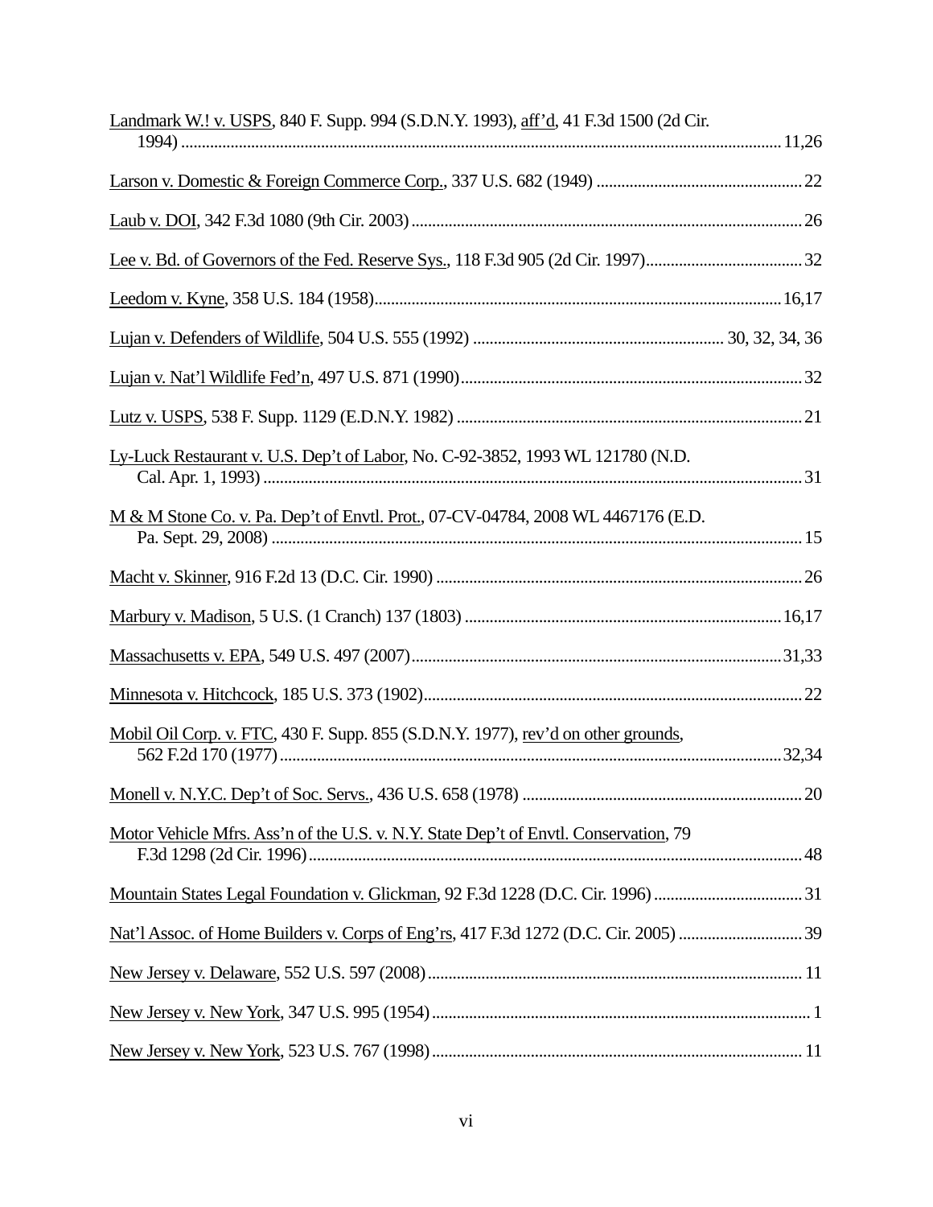Landmark W.! v. USPS, 840 F. Supp. 994 (S.D.N.Y. 1993), aff'd, 41 F.3d 1500 (2d Cir. 1994) ..... 11,26

Larson v. Domestic & Foreign Commerce Corp., 337 U.S. 682 (1949) ..... 22

Laub v. DOI, 342 F.3d 1080 (9th Cir. 2003) ..... 26

Lee v. Bd. of Governors of the Fed. Reserve Sys., 118 F.3d 905 (2d Cir. 1997) ..... 32

Leedom v. Kyne, 358 U.S. 184 (1958) ..... 16,17

Lujan v. Defenders of Wildlife, 504 U.S. 555 (1992) ..... 30, 32, 34, 36

Lujan v. Nat'l Wildlife Fed'n, 497 U.S. 871 (1990) ..... 32

Lutz v. USPS, 538 F. Supp. 1129 (E.D.N.Y. 1982) ..... 21

Ly-Luck Restaurant v. U.S. Dep't of Labor, No. C-92-3852, 1993 WL 121780 (N.D. Cal. Apr. 1, 1993) ..... 31

M & M Stone Co. v. Pa. Dep't of Envtl. Prot., 07-CV-04784, 2008 WL 4467176 (E.D. Pa. Sept. 29, 2008) ..... 15

Macht v. Skinner, 916 F.2d 13 (D.C. Cir. 1990) ..... 26

Marbury v. Madison, 5 U.S. (1 Cranch) 137 (1803) ..... 16,17

Massachusetts v. EPA, 549 U.S. 497 (2007) ..... 31,33

Minnesota v. Hitchcock, 185 U.S. 373 (1902) ..... 22

Mobil Oil Corp. v. FTC, 430 F. Supp. 855 (S.D.N.Y. 1977), rev'd on other grounds, 562 F.2d 170 (1977) ..... 32,34

Monell v. N.Y.C. Dep't of Soc. Servs., 436 U.S. 658 (1978) ..... 20

Motor Vehicle Mfrs. Ass'n of the U.S. v. N.Y. State Dep't of Envtl. Conservation, 79 F.3d 1298 (2d Cir. 1996) ..... 48

Mountain States Legal Foundation v. Glickman, 92 F.3d 1228 (D.C. Cir. 1996) ..... 31

Nat'l Assoc. of Home Builders v. Corps of Eng'rs, 417 F.3d 1272 (D.C. Cir. 2005) ..... 39

New Jersey v. Delaware, 552 U.S. 597 (2008) ..... 11

New Jersey v. New York, 347 U.S. 995 (1954) ..... 1

New Jersey v. New York, 523 U.S. 767 (1998) ..... 11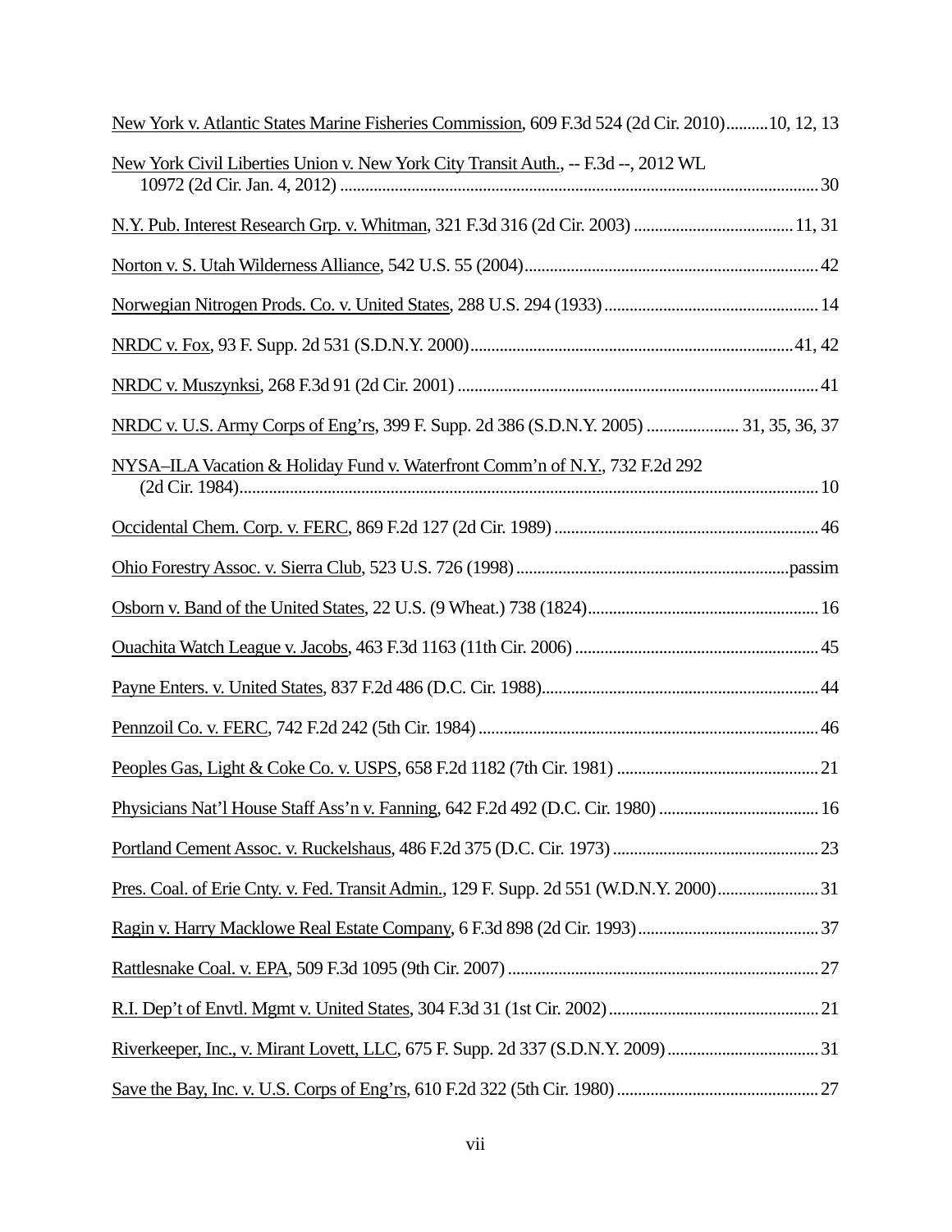New York v. Atlantic States Marine Fisheries Commission, 609 F.3d 524 (2d Cir. 2010) .......... 10, 12, 13

New York Civil Liberties Union v. New York City Transit Auth., -- F.3d --, 2012 WL 10972 (2d Cir. Jan. 4, 2012) .......... 30

N.Y. Pub. Interest Research Grp. v. Whitman, 321 F.3d 316 (2d Cir. 2003) .......... 11, 31

Norton v. S. Utah Wilderness Alliance, 542 U.S. 55 (2004) .......... 42

Norwegian Nitrogen Prods. Co. v. United States, 288 U.S. 294 (1933) .......... 14

NRDC v. Fox, 93 F. Supp. 2d 531 (S.D.N.Y. 2000) .......... 41, 42

NRDC v. Muszynksi, 268 F.3d 91 (2d Cir. 2001) .......... 41

NRDC v. U.S. Army Corps of Eng'rs, 399 F. Supp. 2d 386 (S.D.N.Y. 2005) .......... 31, 35, 36, 37

NYSA–ILA Vacation & Holiday Fund v. Waterfront Comm'n of N.Y., 732 F.2d 292 (2d Cir. 1984) .......... 10

Occidental Chem. Corp. v. FERC, 869 F.2d 127 (2d Cir. 1989) .......... 46

Ohio Forestry Assoc. v. Sierra Club, 523 U.S. 726 (1998) .......... passim

Osborn v. Band of the United States, 22 U.S. (9 Wheat.) 738 (1824) .......... 16

Ouachita Watch League v. Jacobs, 463 F.3d 1163 (11th Cir. 2006) .......... 45

Payne Enters. v. United States, 837 F.2d 486 (D.C. Cir. 1988) .......... 44

Pennzoil Co. v. FERC, 742 F.2d 242 (5th Cir. 1984) .......... 46

Peoples Gas, Light & Coke Co. v. USPS, 658 F.2d 1182 (7th Cir. 1981) .......... 21

Physicians Nat'l House Staff Ass'n v. Fanning, 642 F.2d 492 (D.C. Cir. 1980) .......... 16

Portland Cement Assoc. v. Ruckelshaus, 486 F.2d 375 (D.C. Cir. 1973) .......... 23

Pres. Coal. of Erie Cnty. v. Fed. Transit Admin., 129 F. Supp. 2d 551 (W.D.N.Y. 2000) .......... 31

Ragin v. Harry Macklowe Real Estate Company, 6 F.3d 898 (2d Cir. 1993) .......... 37

Rattlesnake Coal. v. EPA, 509 F.3d 1095 (9th Cir. 2007) .......... 27

R.I. Dep't of Envtl. Mgmt v. United States, 304 F.3d 31 (1st Cir. 2002) .......... 21

Riverkeeper, Inc., v. Mirant Lovett, LLC, 675 F. Supp. 2d 337 (S.D.N.Y. 2009) .......... 31

Save the Bay, Inc. v. U.S. Corps of Eng'rs, 610 F.2d 322 (5th Cir. 1980) .......... 27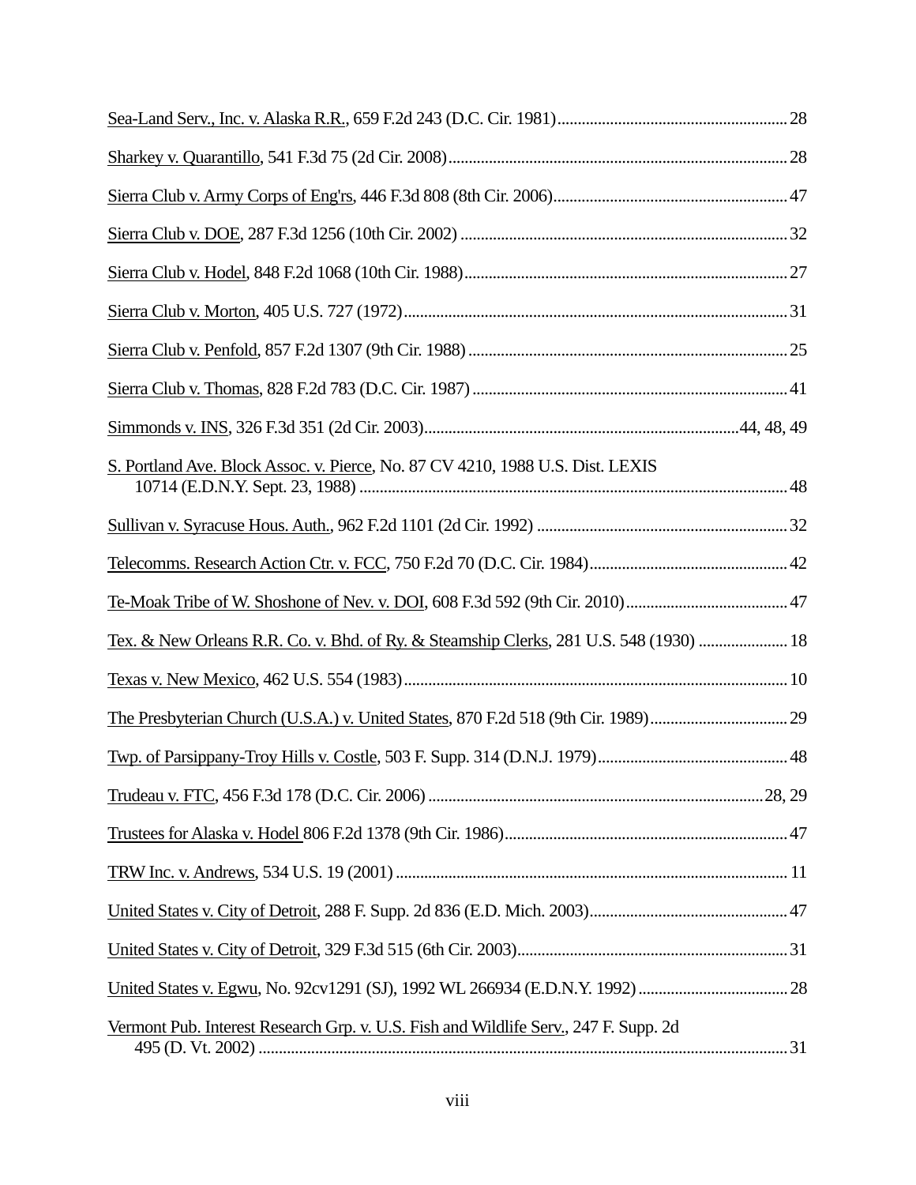Sea-Land Serv., Inc. v. Alaska R.R., 659 F.2d 243 (D.C. Cir. 1981) ........................................................ 28

Sharkey v. Quarantillo, 541 F.3d 75 (2d Cir. 2008) ................................................................................... 28

Sierra Club v. Army Corps of Eng'rs, 446 F.3d 808 (8th Cir. 2006) ......................................................... 47

Sierra Club v. DOE, 287 F.3d 1256 (10th Cir. 2002) ................................................................................. 32

Sierra Club v. Hodel, 848 F.2d 1068 (10th Cir. 1988) ............................................................................... 27

Sierra Club v. Morton, 405 U.S. 727 (1972) ............................................................................................. 31

Sierra Club v. Penfold, 857 F.2d 1307 (9th Cir. 1988) .............................................................................. 25

Sierra Club v. Thomas, 828 F.2d 783 (D.C. Cir. 1987) ............................................................................. 41

Simmonds v. INS, 326 F.3d 351 (2d Cir. 2003) ............................................................................ 44, 48, 49

S. Portland Ave. Block Assoc. v. Pierce, No. 87 CV 4210, 1988 U.S. Dist. LEXIS 10714 (E.D.N.Y. Sept. 23, 1988) ........................................................................................................ 48

Sullivan v. Syracuse Hous. Auth., 962 F.2d 1101 (2d Cir. 1992) ............................................................. 32

Telecomms. Research Action Ctr. v. FCC, 750 F.2d 70 (D.C. Cir. 1984) ................................................ 42

Te-Moak Tribe of W. Shoshone of Nev. v. DOI, 608 F.3d 592 (9th Cir. 2010) ........................................ 47

Tex. & New Orleans R.R. Co. v. Bhd. of Ry. & Steamship Clerks, 281 U.S. 548 (1930) ...................... 18

Texas v. New Mexico, 462 U.S. 554 (1983) .............................................................................................. 10

The Presbyterian Church (U.S.A.) v. United States, 870 F.2d 518 (9th Cir. 1989) .................................. 29

Twp. of Parsippany-Troy Hills v. Costle, 503 F. Supp. 314 (D.N.J. 1979) .............................................. 48

Trudeau v. FTC, 456 F.3d 178 (D.C. Cir. 2006) ................................................................................. 28, 29

Trustees for Alaska v. Hodel 806 F.2d 1378 (9th Cir. 1986) ..................................................................... 47

TRW Inc. v. Andrews, 534 U.S. 19 (2001) ................................................................................................ 11

United States v. City of Detroit, 288 F. Supp. 2d 836 (E.D. Mich. 2003) ................................................. 47

United States v. City of Detroit, 329 F.3d 515 (6th Cir. 2003) .................................................................. 31

United States v. Egwu, No. 92cv1291 (SJ), 1992 WL 266934 (E.D.N.Y. 1992) ..................................... 28

Vermont Pub. Interest Research Grp. v. U.S. Fish and Wildlife Serv., 247 F. Supp. 2d 495 (D. Vt. 2002) .................................................................................................................. 31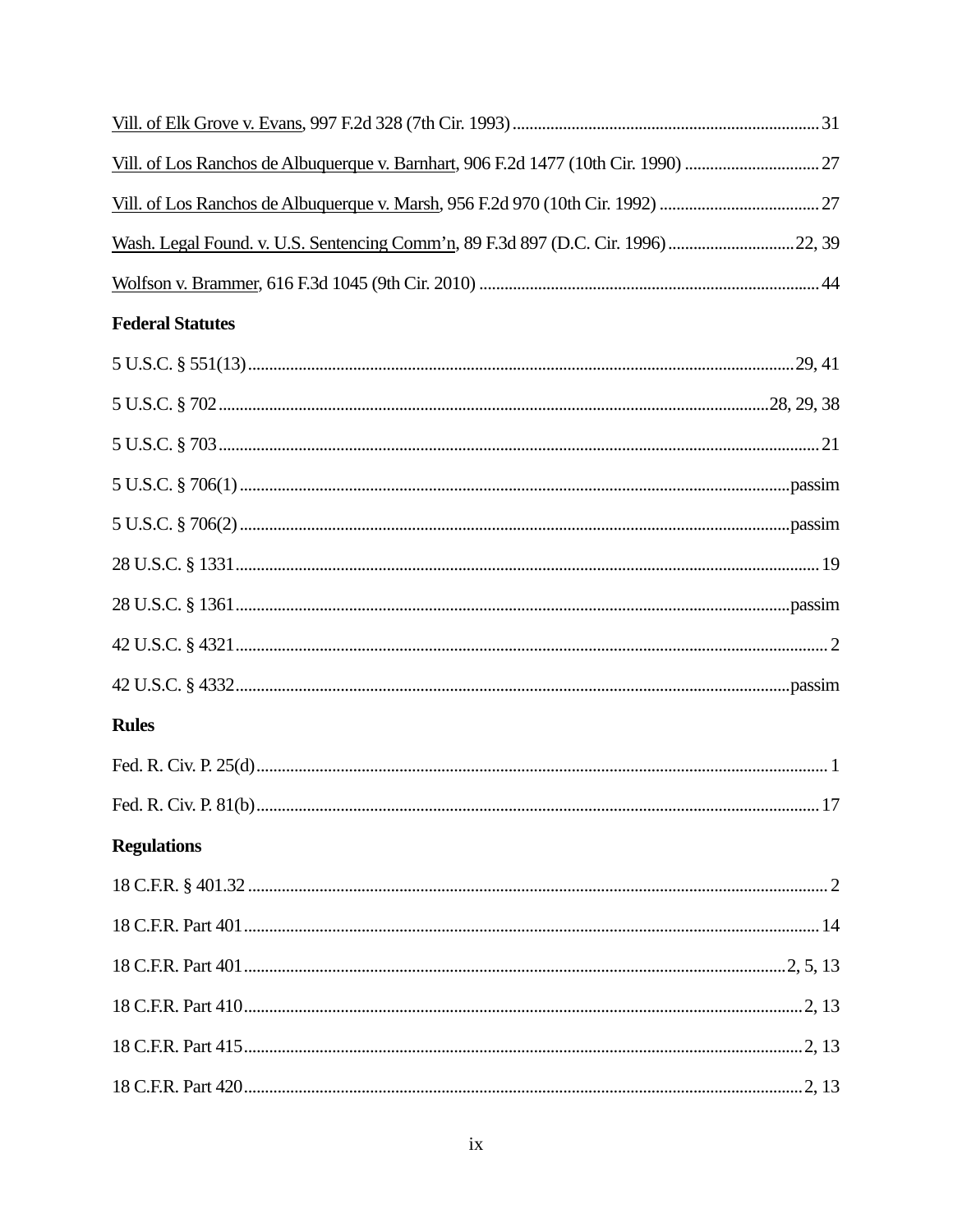Vill. of Elk Grove v. Evans, 997 F.2d 328 (7th Cir. 1993) ........................................................................ 31

Vill. of Los Ranchos de Albuquerque v. Barnhart, 906 F.2d 1477 (10th Cir. 1990) ................................ 27

Vill. of Los Ranchos de Albuquerque v. Marsh, 956 F.2d 970 (10th Cir. 1992) ...................................... 27

Wash. Legal Found. v. U.S. Sentencing Comm'n, 89 F.3d 897 (D.C. Cir. 1996) .............................. 22, 39

Wolfson v. Brammer, 616 F.3d 1045 (9th Cir. 2010) ................................................................................ 44

**Federal Statutes**

5 U.S.C. § 551(13) ................................................................................................................................ 29, 41

5 U.S.C. § 702 ................................................................................................................................ 28, 29, 38

5 U.S.C. § 703 ............................................................................................................................................ 21

5 U.S.C. § 706(1) ................................................................................................................................ passim

5 U.S.C. § 706(2) ................................................................................................................................ passim

28 U.S.C. § 1331 ........................................................................................................................................ 19

28 U.S.C. § 1361 ................................................................................................................................ passim

42 U.S.C. § 4321 .......................................................................................................................................... 2

42 U.S.C. § 4332 ................................................................................................................................ passim

**Rules**

Fed. R. Civ. P. 25(d) ...................................................................................................................................... 1

Fed. R. Civ. P. 81(b) .................................................................................................................................... 17

**Regulations**

18 C.F.R. § 401.32 ........................................................................................................................................ 2

18 C.F.R. Part 401 ...................................................................................................................................... 14

18 C.F.R. Part 401 ............................................................................................................................. 2, 5, 13

18 C.F.R. Part 410 .................................................................................................................................. 2, 13

18 C.F.R. Part 415 .................................................................................................................................. 2, 13

18 C.F.R. Part 420 .................................................................................................................................. 2, 13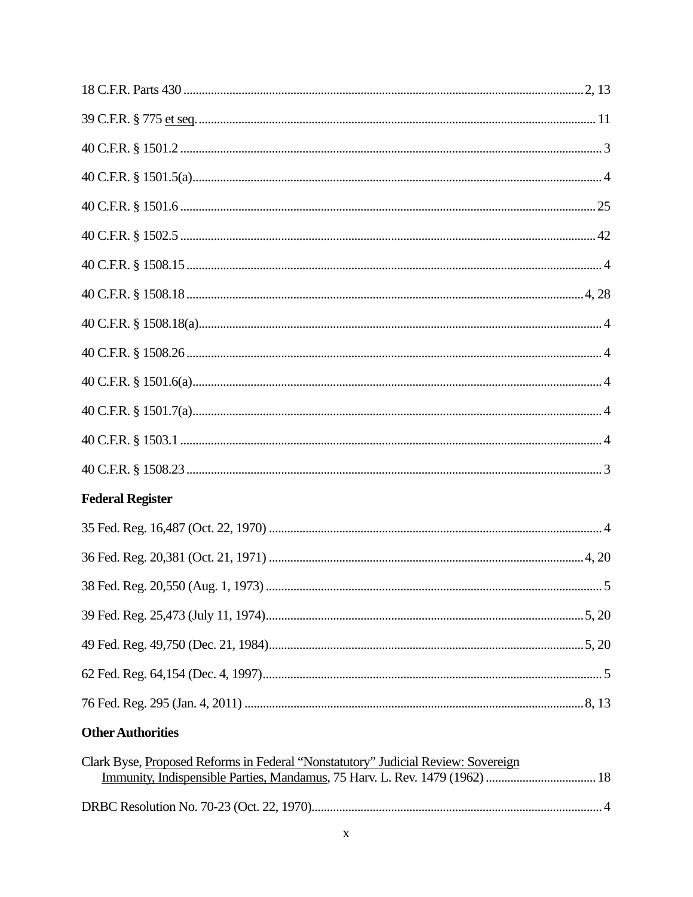18 C.F.R. Parts 430 .......... 2, 13

39 C.F.R. § 775 et seq. .......... 11

40 C.F.R. § 1501.2 .......... 3

40 C.F.R. § 1501.5(a) .......... 4

40 C.F.R. § 1501.6 .......... 25

40 C.F.R. § 1502.5 .......... 42

40 C.F.R. § 1508.15 .......... 4

40 C.F.R. § 1508.18 .......... 4, 28

40 C.F.R. § 1508.18(a) .......... 4

40 C.F.R. § 1508.26 .......... 4

40 C.F.R. § 1501.6(a) .......... 4

40 C.F.R. § 1501.7(a) .......... 4

40 C.F.R. § 1503.1 .......... 4

40 C.F.R. § 1508.23 .......... 3

**Federal Register**

35 Fed. Reg. 16,487 (Oct. 22, 1970) .......... 4

36 Fed. Reg. 20,381 (Oct. 21, 1971) .......... 4, 20

38 Fed. Reg. 20,550 (Aug. 1, 1973) .......... 5

39 Fed. Reg. 25,473 (July 11, 1974) .......... 5, 20

49 Fed. Reg. 49,750 (Dec. 21, 1984) .......... 5, 20

62 Fed. Reg. 64,154 (Dec. 4, 1997) .......... 5

76 Fed. Reg. 295 (Jan. 4, 2011) .......... 8, 13

**Other Authorities**

Clark Byse, Proposed Reforms in Federal "Nonstatutory" Judicial Review: Sovereign Immunity, Indispensible Parties, Mandamus, 75 Harv. L. Rev. 1479 (1962) .......... 18

DRBC Resolution No. 70-23 (Oct. 22, 1970) .......... 4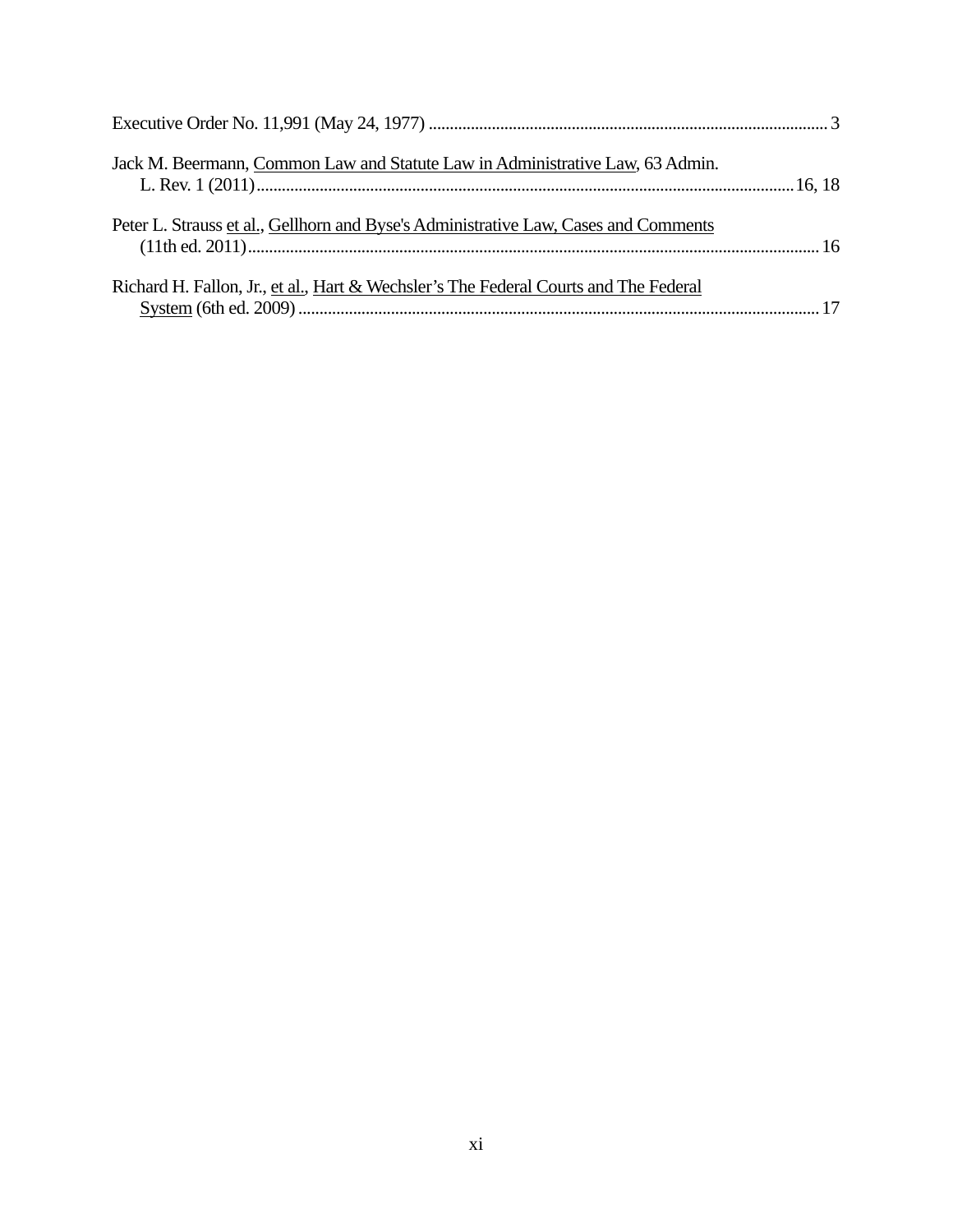Executive Order No. 11,991 (May 24, 1977) .............................................................................................. 3

Jack M. Beermann, Common Law and Statute Law in Administrative Law, 63 Admin. L. Rev. 1 (2011).............................................................................................................................16, 18

Peter L. Strauss et al., Gellhorn and Byse's Administrative Law, Cases and Comments (11th ed. 2011)....................................................................................................................................... 16

Richard H. Fallon, Jr., et al., Hart & Wechsler's The Federal Courts and The Federal System (6th ed. 2009)........................................................................................................................... 17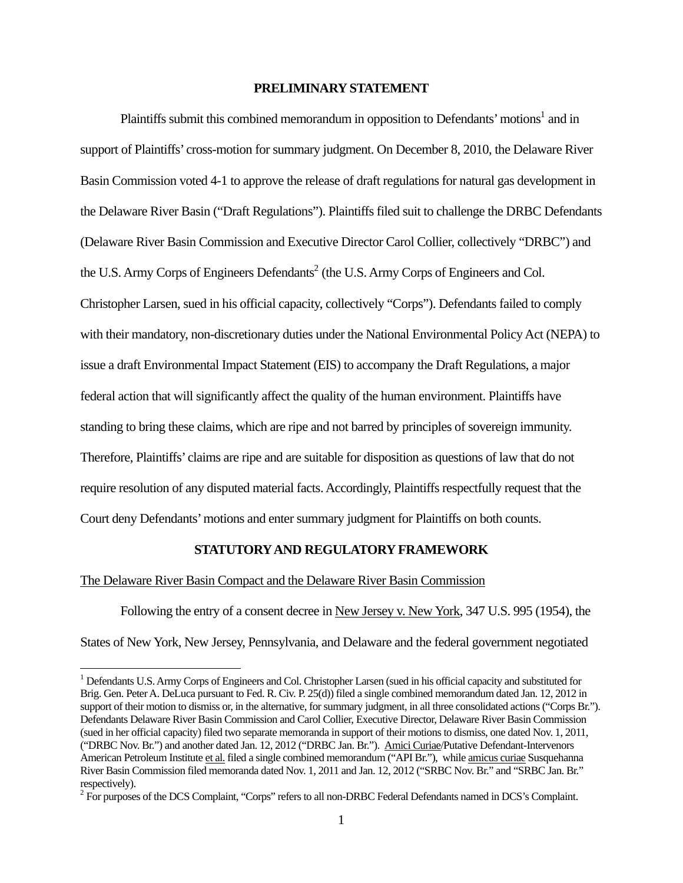## PRELIMINARY STATEMENT

Plaintiffs submit this combined memorandum in opposition to Defendants' motions[1] and in support of Plaintiffs' cross-motion for summary judgment. On December 8, 2010, the Delaware River Basin Commission voted 4-1 to approve the release of draft regulations for natural gas development in the Delaware River Basin ("Draft Regulations"). Plaintiffs filed suit to challenge the DRBC Defendants (Delaware River Basin Commission and Executive Director Carol Collier, collectively "DRBC") and the U.S. Army Corps of Engineers Defendants[2] (the U.S. Army Corps of Engineers and Col. Christopher Larsen, sued in his official capacity, collectively "Corps"). Defendants failed to comply with their mandatory, non-discretionary duties under the National Environmental Policy Act (NEPA) to issue a draft Environmental Impact Statement (EIS) to accompany the Draft Regulations, a major federal action that will significantly affect the quality of the human environment. Plaintiffs have standing to bring these claims, which are ripe and not barred by principles of sovereign immunity. Therefore, Plaintiffs' claims are ripe and are suitable for disposition as questions of law that do not require resolution of any disputed material facts. Accordingly, Plaintiffs respectfully request that the Court deny Defendants' motions and enter summary judgment for Plaintiffs on both counts.

## STATUTORY AND REGULATORY FRAMEWORK

The Delaware River Basin Compact and the Delaware River Basin Commission

Following the entry of a consent decree in New Jersey v. New York, 347 U.S. 995 (1954), the States of New York, New Jersey, Pennsylvania, and Delaware and the federal government negotiated

---

[1] Defendants U.S. Army Corps of Engineers and Col. Christopher Larsen (sued in his official capacity and substituted for Brig. Gen. Peter A. DeLuca pursuant to Fed. R. Civ. P. 25(d)) filed a single combined memorandum dated Jan. 12, 2012 in support of their motion to dismiss or, in the alternative, for summary judgment, in all three consolidated actions ("Corps Br."). Defendants Delaware River Basin Commission and Carol Collier, Executive Director, Delaware River Basin Commission (sued in her official capacity) filed two separate memoranda in support of their motions to dismiss, one dated Nov. 1, 2011, ("DRBC Nov. Br.") and another dated Jan. 12, 2012 ("DRBC Jan. Br."). Amici Curiae/Putative Defendant-Intervenors American Petroleum Institute et al. filed a single combined memorandum ("API Br."), while amicus curiae Susquehanna River Basin Commission filed memoranda dated Nov. 1, 2011 and Jan. 12, 2012 ("SRBC Nov. Br." and "SRBC Jan. Br." respectively).

[2] For purposes of the DCS Complaint, "Corps" refers to all non-DRBC Federal Defendants named in DCS's Complaint.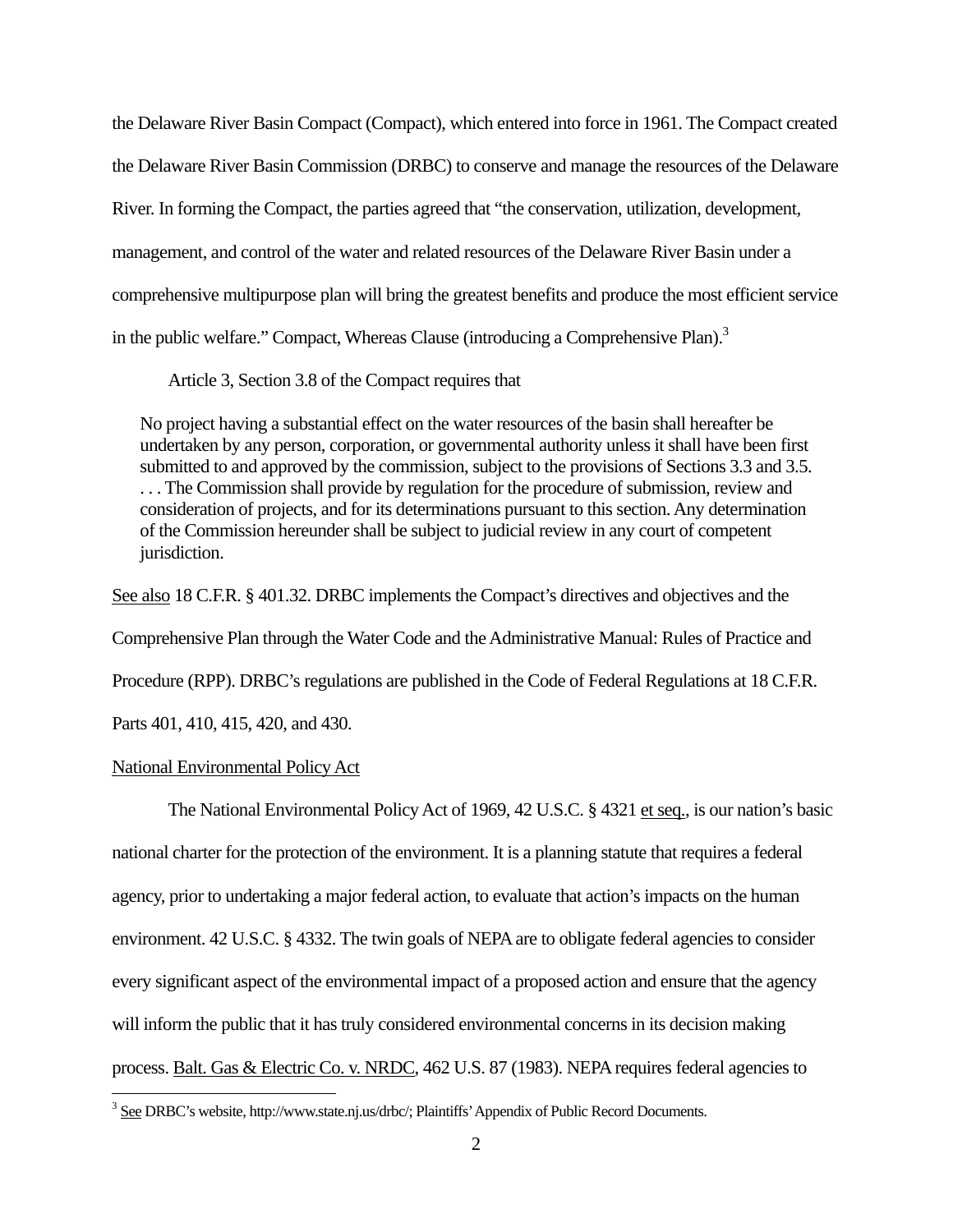the Delaware River Basin Compact (Compact), which entered into force in 1961. The Compact created the Delaware River Basin Commission (DRBC) to conserve and manage the resources of the Delaware River. In forming the Compact, the parties agreed that "the conservation, utilization, development, management, and control of the water and related resources of the Delaware River Basin under a comprehensive multipurpose plan will bring the greatest benefits and produce the most efficient service in the public welfare." Compact, Whereas Clause (introducing a Comprehensive Plan).[3]

Article 3, Section 3.8 of the Compact requires that

> No project having a substantial effect on the water resources of the basin shall hereafter be undertaken by any person, corporation, or governmental authority unless it shall have been first submitted to and approved by the commission, subject to the provisions of Sections 3.3 and 3.5. . . . The Commission shall provide by regulation for the procedure of submission, review and consideration of projects, and for its determinations pursuant to this section. Any determination of the Commission hereunder shall be subject to judicial review in any court of competent jurisdiction.

See also 18 C.F.R. § 401.32. DRBC implements the Compact's directives and objectives and the Comprehensive Plan through the Water Code and the Administrative Manual: Rules of Practice and Procedure (RPP). DRBC's regulations are published in the Code of Federal Regulations at 18 C.F.R. Parts 401, 410, 415, 420, and 430.

National Environmental Policy Act

The National Environmental Policy Act of 1969, 42 U.S.C. § 4321 et seq., is our nation's basic national charter for the protection of the environment. It is a planning statute that requires a federal agency, prior to undertaking a major federal action, to evaluate that action's impacts on the human environment. 42 U.S.C. § 4332. The twin goals of NEPA are to obligate federal agencies to consider every significant aspect of the environmental impact of a proposed action and ensure that the agency will inform the public that it has truly considered environmental concerns in its decision making process. Balt. Gas & Electric Co. v. NRDC, 462 U.S. 87 (1983). NEPA requires federal agencies to

[3] See DRBC's website, http://www.state.nj.us/drbc/; Plaintiffs' Appendix of Public Record Documents.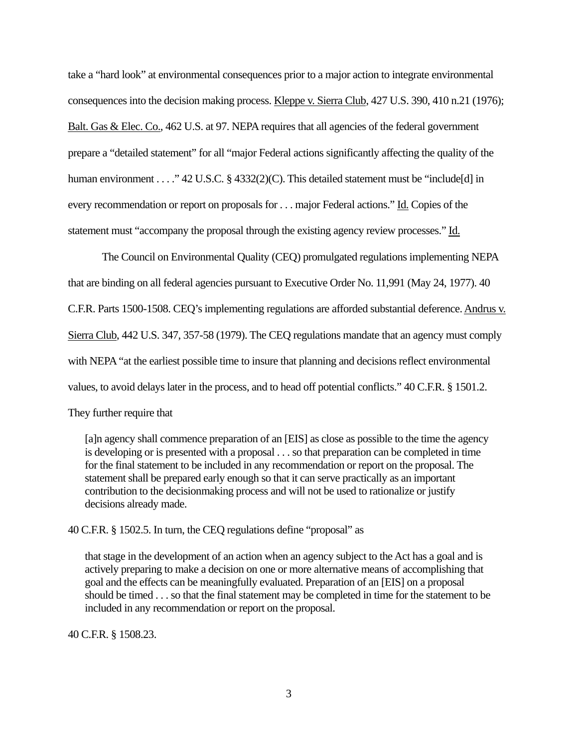take a "hard look" at environmental consequences prior to a major action to integrate environmental consequences into the decision making process. Kleppe v. Sierra Club, 427 U.S. 390, 410 n.21 (1976); Balt. Gas & Elec. Co., 462 U.S. at 97. NEPA requires that all agencies of the federal government prepare a "detailed statement" for all "major Federal actions significantly affecting the quality of the human environment . . . ." 42 U.S.C. § 4332(2)(C). This detailed statement must be "include[d] in every recommendation or report on proposals for . . . major Federal actions." Id. Copies of the statement must "accompany the proposal through the existing agency review processes." Id.

The Council on Environmental Quality (CEQ) promulgated regulations implementing NEPA that are binding on all federal agencies pursuant to Executive Order No. 11,991 (May 24, 1977). 40 C.F.R. Parts 1500-1508. CEQ's implementing regulations are afforded substantial deference. Andrus v. Sierra Club, 442 U.S. 347, 357-58 (1979). The CEQ regulations mandate that an agency must comply with NEPA "at the earliest possible time to insure that planning and decisions reflect environmental values, to avoid delays later in the process, and to head off potential conflicts." 40 C.F.R. § 1501.2. They further require that

> [a]n agency shall commence preparation of an [EIS] as close as possible to the time the agency is developing or is presented with a proposal . . . so that preparation can be completed in time for the final statement to be included in any recommendation or report on the proposal. The statement shall be prepared early enough so that it can serve practically as an important contribution to the decisionmaking process and will not be used to rationalize or justify decisions already made.

40 C.F.R. § 1502.5. In turn, the CEQ regulations define "proposal" as

> that stage in the development of an action when an agency subject to the Act has a goal and is actively preparing to make a decision on one or more alternative means of accomplishing that goal and the effects can be meaningfully evaluated. Preparation of an [EIS] on a proposal should be timed . . . so that the final statement may be completed in time for the statement to be included in any recommendation or report on the proposal.

40 C.F.R. § 1508.23.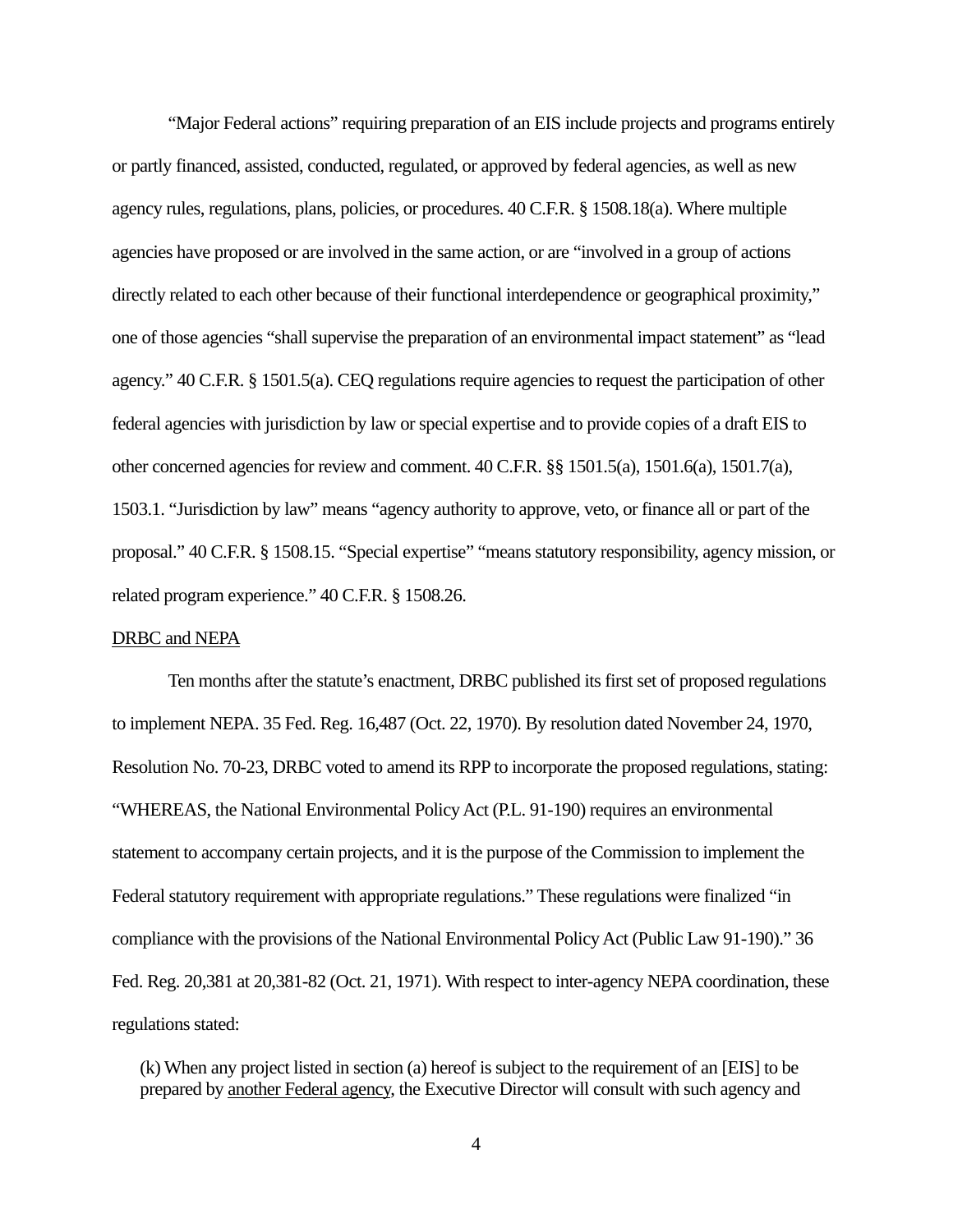"Major Federal actions" requiring preparation of an EIS include projects and programs entirely or partly financed, assisted, conducted, regulated, or approved by federal agencies, as well as new agency rules, regulations, plans, policies, or procedures. 40 C.F.R. § 1508.18(a). Where multiple agencies have proposed or are involved in the same action, or are "involved in a group of actions directly related to each other because of their functional interdependence or geographical proximity," one of those agencies "shall supervise the preparation of an environmental impact statement" as "lead agency." 40 C.F.R. § 1501.5(a). CEQ regulations require agencies to request the participation of other federal agencies with jurisdiction by law or special expertise and to provide copies of a draft EIS to other concerned agencies for review and comment. 40 C.F.R. §§ 1501.5(a), 1501.6(a), 1501.7(a), 1503.1. "Jurisdiction by law" means "agency authority to approve, veto, or finance all or part of the proposal." 40 C.F.R. § 1508.15. "Special expertise" "means statutory responsibility, agency mission, or related program experience." 40 C.F.R. § 1508.26.

<u>DRBC and NEPA</u>

Ten months after the statute's enactment, DRBC published its first set of proposed regulations to implement NEPA. 35 Fed. Reg. 16,487 (Oct. 22, 1970). By resolution dated November 24, 1970, Resolution No. 70-23, DRBC voted to amend its RPP to incorporate the proposed regulations, stating: "WHEREAS, the National Environmental Policy Act (P.L. 91-190) requires an environmental statement to accompany certain projects, and it is the purpose of the Commission to implement the Federal statutory requirement with appropriate regulations." These regulations were finalized "in compliance with the provisions of the National Environmental Policy Act (Public Law 91-190)." 36 Fed. Reg. 20,381 at 20,381-82 (Oct. 21, 1971). With respect to inter-agency NEPA coordination, these regulations stated:

> (k) When any project listed in section (a) hereof is subject to the requirement of an [EIS] to be prepared by <u>another Federal agency</u>, the Executive Director will consult with such agency and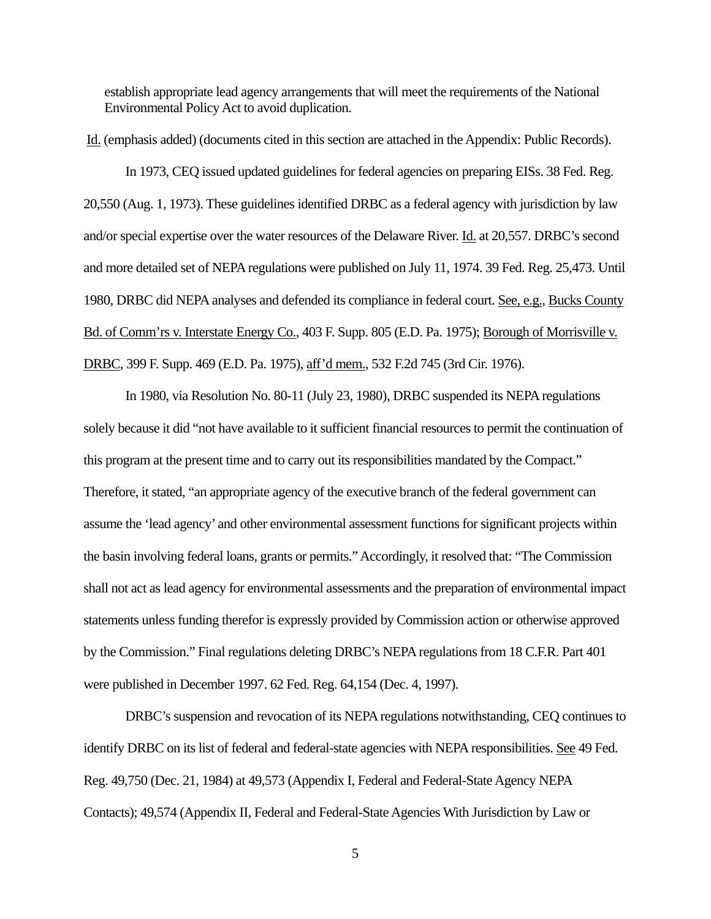establish appropriate lead agency arrangements that will meet the requirements of the National Environmental Policy Act to avoid duplication.

Id. (emphasis added) (documents cited in this section are attached in the Appendix: Public Records).

In 1973, CEQ issued updated guidelines for federal agencies on preparing EISs. 38 Fed. Reg. 20,550 (Aug. 1, 1973). These guidelines identified DRBC as a federal agency with jurisdiction by law and/or special expertise over the water resources of the Delaware River. Id. at 20,557. DRBC's second and more detailed set of NEPA regulations were published on July 11, 1974. 39 Fed. Reg. 25,473. Until 1980, DRBC did NEPA analyses and defended its compliance in federal court. See, e.g., Bucks County Bd. of Comm'rs v. Interstate Energy Co., 403 F. Supp. 805 (E.D. Pa. 1975); Borough of Morrisville v. DRBC, 399 F. Supp. 469 (E.D. Pa. 1975), aff'd mem., 532 F.2d 745 (3rd Cir. 1976).

In 1980, via Resolution No. 80-11 (July 23, 1980), DRBC suspended its NEPA regulations solely because it did "not have available to it sufficient financial resources to permit the continuation of this program at the present time and to carry out its responsibilities mandated by the Compact." Therefore, it stated, "an appropriate agency of the executive branch of the federal government can assume the 'lead agency' and other environmental assessment functions for significant projects within the basin involving federal loans, grants or permits." Accordingly, it resolved that: "The Commission shall not act as lead agency for environmental assessments and the preparation of environmental impact statements unless funding therefor is expressly provided by Commission action or otherwise approved by the Commission." Final regulations deleting DRBC's NEPA regulations from 18 C.F.R. Part 401 were published in December 1997. 62 Fed. Reg. 64,154 (Dec. 4, 1997).

DRBC's suspension and revocation of its NEPA regulations notwithstanding, CEQ continues to identify DRBC on its list of federal and federal-state agencies with NEPA responsibilities. See 49 Fed. Reg. 49,750 (Dec. 21, 1984) at 49,573 (Appendix I, Federal and Federal-State Agency NEPA Contacts); 49,574 (Appendix II, Federal and Federal-State Agencies With Jurisdiction by Law or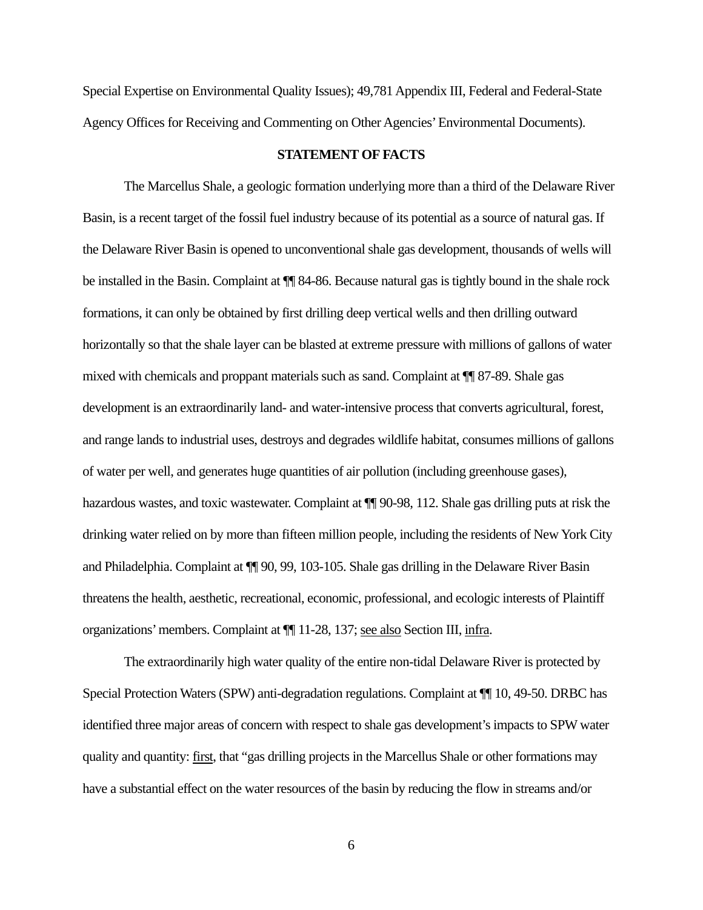Special Expertise on Environmental Quality Issues); 49,781 Appendix III, Federal and Federal-State Agency Offices for Receiving and Commenting on Other Agencies' Environmental Documents).

## STATEMENT OF FACTS

The Marcellus Shale, a geologic formation underlying more than a third of the Delaware River Basin, is a recent target of the fossil fuel industry because of its potential as a source of natural gas. If the Delaware River Basin is opened to unconventional shale gas development, thousands of wells will be installed in the Basin. Complaint at ¶¶ 84-86. Because natural gas is tightly bound in the shale rock formations, it can only be obtained by first drilling deep vertical wells and then drilling outward horizontally so that the shale layer can be blasted at extreme pressure with millions of gallons of water mixed with chemicals and proppant materials such as sand. Complaint at ¶¶ 87-89. Shale gas development is an extraordinarily land- and water-intensive process that converts agricultural, forest, and range lands to industrial uses, destroys and degrades wildlife habitat, consumes millions of gallons of water per well, and generates huge quantities of air pollution (including greenhouse gases), hazardous wastes, and toxic wastewater. Complaint at ¶¶ 90-98, 112. Shale gas drilling puts at risk the drinking water relied on by more than fifteen million people, including the residents of New York City and Philadelphia. Complaint at ¶¶ 90, 99, 103-105. Shale gas drilling in the Delaware River Basin threatens the health, aesthetic, recreational, economic, professional, and ecologic interests of Plaintiff organizations' members. Complaint at ¶¶ 11-28, 137; see also Section III, infra.

The extraordinarily high water quality of the entire non-tidal Delaware River is protected by Special Protection Waters (SPW) anti-degradation regulations. Complaint at ¶¶ 10, 49-50. DRBC has identified three major areas of concern with respect to shale gas development's impacts to SPW water quality and quantity: first, that "gas drilling projects in the Marcellus Shale or other formations may have a substantial effect on the water resources of the basin by reducing the flow in streams and/or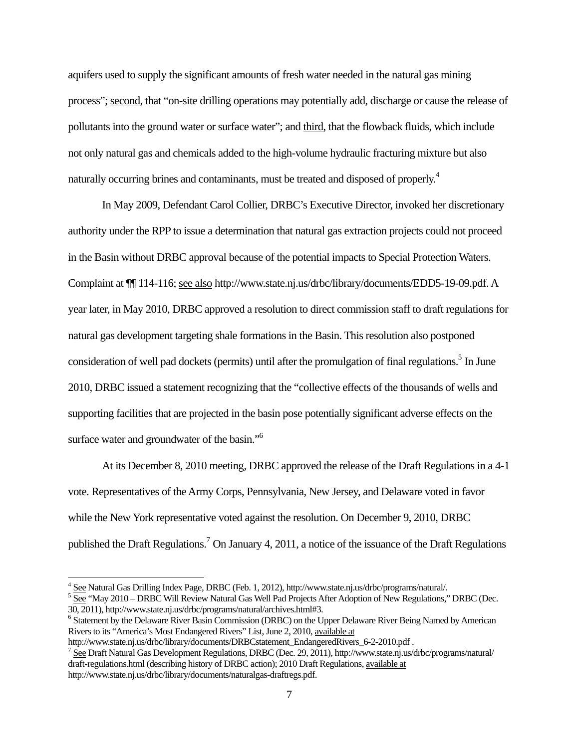aquifers used to supply the significant amounts of fresh water needed in the natural gas mining process"; second, that "on-site drilling operations may potentially add, discharge or cause the release of pollutants into the ground water or surface water"; and third, that the flowback fluids, which include not only natural gas and chemicals added to the high-volume hydraulic fracturing mixture but also naturally occurring brines and contaminants, must be treated and disposed of properly.[4]

In May 2009, Defendant Carol Collier, DRBC's Executive Director, invoked her discretionary authority under the RPP to issue a determination that natural gas extraction projects could not proceed in the Basin without DRBC approval because of the potential impacts to Special Protection Waters. Complaint at ¶¶ 114-116; see also http://www.state.nj.us/drbc/library/documents/EDD5-19-09.pdf. A year later, in May 2010, DRBC approved a resolution to direct commission staff to draft regulations for natural gas development targeting shale formations in the Basin. This resolution also postponed consideration of well pad dockets (permits) until after the promulgation of final regulations.[5] In June 2010, DRBC issued a statement recognizing that the "collective effects of the thousands of wells and supporting facilities that are projected in the basin pose potentially significant adverse effects on the surface water and groundwater of the basin."[6]

At its December 8, 2010 meeting, DRBC approved the release of the Draft Regulations in a 4-1 vote. Representatives of the Army Corps, Pennsylvania, New Jersey, and Delaware voted in favor while the New York representative voted against the resolution. On December 9, 2010, DRBC published the Draft Regulations.[7] On January 4, 2011, a notice of the issuance of the Draft Regulations

---

[4] See Natural Gas Drilling Index Page, DRBC (Feb. 1, 2012), http://www.state.nj.us/drbc/programs/natural/.

[5] See "May 2010 – DRBC Will Review Natural Gas Well Pad Projects After Adoption of New Regulations," DRBC (Dec. 30, 2011), http://www.state.nj.us/drbc/programs/natural/archives.html#3.

[6] Statement by the Delaware River Basin Commission (DRBC) on the Upper Delaware River Being Named by American Rivers to its "America's Most Endangered Rivers" List, June 2, 2010, available at http://www.state.nj.us/drbc/library/documents/DRBCstatement_EndangeredRivers_6-2-2010.pdf .

[7] See Draft Natural Gas Development Regulations, DRBC (Dec. 29, 2011), http://www.state.nj.us/drbc/programs/natural/draft-regulations.html (describing history of DRBC action); 2010 Draft Regulations, available at http://www.state.nj.us/drbc/library/documents/naturalgas-draftregs.pdf.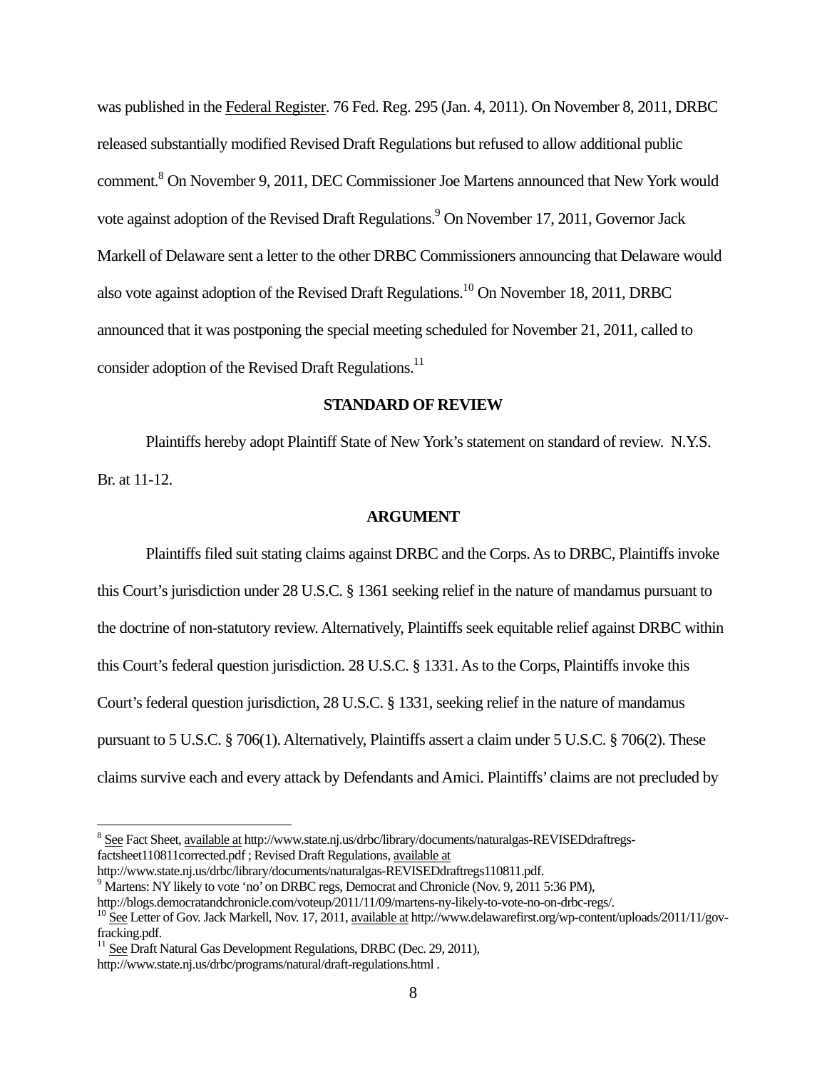was published in the Federal Register. 76 Fed. Reg. 295 (Jan. 4, 2011). On November 8, 2011, DRBC released substantially modified Revised Draft Regulations but refused to allow additional public comment.[8] On November 9, 2011, DEC Commissioner Joe Martens announced that New York would vote against adoption of the Revised Draft Regulations.[9] On November 17, 2011, Governor Jack Markell of Delaware sent a letter to the other DRBC Commissioners announcing that Delaware would also vote against adoption of the Revised Draft Regulations.[10] On November 18, 2011, DRBC announced that it was postponing the special meeting scheduled for November 21, 2011, called to consider adoption of the Revised Draft Regulations.[11]

## STANDARD OF REVIEW

Plaintiffs hereby adopt Plaintiff State of New York's statement on standard of review. N.Y.S. Br. at 11-12.

## ARGUMENT

Plaintiffs filed suit stating claims against DRBC and the Corps. As to DRBC, Plaintiffs invoke this Court's jurisdiction under 28 U.S.C. § 1361 seeking relief in the nature of mandamus pursuant to the doctrine of non-statutory review. Alternatively, Plaintiffs seek equitable relief against DRBC within this Court's federal question jurisdiction. 28 U.S.C. § 1331. As to the Corps, Plaintiffs invoke this Court's federal question jurisdiction, 28 U.S.C. § 1331, seeking relief in the nature of mandamus pursuant to 5 U.S.C. § 706(1). Alternatively, Plaintiffs assert a claim under 5 U.S.C. § 706(2). These claims survive each and every attack by Defendants and Amici. Plaintiffs' claims are not precluded by

---

[8] See Fact Sheet, available at http://www.state.nj.us/drbc/library/documents/naturalgas-REVISEDdraftregs-factsheet110811corrected.pdf ; Revised Draft Regulations, available at http://www.state.nj.us/drbc/library/documents/naturalgas-REVISEDdraftregs110811.pdf.

[9] Martens: NY likely to vote 'no' on DRBC regs, Democrat and Chronicle (Nov. 9, 2011 5:36 PM), http://blogs.democratandchronicle.com/voteup/2011/11/09/martens-ny-likely-to-vote-no-on-drbc-regs/.

[10] See Letter of Gov. Jack Markell, Nov. 17, 2011, available at http://www.delawarefirst.org/wp-content/uploads/2011/11/gov-fracking.pdf.

[11] See Draft Natural Gas Development Regulations, DRBC (Dec. 29, 2011), http://www.state.nj.us/drbc/programs/natural/draft-regulations.html .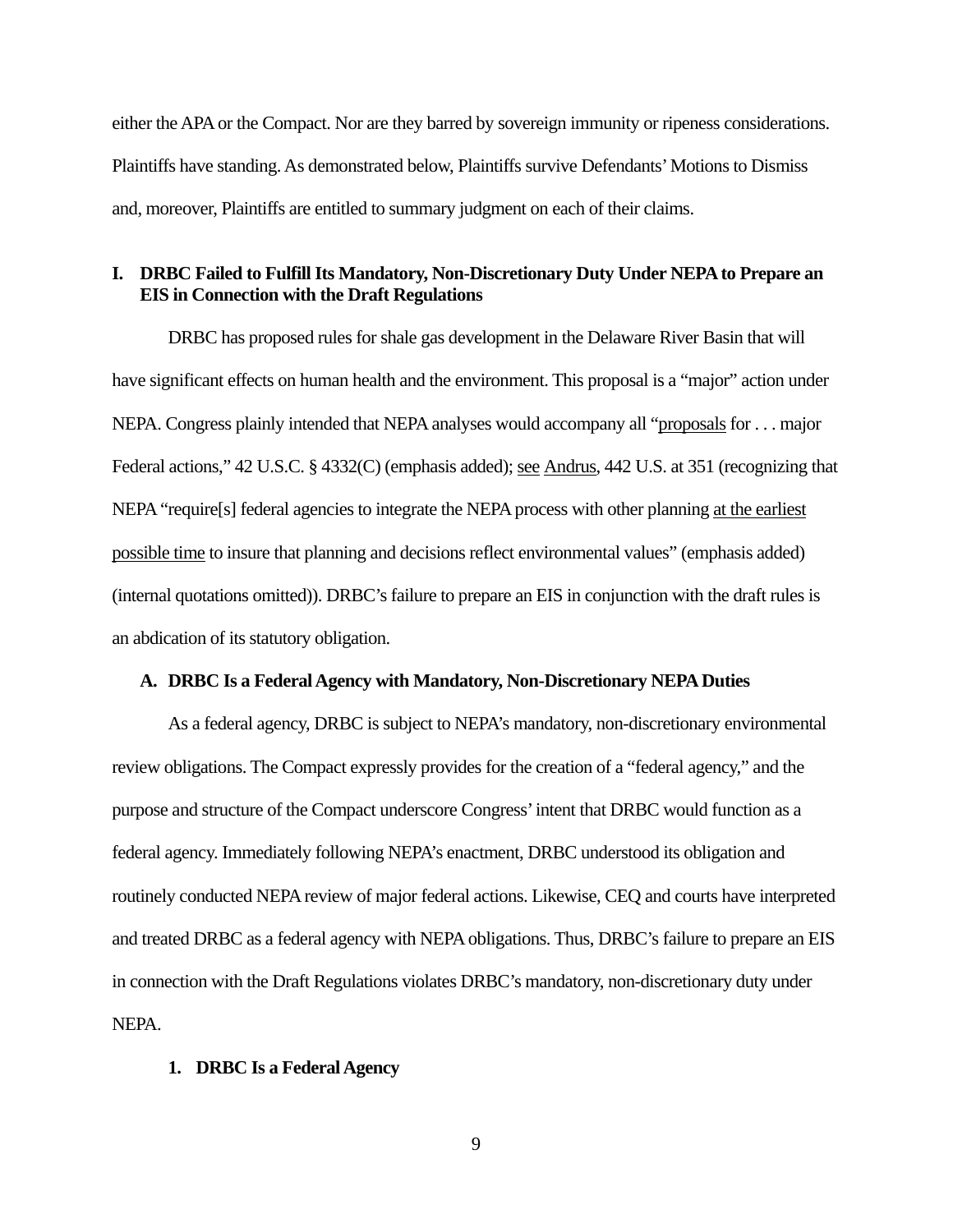either the APA or the Compact. Nor are they barred by sovereign immunity or ripeness considerations. Plaintiffs have standing. As demonstrated below, Plaintiffs survive Defendants' Motions to Dismiss and, moreover, Plaintiffs are entitled to summary judgment on each of their claims.

## I. DRBC Failed to Fulfill Its Mandatory, Non-Discretionary Duty Under NEPA to Prepare an EIS in Connection with the Draft Regulations

DRBC has proposed rules for shale gas development in the Delaware River Basin that will have significant effects on human health and the environment. This proposal is a "major" action under NEPA. Congress plainly intended that NEPA analyses would accompany all "proposals for . . . major Federal actions," 42 U.S.C. § 4332(C) (emphasis added); see Andrus, 442 U.S. at 351 (recognizing that NEPA "require[s] federal agencies to integrate the NEPA process with other planning at the earliest possible time to insure that planning and decisions reflect environmental values" (emphasis added) (internal quotations omitted)). DRBC's failure to prepare an EIS in conjunction with the draft rules is an abdication of its statutory obligation.

### A. DRBC Is a Federal Agency with Mandatory, Non-Discretionary NEPA Duties

As a federal agency, DRBC is subject to NEPA's mandatory, non-discretionary environmental review obligations. The Compact expressly provides for the creation of a "federal agency," and the purpose and structure of the Compact underscore Congress' intent that DRBC would function as a federal agency. Immediately following NEPA's enactment, DRBC understood its obligation and routinely conducted NEPA review of major federal actions. Likewise, CEQ and courts have interpreted and treated DRBC as a federal agency with NEPA obligations. Thus, DRBC's failure to prepare an EIS in connection with the Draft Regulations violates DRBC's mandatory, non-discretionary duty under NEPA.

#### 1. DRBC Is a Federal Agency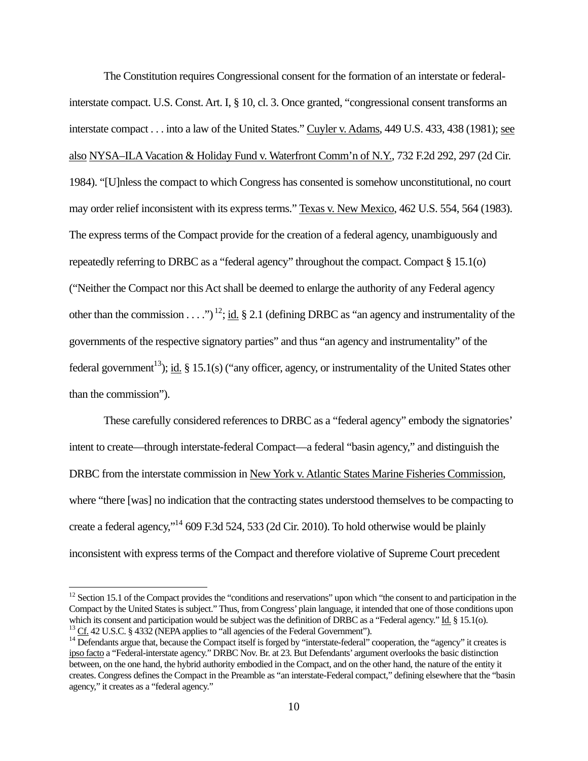The Constitution requires Congressional consent for the formation of an interstate or federal-interstate compact. U.S. Const. Art. I, § 10, cl. 3. Once granted, "congressional consent transforms an interstate compact . . . into a law of the United States." Cuyler v. Adams, 449 U.S. 433, 438 (1981); see also NYSA–ILA Vacation & Holiday Fund v. Waterfront Comm'n of N.Y., 732 F.2d 292, 297 (2d Cir. 1984). "[U]nless the compact to which Congress has consented is somehow unconstitutional, no court may order relief inconsistent with its express terms." Texas v. New Mexico, 462 U.S. 554, 564 (1983). The express terms of the Compact provide for the creation of a federal agency, unambiguously and repeatedly referring to DRBC as a "federal agency" throughout the compact. Compact § 15.1(o) ("Neither the Compact nor this Act shall be deemed to enlarge the authority of any Federal agency other than the commission . . . .")[12]; id. § 2.1 (defining DRBC as "an agency and instrumentality of the governments of the respective signatory parties" and thus "an agency and instrumentality" of the federal government[13]); id. § 15.1(s) ("any officer, agency, or instrumentality of the United States other than the commission").

These carefully considered references to DRBC as a "federal agency" embody the signatories' intent to create—through interstate-federal Compact—a federal "basin agency," and distinguish the DRBC from the interstate commission in New York v. Atlantic States Marine Fisheries Commission, where "there [was] no indication that the contracting states understood themselves to be compacting to create a federal agency,"[14] 609 F.3d 524, 533 (2d Cir. 2010). To hold otherwise would be plainly inconsistent with express terms of the Compact and therefore violative of Supreme Court precedent

---

[12] Section 15.1 of the Compact provides the "conditions and reservations" upon which "the consent to and participation in the Compact by the United States is subject." Thus, from Congress' plain language, it intended that one of those conditions upon which its consent and participation would be subject was the definition of DRBC as a "Federal agency." Id. § 15.1(o).

[13] Cf. 42 U.S.C. § 4332 (NEPA applies to "all agencies of the Federal Government").

[14] Defendants argue that, because the Compact itself is forged by "interstate-federal" cooperation, the "agency" it creates is ipso facto a "Federal-interstate agency." DRBC Nov. Br. at 23. But Defendants' argument overlooks the basic distinction between, on the one hand, the hybrid authority embodied in the Compact, and on the other hand, the nature of the entity it creates. Congress defines the Compact in the Preamble as "an interstate-Federal compact," defining elsewhere that the "basin agency," it creates as a "federal agency."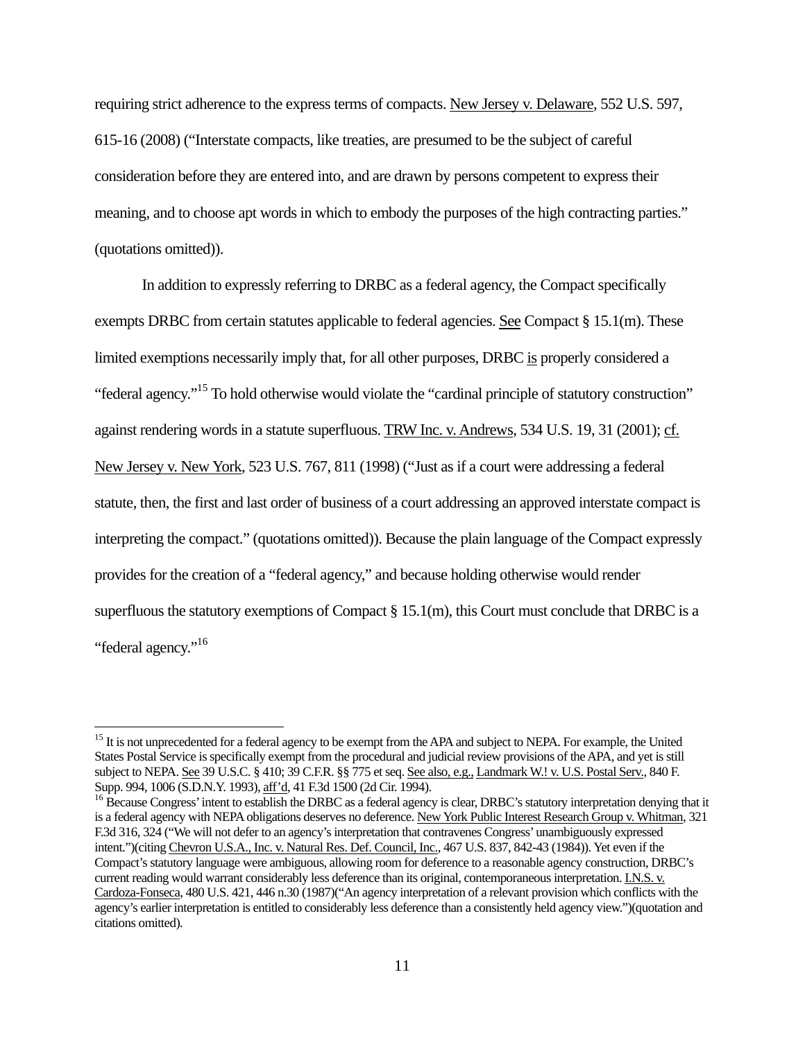requiring strict adherence to the express terms of compacts. New Jersey v. Delaware, 552 U.S. 597, 615-16 (2008) ("Interstate compacts, like treaties, are presumed to be the subject of careful consideration before they are entered into, and are drawn by persons competent to express their meaning, and to choose apt words in which to embody the purposes of the high contracting parties." (quotations omitted)).

In addition to expressly referring to DRBC as a federal agency, the Compact specifically exempts DRBC from certain statutes applicable to federal agencies. See Compact § 15.1(m). These limited exemptions necessarily imply that, for all other purposes, DRBC is properly considered a "federal agency."[15] To hold otherwise would violate the "cardinal principle of statutory construction" against rendering words in a statute superfluous. TRW Inc. v. Andrews, 534 U.S. 19, 31 (2001); cf. New Jersey v. New York, 523 U.S. 767, 811 (1998) ("Just as if a court were addressing a federal statute, then, the first and last order of business of a court addressing an approved interstate compact is interpreting the compact." (quotations omitted)). Because the plain language of the Compact expressly provides for the creation of a "federal agency," and because holding otherwise would render superfluous the statutory exemptions of Compact § 15.1(m), this Court must conclude that DRBC is a "federal agency."[16]

---

[15] It is not unprecedented for a federal agency to be exempt from the APA and subject to NEPA. For example, the United States Postal Service is specifically exempt from the procedural and judicial review provisions of the APA, and yet is still subject to NEPA. See 39 U.S.C. § 410; 39 C.F.R. §§ 775 et seq. See also, e.g., Landmark W.! v. U.S. Postal Serv., 840 F. Supp. 994, 1006 (S.D.N.Y. 1993), aff'd, 41 F.3d 1500 (2d Cir. 1994).

[16] Because Congress' intent to establish the DRBC as a federal agency is clear, DRBC's statutory interpretation denying that it is a federal agency with NEPA obligations deserves no deference. New York Public Interest Research Group v. Whitman, 321 F.3d 316, 324 ("We will not defer to an agency's interpretation that contravenes Congress' unambiguously expressed intent.")(citing Chevron U.S.A., Inc. v. Natural Res. Def. Council, Inc., 467 U.S. 837, 842-43 (1984)). Yet even if the Compact's statutory language were ambiguous, allowing room for deference to a reasonable agency construction, DRBC's current reading would warrant considerably less deference than its original, contemporaneous interpretation. I.N.S. v. Cardoza-Fonseca, 480 U.S. 421, 446 n.30 (1987)("An agency interpretation of a relevant provision which conflicts with the agency's earlier interpretation is entitled to considerably less deference than a consistently held agency view.")(quotation and citations omitted).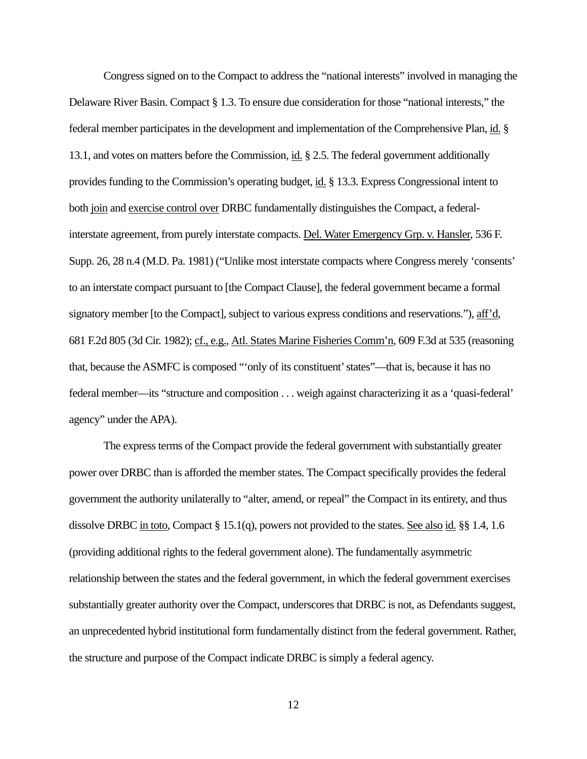Congress signed on to the Compact to address the "national interests" involved in managing the Delaware River Basin. Compact § 1.3. To ensure due consideration for those "national interests," the federal member participates in the development and implementation of the Comprehensive Plan, id. § 13.1, and votes on matters before the Commission, id. § 2.5. The federal government additionally provides funding to the Commission's operating budget, id. § 13.3. Express Congressional intent to both join and exercise control over DRBC fundamentally distinguishes the Compact, a federal-interstate agreement, from purely interstate compacts. Del. Water Emergency Grp. v. Hansler, 536 F. Supp. 26, 28 n.4 (M.D. Pa. 1981) ("Unlike most interstate compacts where Congress merely 'consents' to an interstate compact pursuant to [the Compact Clause], the federal government became a formal signatory member [to the Compact], subject to various express conditions and reservations."), aff'd, 681 F.2d 805 (3d Cir. 1982); cf., e.g., Atl. States Marine Fisheries Comm'n, 609 F.3d at 535 (reasoning that, because the ASMFC is composed "'only of its constituent' states"—that is, because it has no federal member—its "structure and composition . . . weigh against characterizing it as a 'quasi-federal' agency" under the APA).

The express terms of the Compact provide the federal government with substantially greater power over DRBC than is afforded the member states. The Compact specifically provides the federal government the authority unilaterally to "alter, amend, or repeal" the Compact in its entirety, and thus dissolve DRBC in toto, Compact § 15.1(q), powers not provided to the states. See also id. §§ 1.4, 1.6 (providing additional rights to the federal government alone). The fundamentally asymmetric relationship between the states and the federal government, in which the federal government exercises substantially greater authority over the Compact, underscores that DRBC is not, as Defendants suggest, an unprecedented hybrid institutional form fundamentally distinct from the federal government. Rather, the structure and purpose of the Compact indicate DRBC is simply a federal agency.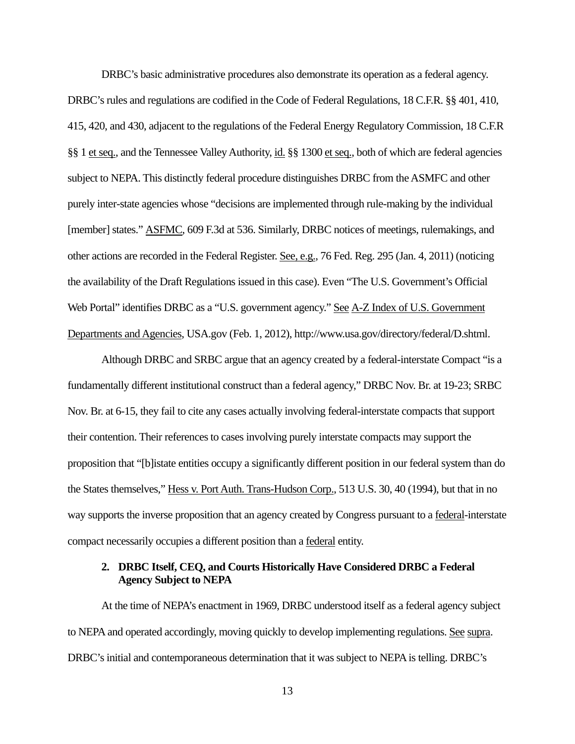DRBC's basic administrative procedures also demonstrate its operation as a federal agency. DRBC's rules and regulations are codified in the Code of Federal Regulations, 18 C.F.R. §§ 401, 410, 415, 420, and 430, adjacent to the regulations of the Federal Energy Regulatory Commission, 18 C.F.R §§ 1 et seq., and the Tennessee Valley Authority, id. §§ 1300 et seq., both of which are federal agencies subject to NEPA. This distinctly federal procedure distinguishes DRBC from the ASMFC and other purely inter-state agencies whose "decisions are implemented through rule-making by the individual [member] states." ASFMC, 609 F.3d at 536. Similarly, DRBC notices of meetings, rulemakings, and other actions are recorded in the Federal Register. See, e.g., 76 Fed. Reg. 295 (Jan. 4, 2011) (noticing the availability of the Draft Regulations issued in this case). Even "The U.S. Government's Official Web Portal" identifies DRBC as a "U.S. government agency." See A-Z Index of U.S. Government Departments and Agencies, USA.gov (Feb. 1, 2012), http://www.usa.gov/directory/federal/D.shtml.

Although DRBC and SRBC argue that an agency created by a federal-interstate Compact "is a fundamentally different institutional construct than a federal agency," DRBC Nov. Br. at 19-23; SRBC Nov. Br. at 6-15, they fail to cite any cases actually involving federal-interstate compacts that support their contention. Their references to cases involving purely interstate compacts may support the proposition that "[b]istate entities occupy a significantly different position in our federal system than do the States themselves," Hess v. Port Auth. Trans-Hudson Corp., 513 U.S. 30, 40 (1994), but that in no way supports the inverse proposition that an agency created by Congress pursuant to a federal-interstate compact necessarily occupies a different position than a federal entity.

#### 2. DRBC Itself, CEQ, and Courts Historically Have Considered DRBC a Federal Agency Subject to NEPA

At the time of NEPA's enactment in 1969, DRBC understood itself as a federal agency subject to NEPA and operated accordingly, moving quickly to develop implementing regulations. See supra. DRBC's initial and contemporaneous determination that it was subject to NEPA is telling. DRBC's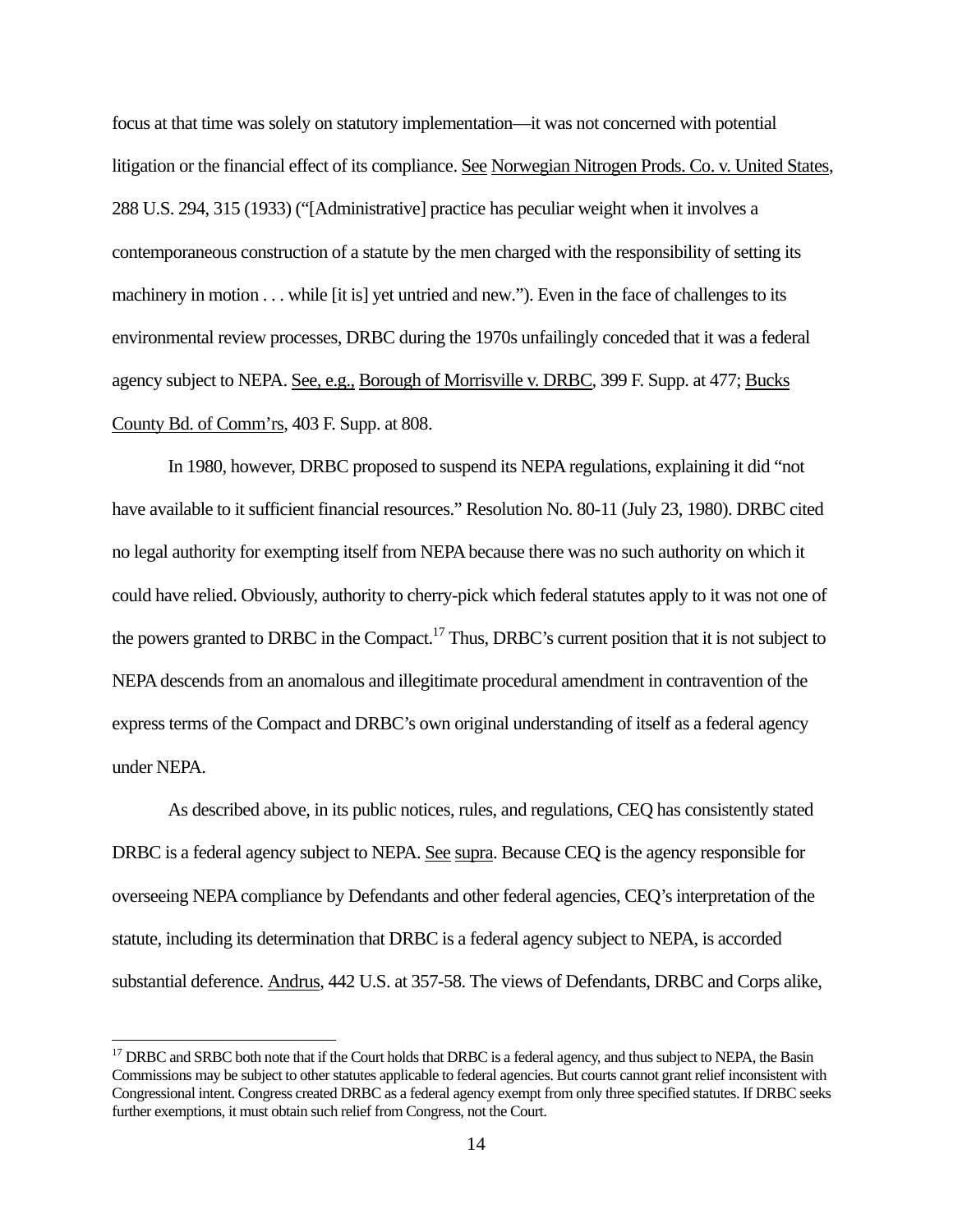focus at that time was solely on statutory implementation—it was not concerned with potential litigation or the financial effect of its compliance. See Norwegian Nitrogen Prods. Co. v. United States, 288 U.S. 294, 315 (1933) ("[Administrative] practice has peculiar weight when it involves a contemporaneous construction of a statute by the men charged with the responsibility of setting its machinery in motion . . . while [it is] yet untried and new."). Even in the face of challenges to its environmental review processes, DRBC during the 1970s unfailingly conceded that it was a federal agency subject to NEPA. See, e.g., Borough of Morrisville v. DRBC, 399 F. Supp. at 477; Bucks County Bd. of Comm'rs, 403 F. Supp. at 808.

In 1980, however, DRBC proposed to suspend its NEPA regulations, explaining it did "not have available to it sufficient financial resources." Resolution No. 80-11 (July 23, 1980). DRBC cited no legal authority for exempting itself from NEPA because there was no such authority on which it could have relied. Obviously, authority to cherry-pick which federal statutes apply to it was not one of the powers granted to DRBC in the Compact.[17] Thus, DRBC's current position that it is not subject to NEPA descends from an anomalous and illegitimate procedural amendment in contravention of the express terms of the Compact and DRBC's own original understanding of itself as a federal agency under NEPA.

As described above, in its public notices, rules, and regulations, CEQ has consistently stated DRBC is a federal agency subject to NEPA. See supra. Because CEQ is the agency responsible for overseeing NEPA compliance by Defendants and other federal agencies, CEQ's interpretation of the statute, including its determination that DRBC is a federal agency subject to NEPA, is accorded substantial deference. Andrus, 442 U.S. at 357-58. The views of Defendants, DRBC and Corps alike,

---

[17] DRBC and SRBC both note that if the Court holds that DRBC is a federal agency, and thus subject to NEPA, the Basin Commissions may be subject to other statutes applicable to federal agencies. But courts cannot grant relief inconsistent with Congressional intent. Congress created DRBC as a federal agency exempt from only three specified statutes. If DRBC seeks further exemptions, it must obtain such relief from Congress, not the Court.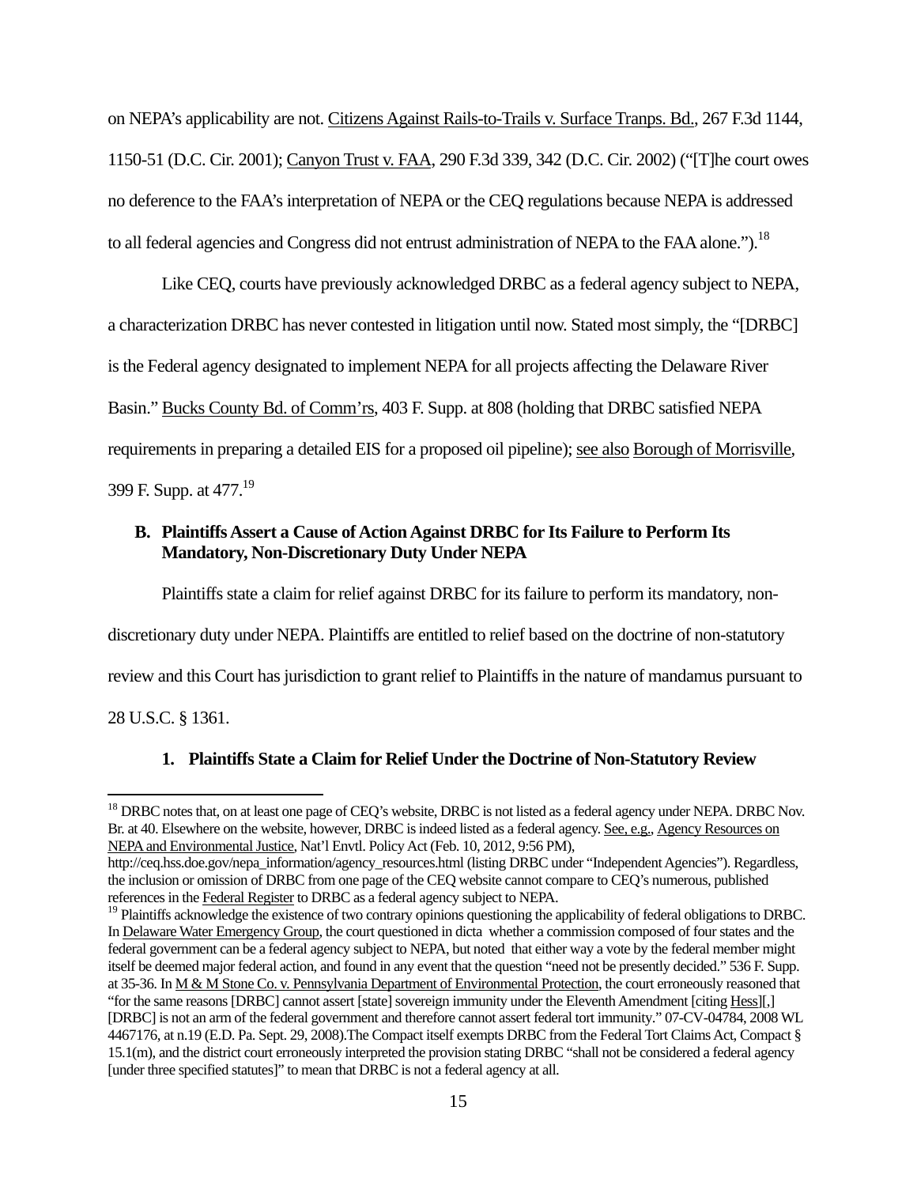on NEPA's applicability are not. Citizens Against Rails-to-Trails v. Surface Tranps. Bd., 267 F.3d 1144, 1150-51 (D.C. Cir. 2001); Canyon Trust v. FAA, 290 F.3d 339, 342 (D.C. Cir. 2002) ("[T]he court owes no deference to the FAA's interpretation of NEPA or the CEQ regulations because NEPA is addressed to all federal agencies and Congress did not entrust administration of NEPA to the FAA alone.").[18]

Like CEQ, courts have previously acknowledged DRBC as a federal agency subject to NEPA, a characterization DRBC has never contested in litigation until now. Stated most simply, the "[DRBC] is the Federal agency designated to implement NEPA for all projects affecting the Delaware River Basin." Bucks County Bd. of Comm'rs, 403 F. Supp. at 808 (holding that DRBC satisfied NEPA requirements in preparing a detailed EIS for a proposed oil pipeline); see also Borough of Morrisville, 399 F. Supp. at 477.[19]

### B. Plaintiffs Assert a Cause of Action Against DRBC for Its Failure to Perform Its Mandatory, Non-Discretionary Duty Under NEPA

Plaintiffs state a claim for relief against DRBC for its failure to perform its mandatory, non-discretionary duty under NEPA. Plaintiffs are entitled to relief based on the doctrine of non-statutory review and this Court has jurisdiction to grant relief to Plaintiffs in the nature of mandamus pursuant to 28 U.S.C. § 1361.

#### 1. Plaintiffs State a Claim for Relief Under the Doctrine of Non-Statutory Review

---

[18] DRBC notes that, on at least one page of CEQ's website, DRBC is not listed as a federal agency under NEPA. DRBC Nov. Br. at 40. Elsewhere on the website, however, DRBC is indeed listed as a federal agency. See, e.g., Agency Resources on NEPA and Environmental Justice, Nat'l Envtl. Policy Act (Feb. 10, 2012, 9:56 PM), http://ceq.hss.doe.gov/nepa_information/agency_resources.html (listing DRBC under "Independent Agencies"). Regardless, the inclusion or omission of DRBC from one page of the CEQ website cannot compare to CEQ's numerous, published references in the Federal Register to DRBC as a federal agency subject to NEPA.

[19] Plaintiffs acknowledge the existence of two contrary opinions questioning the applicability of federal obligations to DRBC. In Delaware Water Emergency Group, the court questioned in dicta whether a commission composed of four states and the federal government can be a federal agency subject to NEPA, but noted that either way a vote by the federal member might itself be deemed major federal action, and found in any event that the question "need not be presently decided." 536 F. Supp. at 35-36. In M & M Stone Co. v. Pennsylvania Department of Environmental Protection, the court erroneously reasoned that "for the same reasons [DRBC] cannot assert [state] sovereign immunity under the Eleventh Amendment [citing Hess][,] [DRBC] is not an arm of the federal government and therefore cannot assert federal tort immunity." 07-CV-04784, 2008 WL 4467176, at n.19 (E.D. Pa. Sept. 29, 2008).The Compact itself exempts DRBC from the Federal Tort Claims Act, Compact § 15.1(m), and the district court erroneously interpreted the provision stating DRBC "shall not be considered a federal agency [under three specified statutes]" to mean that DRBC is not a federal agency at all.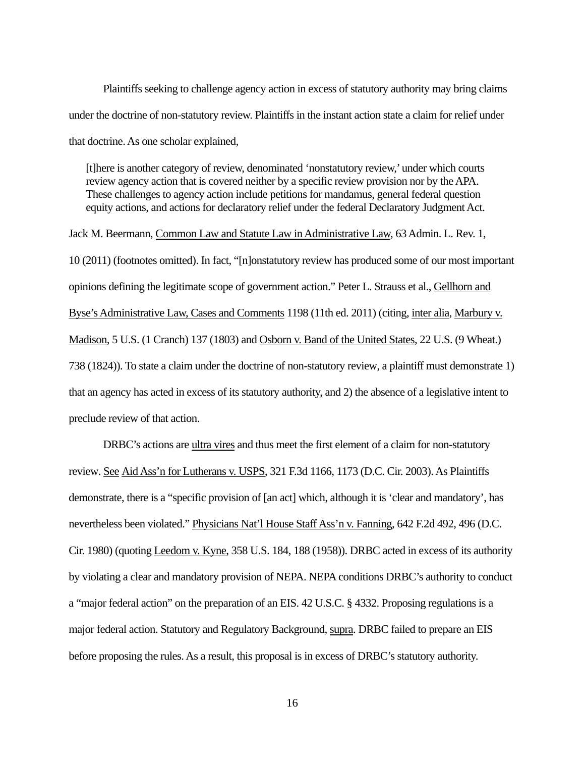Plaintiffs seeking to challenge agency action in excess of statutory authority may bring claims under the doctrine of non-statutory review. Plaintiffs in the instant action state a claim for relief under that doctrine. As one scholar explained,

> [t]here is another category of review, denominated 'nonstatutory review,' under which courts review agency action that is covered neither by a specific review provision nor by the APA. These challenges to agency action include petitions for mandamus, general federal question equity actions, and actions for declaratory relief under the federal Declaratory Judgment Act.

Jack M. Beermann, Common Law and Statute Law in Administrative Law, 63 Admin. L. Rev. 1, 10 (2011) (footnotes omitted). In fact, "[n]onstatutory review has produced some of our most important opinions defining the legitimate scope of government action." Peter L. Strauss et al., Gellhorn and Byse's Administrative Law, Cases and Comments 1198 (11th ed. 2011) (citing, inter alia, Marbury v. Madison, 5 U.S. (1 Cranch) 137 (1803) and Osborn v. Band of the United States, 22 U.S. (9 Wheat.) 738 (1824)). To state a claim under the doctrine of non-statutory review, a plaintiff must demonstrate 1) that an agency has acted in excess of its statutory authority, and 2) the absence of a legislative intent to preclude review of that action.

DRBC's actions are ultra vires and thus meet the first element of a claim for non-statutory review. See Aid Ass'n for Lutherans v. USPS, 321 F.3d 1166, 1173 (D.C. Cir. 2003). As Plaintiffs demonstrate, there is a "specific provision of [an act] which, although it is 'clear and mandatory', has nevertheless been violated." Physicians Nat'l House Staff Ass'n v. Fanning, 642 F.2d 492, 496 (D.C. Cir. 1980) (quoting Leedom v. Kyne, 358 U.S. 184, 188 (1958)). DRBC acted in excess of its authority by violating a clear and mandatory provision of NEPA. NEPA conditions DRBC's authority to conduct a "major federal action" on the preparation of an EIS. 42 U.S.C. § 4332. Proposing regulations is a major federal action. Statutory and Regulatory Background, supra. DRBC failed to prepare an EIS before proposing the rules. As a result, this proposal is in excess of DRBC's statutory authority.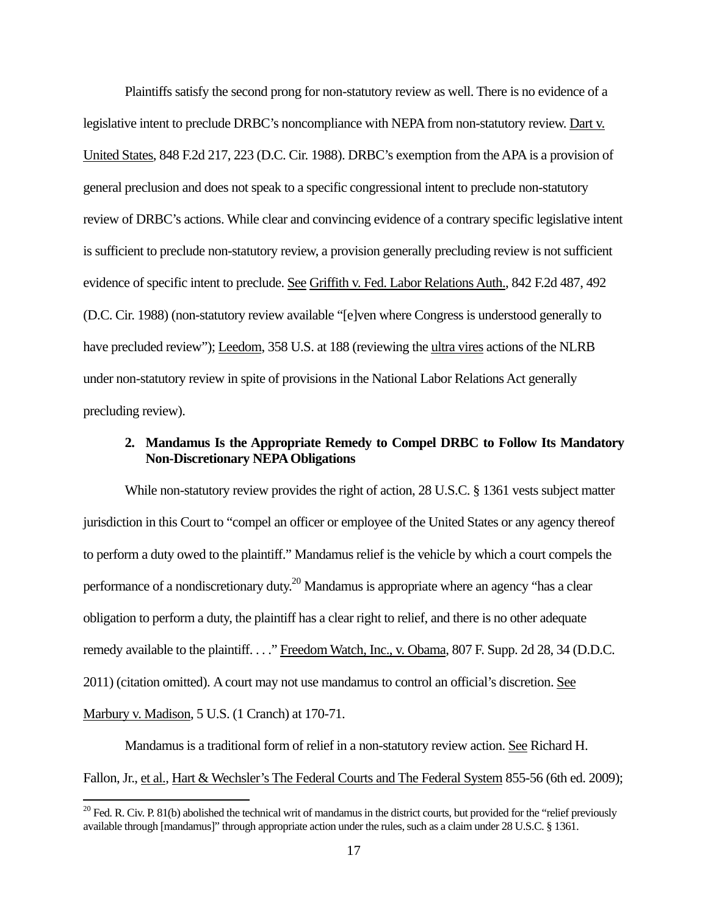Plaintiffs satisfy the second prong for non-statutory review as well. There is no evidence of a legislative intent to preclude DRBC's noncompliance with NEPA from non-statutory review. Dart v. United States, 848 F.2d 217, 223 (D.C. Cir. 1988). DRBC's exemption from the APA is a provision of general preclusion and does not speak to a specific congressional intent to preclude non-statutory review of DRBC's actions. While clear and convincing evidence of a contrary specific legislative intent is sufficient to preclude non-statutory review, a provision generally precluding review is not sufficient evidence of specific intent to preclude. See Griffith v. Fed. Labor Relations Auth., 842 F.2d 487, 492 (D.C. Cir. 1988) (non-statutory review available "[e]ven where Congress is understood generally to have precluded review"); Leedom, 358 U.S. at 188 (reviewing the ultra vires actions of the NLRB under non-statutory review in spite of provisions in the National Labor Relations Act generally precluding review).

### 2. Mandamus Is the Appropriate Remedy to Compel DRBC to Follow Its Mandatory Non-Discretionary NEPA Obligations

While non-statutory review provides the right of action, 28 U.S.C. § 1361 vests subject matter jurisdiction in this Court to "compel an officer or employee of the United States or any agency thereof to perform a duty owed to the plaintiff." Mandamus relief is the vehicle by which a court compels the performance of a nondiscretionary duty.[20] Mandamus is appropriate where an agency "has a clear obligation to perform a duty, the plaintiff has a clear right to relief, and there is no other adequate remedy available to the plaintiff. . . ." Freedom Watch, Inc., v. Obama, 807 F. Supp. 2d 28, 34 (D.D.C. 2011) (citation omitted). A court may not use mandamus to control an official's discretion. See Marbury v. Madison, 5 U.S. (1 Cranch) at 170-71.

Mandamus is a traditional form of relief in a non-statutory review action. See Richard H. Fallon, Jr., et al., Hart & Wechsler's The Federal Courts and The Federal System 855-56 (6th ed. 2009);

[20] Fed. R. Civ. P. 81(b) abolished the technical writ of mandamus in the district courts, but provided for the "relief previously available through [mandamus]" through appropriate action under the rules, such as a claim under 28 U.S.C. § 1361.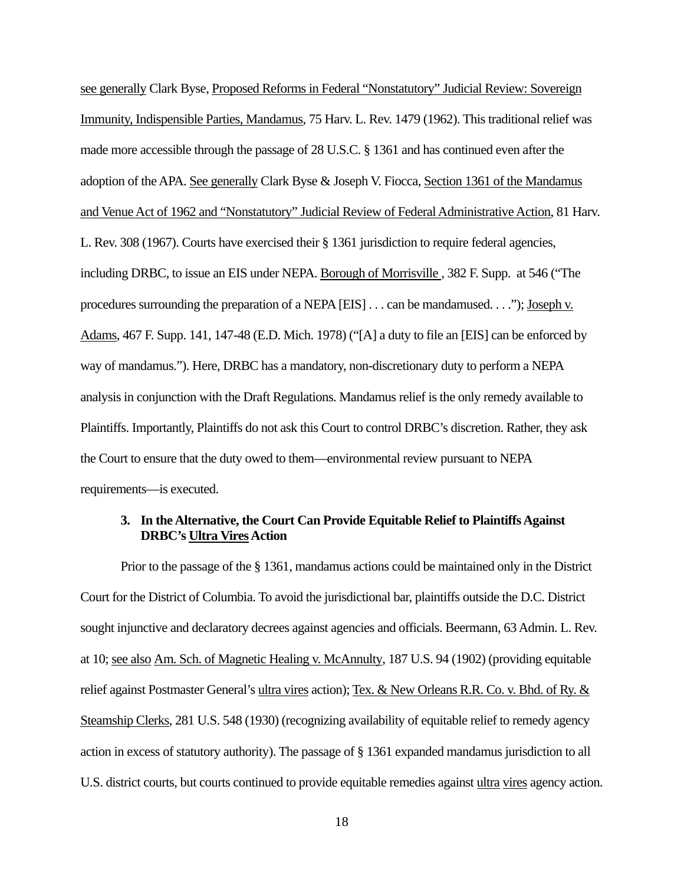see generally Clark Byse, Proposed Reforms in Federal "Nonstatutory" Judicial Review: Sovereign Immunity, Indispensible Parties, Mandamus, 75 Harv. L. Rev. 1479 (1962). This traditional relief was made more accessible through the passage of 28 U.S.C. § 1361 and has continued even after the adoption of the APA. See generally Clark Byse & Joseph V. Fiocca, Section 1361 of the Mandamus and Venue Act of 1962 and "Nonstatutory" Judicial Review of Federal Administrative Action, 81 Harv. L. Rev. 308 (1967). Courts have exercised their § 1361 jurisdiction to require federal agencies, including DRBC, to issue an EIS under NEPA. Borough of Morrisville , 382 F. Supp. at 546 ("The procedures surrounding the preparation of a NEPA [EIS] . . . can be mandamused. . . ."); Joseph v. Adams, 467 F. Supp. 141, 147-48 (E.D. Mich. 1978) ("[A] a duty to file an [EIS] can be enforced by way of mandamus."). Here, DRBC has a mandatory, non-discretionary duty to perform a NEPA analysis in conjunction with the Draft Regulations. Mandamus relief is the only remedy available to Plaintiffs. Importantly, Plaintiffs do not ask this Court to control DRBC's discretion. Rather, they ask the Court to ensure that the duty owed to them—environmental review pursuant to NEPA requirements—is executed.

### 3. In the Alternative, the Court Can Provide Equitable Relief to Plaintiffs Against DRBC's Ultra Vires Action

Prior to the passage of the § 1361, mandamus actions could be maintained only in the District Court for the District of Columbia. To avoid the jurisdictional bar, plaintiffs outside the D.C. District sought injunctive and declaratory decrees against agencies and officials. Beermann, 63 Admin. L. Rev. at 10; see also Am. Sch. of Magnetic Healing v. McAnnulty, 187 U.S. 94 (1902) (providing equitable relief against Postmaster General's ultra vires action); Tex. & New Orleans R.R. Co. v. Bhd. of Ry. & Steamship Clerks, 281 U.S. 548 (1930) (recognizing availability of equitable relief to remedy agency action in excess of statutory authority). The passage of § 1361 expanded mandamus jurisdiction to all U.S. district courts, but courts continued to provide equitable remedies against ultra vires agency action.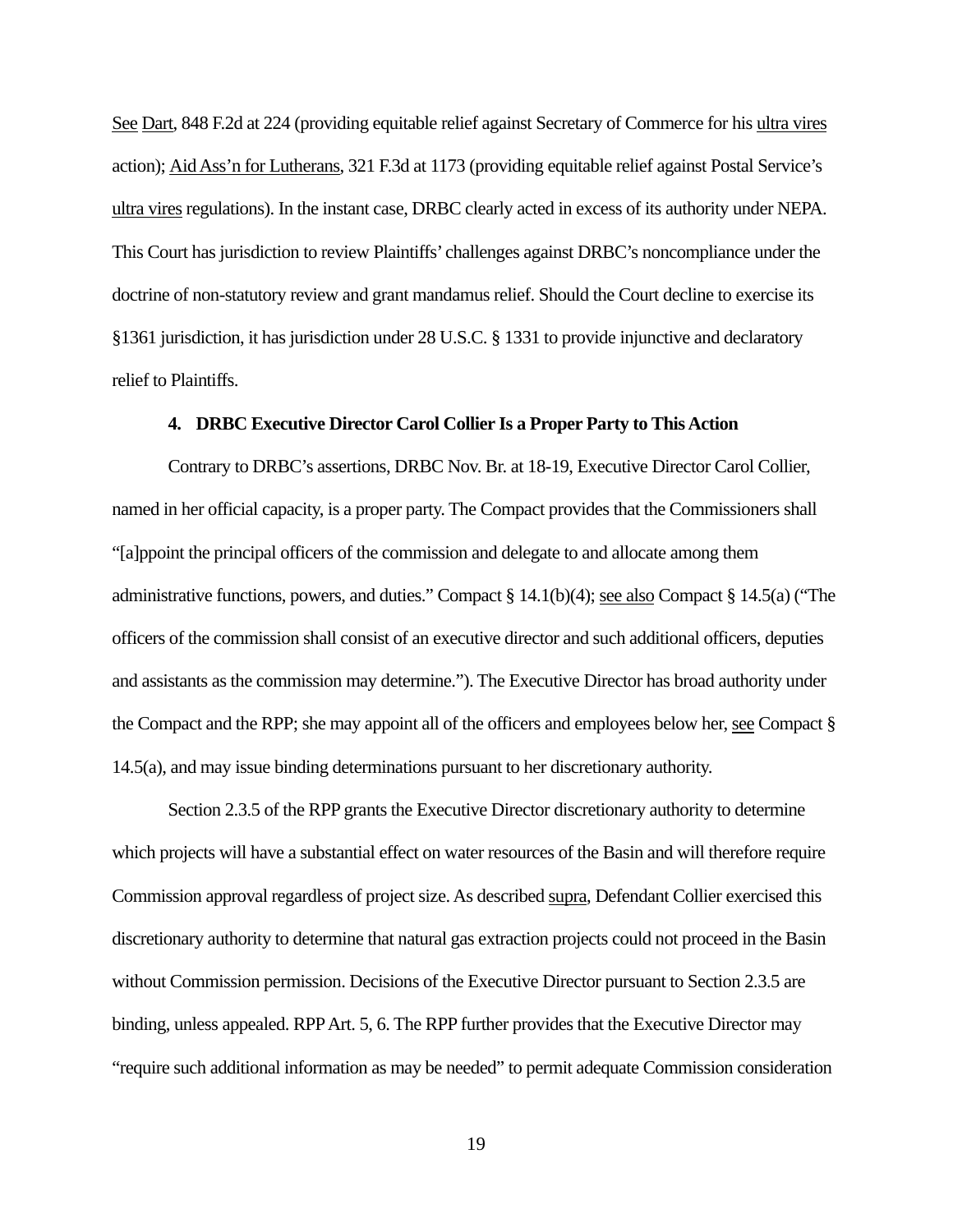See Dart, 848 F.2d at 224 (providing equitable relief against Secretary of Commerce for his ultra vires action); Aid Ass'n for Lutherans, 321 F.3d at 1173 (providing equitable relief against Postal Service's ultra vires regulations). In the instant case, DRBC clearly acted in excess of its authority under NEPA. This Court has jurisdiction to review Plaintiffs' challenges against DRBC's noncompliance under the doctrine of non-statutory review and grant mandamus relief. Should the Court decline to exercise its §1361 jurisdiction, it has jurisdiction under 28 U.S.C. § 1331 to provide injunctive and declaratory relief to Plaintiffs.

#### 4. DRBC Executive Director Carol Collier Is a Proper Party to This Action

Contrary to DRBC's assertions, DRBC Nov. Br. at 18-19, Executive Director Carol Collier, named in her official capacity, is a proper party. The Compact provides that the Commissioners shall "[a]ppoint the principal officers of the commission and delegate to and allocate among them administrative functions, powers, and duties." Compact § 14.1(b)(4); see also Compact § 14.5(a) ("The officers of the commission shall consist of an executive director and such additional officers, deputies and assistants as the commission may determine."). The Executive Director has broad authority under the Compact and the RPP; she may appoint all of the officers and employees below her, see Compact § 14.5(a), and may issue binding determinations pursuant to her discretionary authority.

Section 2.3.5 of the RPP grants the Executive Director discretionary authority to determine which projects will have a substantial effect on water resources of the Basin and will therefore require Commission approval regardless of project size. As described supra, Defendant Collier exercised this discretionary authority to determine that natural gas extraction projects could not proceed in the Basin without Commission permission. Decisions of the Executive Director pursuant to Section 2.3.5 are binding, unless appealed. RPP Art. 5, 6. The RPP further provides that the Executive Director may "require such additional information as may be needed" to permit adequate Commission consideration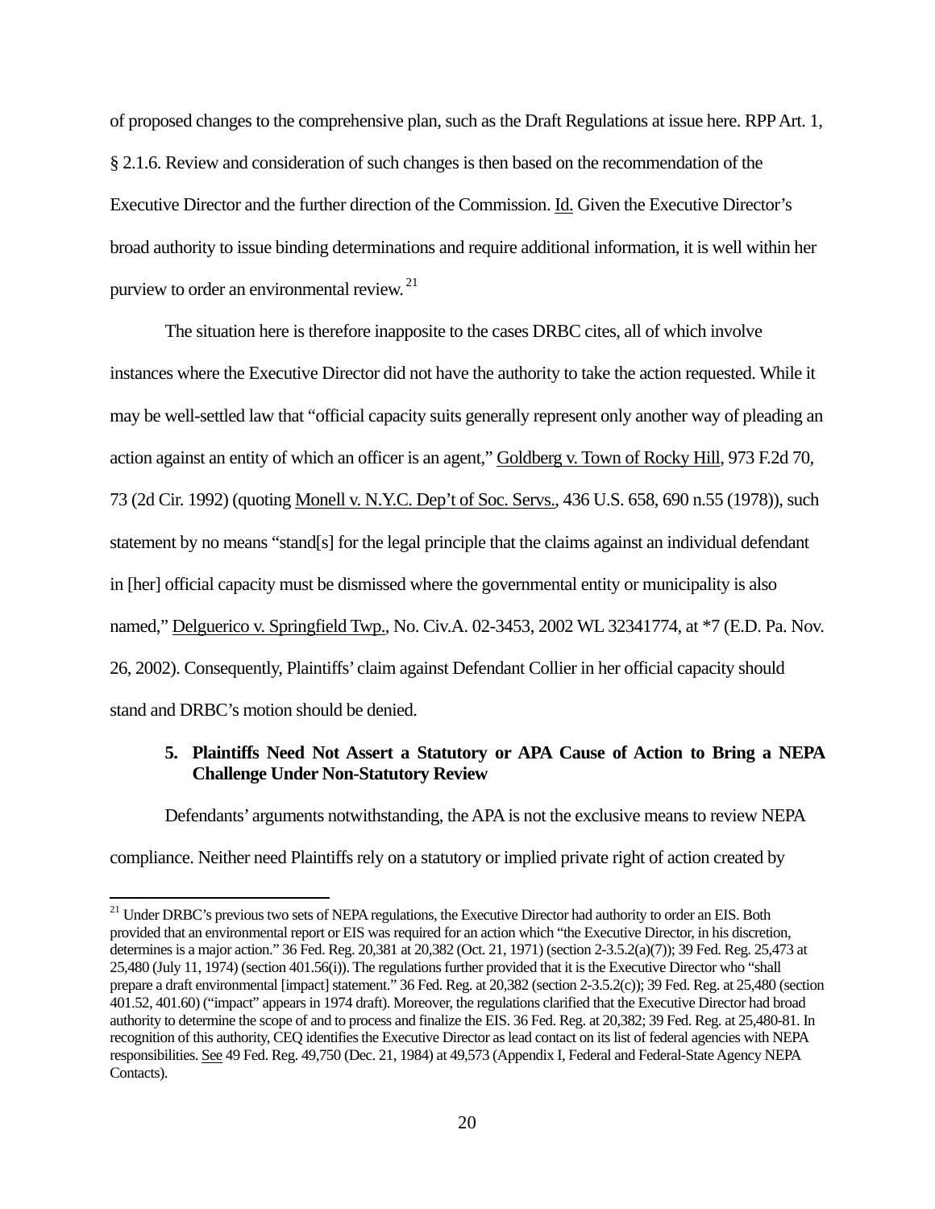of proposed changes to the comprehensive plan, such as the Draft Regulations at issue here. RPP Art. 1, § 2.1.6. Review and consideration of such changes is then based on the recommendation of the Executive Director and the further direction of the Commission. Id. Given the Executive Director's broad authority to issue binding determinations and require additional information, it is well within her purview to order an environmental review.[21]

The situation here is therefore inapposite to the cases DRBC cites, all of which involve instances where the Executive Director did not have the authority to take the action requested. While it may be well-settled law that "official capacity suits generally represent only another way of pleading an action against an entity of which an officer is an agent," Goldberg v. Town of Rocky Hill, 973 F.2d 70, 73 (2d Cir. 1992) (quoting Monell v. N.Y.C. Dep't of Soc. Servs., 436 U.S. 658, 690 n.55 (1978)), such statement by no means "stand[s] for the legal principle that the claims against an individual defendant in [her] official capacity must be dismissed where the governmental entity or municipality is also named," Delguerico v. Springfield Twp., No. Civ.A. 02-3453, 2002 WL 32341774, at *7 (E.D. Pa. Nov. 26, 2002). Consequently, Plaintiffs' claim against Defendant Collier in her official capacity should stand and DRBC's motion should be denied.

**5. Plaintiffs Need Not Assert a Statutory or APA Cause of Action to Bring a NEPA Challenge Under Non-Statutory Review**

Defendants' arguments notwithstanding, the APA is not the exclusive means to review NEPA compliance. Neither need Plaintiffs rely on a statutory or implied private right of action created by

---

[21] Under DRBC's previous two sets of NEPA regulations, the Executive Director had authority to order an EIS. Both provided that an environmental report or EIS was required for an action which "the Executive Director, in his discretion, determines is a major action." 36 Fed. Reg. 20,381 at 20,382 (Oct. 21, 1971) (section 2-3.5.2(a)(7)); 39 Fed. Reg. 25,473 at 25,480 (July 11, 1974) (section 401.56(i)). The regulations further provided that it is the Executive Director who "shall prepare a draft environmental [impact] statement." 36 Fed. Reg. at 20,382 (section 2-3.5.2(c)); 39 Fed. Reg. at 25,480 (section 401.52, 401.60) ("impact" appears in 1974 draft). Moreover, the regulations clarified that the Executive Director had broad authority to determine the scope of and to process and finalize the EIS. 36 Fed. Reg. at 20,382; 39 Fed. Reg. at 25,480-81. In recognition of this authority, CEQ identifies the Executive Director as lead contact on its list of federal agencies with NEPA responsibilities. See 49 Fed. Reg. 49,750 (Dec. 21, 1984) at 49,573 (Appendix I, Federal and Federal-State Agency NEPA Contacts).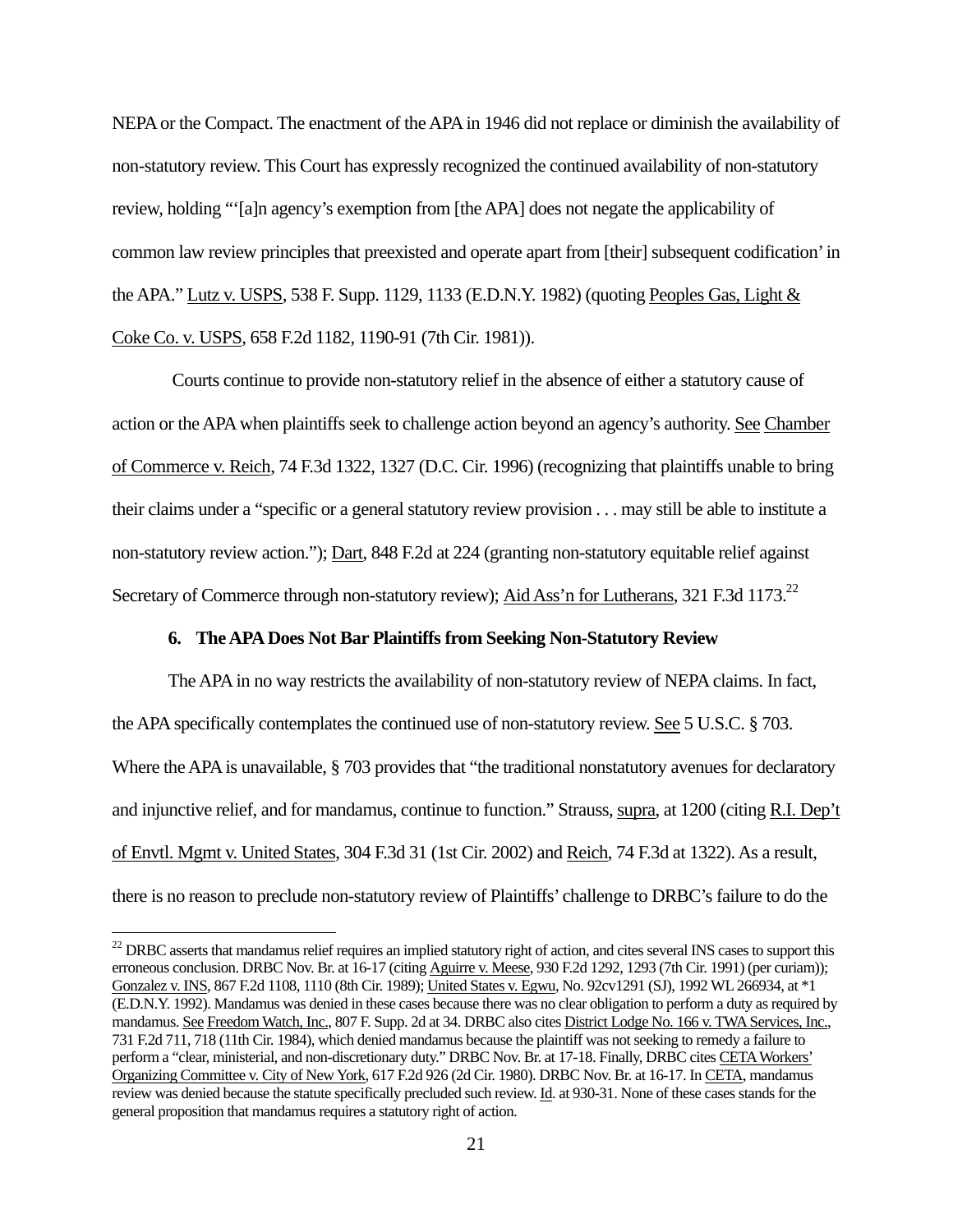NEPA or the Compact. The enactment of the APA in 1946 did not replace or diminish the availability of non-statutory review. This Court has expressly recognized the continued availability of non-statutory review, holding "'[a]n agency's exemption from [the APA] does not negate the applicability of common law review principles that preexisted and operate apart from [their] subsequent codification' in the APA." Lutz v. USPS, 538 F. Supp. 1129, 1133 (E.D.N.Y. 1982) (quoting Peoples Gas, Light & Coke Co. v. USPS, 658 F.2d 1182, 1190-91 (7th Cir. 1981)).

Courts continue to provide non-statutory relief in the absence of either a statutory cause of action or the APA when plaintiffs seek to challenge action beyond an agency's authority. See Chamber of Commerce v. Reich, 74 F.3d 1322, 1327 (D.C. Cir. 1996) (recognizing that plaintiffs unable to bring their claims under a "specific or a general statutory review provision . . . may still be able to institute a non-statutory review action."); Dart, 848 F.2d at 224 (granting non-statutory equitable relief against Secretary of Commerce through non-statutory review); Aid Ass'n for Lutherans, 321 F.3d 1173.[22]

**6. The APA Does Not Bar Plaintiffs from Seeking Non-Statutory Review**

The APA in no way restricts the availability of non-statutory review of NEPA claims. In fact, the APA specifically contemplates the continued use of non-statutory review. See 5 U.S.C. § 703. Where the APA is unavailable, § 703 provides that "the traditional nonstatutory avenues for declaratory and injunctive relief, and for mandamus, continue to function." Strauss, supra, at 1200 (citing R.I. Dep't of Envtl. Mgmt v. United States, 304 F.3d 31 (1st Cir. 2002) and Reich, 74 F.3d at 1322). As a result, there is no reason to preclude non-statutory review of Plaintiffs' challenge to DRBC's failure to do the

[22] DRBC asserts that mandamus relief requires an implied statutory right of action, and cites several INS cases to support this erroneous conclusion. DRBC Nov. Br. at 16-17 (citing Aguirre v. Meese, 930 F.2d 1292, 1293 (7th Cir. 1991) (per curiam)); Gonzalez v. INS, 867 F.2d 1108, 1110 (8th Cir. 1989); United States v. Egwu, No. 92cv1291 (SJ), 1992 WL 266934, at *1 (E.D.N.Y. 1992). Mandamus was denied in these cases because there was no clear obligation to perform a duty as required by mandamus. See Freedom Watch, Inc., 807 F. Supp. 2d at 34. DRBC also cites District Lodge No. 166 v. TWA Services, Inc., 731 F.2d 711, 718 (11th Cir. 1984), which denied mandamus because the plaintiff was not seeking to remedy a failure to perform a "clear, ministerial, and non-discretionary duty." DRBC Nov. Br. at 17-18. Finally, DRBC cites CETA Workers' Organizing Committee v. City of New York, 617 F.2d 926 (2d Cir. 1980). DRBC Nov. Br. at 16-17. In CETA, mandamus review was denied because the statute specifically precluded such review. Id. at 930-31. None of these cases stands for the general proposition that mandamus requires a statutory right of action.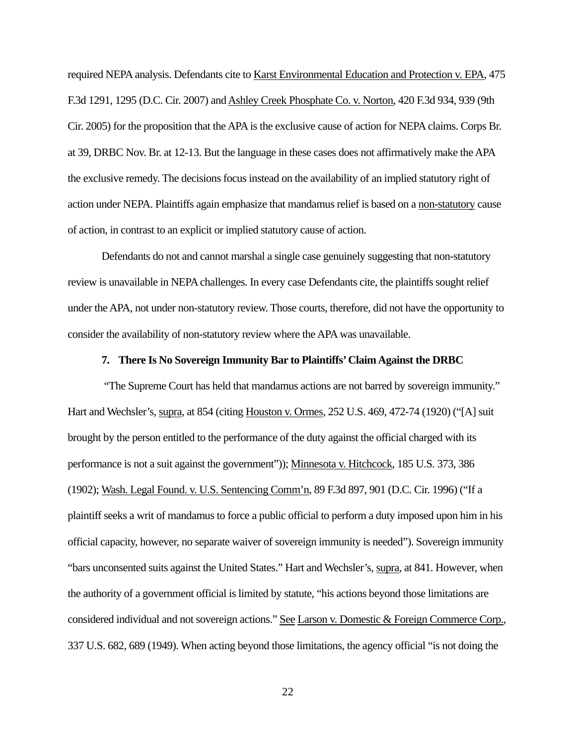required NEPA analysis. Defendants cite to Karst Environmental Education and Protection v. EPA, 475 F.3d 1291, 1295 (D.C. Cir. 2007) and Ashley Creek Phosphate Co. v. Norton, 420 F.3d 934, 939 (9th Cir. 2005) for the proposition that the APA is the exclusive cause of action for NEPA claims. Corps Br. at 39, DRBC Nov. Br. at 12-13. But the language in these cases does not affirmatively make the APA the exclusive remedy. The decisions focus instead on the availability of an implied statutory right of action under NEPA. Plaintiffs again emphasize that mandamus relief is based on a non-statutory cause of action, in contrast to an explicit or implied statutory cause of action.

Defendants do not and cannot marshal a single case genuinely suggesting that non-statutory review is unavailable in NEPA challenges. In every case Defendants cite, the plaintiffs sought relief under the APA, not under non-statutory review. Those courts, therefore, did not have the opportunity to consider the availability of non-statutory review where the APA was unavailable.

### 7. There Is No Sovereign Immunity Bar to Plaintiffs' Claim Against the DRBC

"The Supreme Court has held that mandamus actions are not barred by sovereign immunity." Hart and Wechsler's, supra, at 854 (citing Houston v. Ormes, 252 U.S. 469, 472-74 (1920) ("[A] suit brought by the person entitled to the performance of the duty against the official charged with its performance is not a suit against the government")); Minnesota v. Hitchcock, 185 U.S. 373, 386 (1902); Wash. Legal Found. v. U.S. Sentencing Comm'n, 89 F.3d 897, 901 (D.C. Cir. 1996) ("If a plaintiff seeks a writ of mandamus to force a public official to perform a duty imposed upon him in his official capacity, however, no separate waiver of sovereign immunity is needed"). Sovereign immunity "bars unconsented suits against the United States." Hart and Wechsler's, supra, at 841. However, when the authority of a government official is limited by statute, "his actions beyond those limitations are considered individual and not sovereign actions." See Larson v. Domestic & Foreign Commerce Corp., 337 U.S. 682, 689 (1949). When acting beyond those limitations, the agency official "is not doing the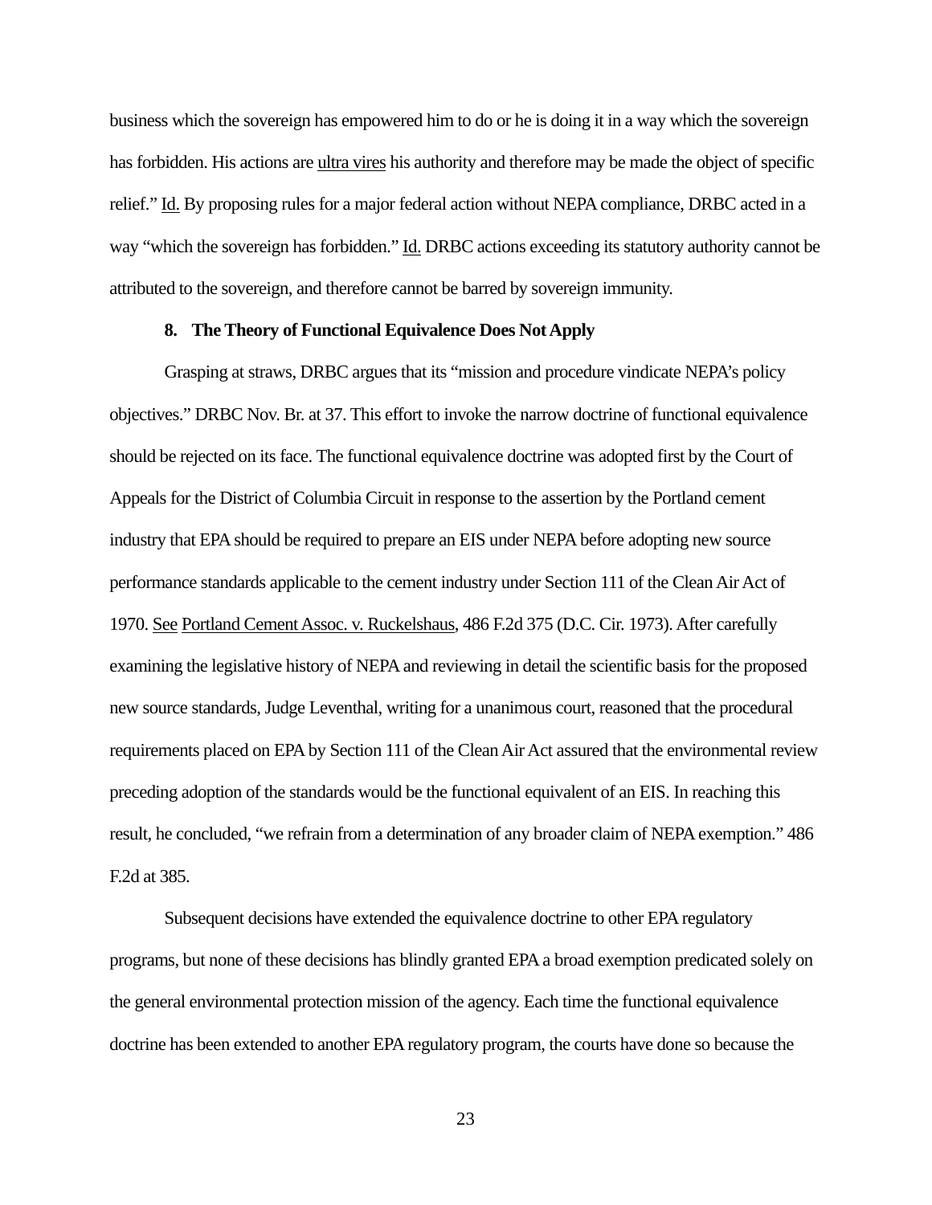business which the sovereign has empowered him to do or he is doing it in a way which the sovereign has forbidden. His actions are ultra vires his authority and therefore may be made the object of specific relief." Id. By proposing rules for a major federal action without NEPA compliance, DRBC acted in a way "which the sovereign has forbidden." Id. DRBC actions exceeding its statutory authority cannot be attributed to the sovereign, and therefore cannot be barred by sovereign immunity.

### 8. The Theory of Functional Equivalence Does Not Apply

Grasping at straws, DRBC argues that its "mission and procedure vindicate NEPA's policy objectives." DRBC Nov. Br. at 37. This effort to invoke the narrow doctrine of functional equivalence should be rejected on its face. The functional equivalence doctrine was adopted first by the Court of Appeals for the District of Columbia Circuit in response to the assertion by the Portland cement industry that EPA should be required to prepare an EIS under NEPA before adopting new source performance standards applicable to the cement industry under Section 111 of the Clean Air Act of 1970. See Portland Cement Assoc. v. Ruckelshaus, 486 F.2d 375 (D.C. Cir. 1973). After carefully examining the legislative history of NEPA and reviewing in detail the scientific basis for the proposed new source standards, Judge Leventhal, writing for a unanimous court, reasoned that the procedural requirements placed on EPA by Section 111 of the Clean Air Act assured that the environmental review preceding adoption of the standards would be the functional equivalent of an EIS. In reaching this result, he concluded, "we refrain from a determination of any broader claim of NEPA exemption." 486 F.2d at 385.

Subsequent decisions have extended the equivalence doctrine to other EPA regulatory programs, but none of these decisions has blindly granted EPA a broad exemption predicated solely on the general environmental protection mission of the agency. Each time the functional equivalence doctrine has been extended to another EPA regulatory program, the courts have done so because the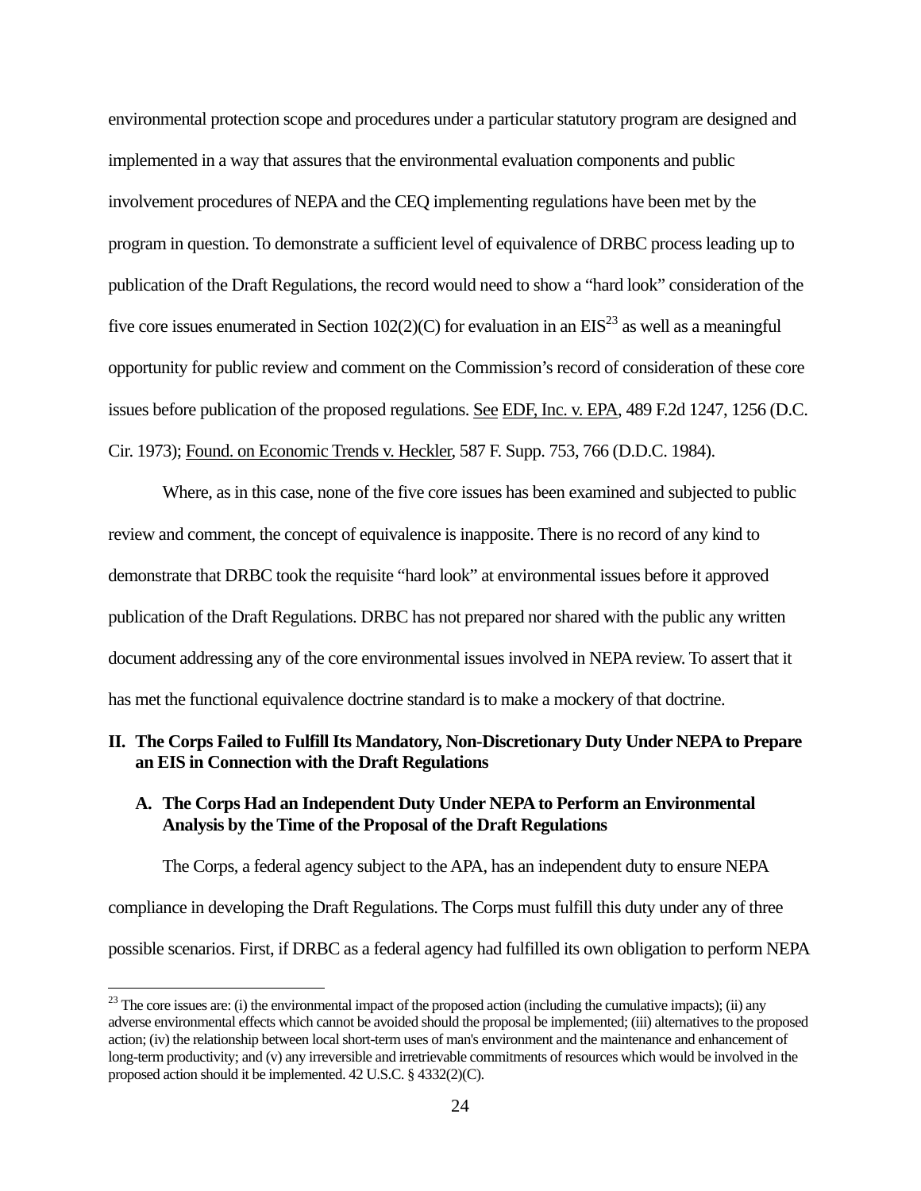environmental protection scope and procedures under a particular statutory program are designed and implemented in a way that assures that the environmental evaluation components and public involvement procedures of NEPA and the CEQ implementing regulations have been met by the program in question. To demonstrate a sufficient level of equivalence of DRBC process leading up to publication of the Draft Regulations, the record would need to show a "hard look" consideration of the five core issues enumerated in Section 102(2)(C) for evaluation in an EIS[23] as well as a meaningful opportunity for public review and comment on the Commission's record of consideration of these core issues before publication of the proposed regulations. See EDF, Inc. v. EPA, 489 F.2d 1247, 1256 (D.C. Cir. 1973); Found. on Economic Trends v. Heckler, 587 F. Supp. 753, 766 (D.D.C. 1984).

Where, as in this case, none of the five core issues has been examined and subjected to public review and comment, the concept of equivalence is inapposite. There is no record of any kind to demonstrate that DRBC took the requisite "hard look" at environmental issues before it approved publication of the Draft Regulations. DRBC has not prepared nor shared with the public any written document addressing any of the core environmental issues involved in NEPA review. To assert that it has met the functional equivalence doctrine standard is to make a mockery of that doctrine.

## II. The Corps Failed to Fulfill Its Mandatory, Non-Discretionary Duty Under NEPA to Prepare an EIS in Connection with the Draft Regulations

### A. The Corps Had an Independent Duty Under NEPA to Perform an Environmental Analysis by the Time of the Proposal of the Draft Regulations

The Corps, a federal agency subject to the APA, has an independent duty to ensure NEPA compliance in developing the Draft Regulations. The Corps must fulfill this duty under any of three possible scenarios. First, if DRBC as a federal agency had fulfilled its own obligation to perform NEPA

[23] The core issues are: (i) the environmental impact of the proposed action (including the cumulative impacts); (ii) any adverse environmental effects which cannot be avoided should the proposal be implemented; (iii) alternatives to the proposed action; (iv) the relationship between local short-term uses of man's environment and the maintenance and enhancement of long-term productivity; and (v) any irreversible and irretrievable commitments of resources which would be involved in the proposed action should it be implemented. 42 U.S.C. § 4332(2)(C).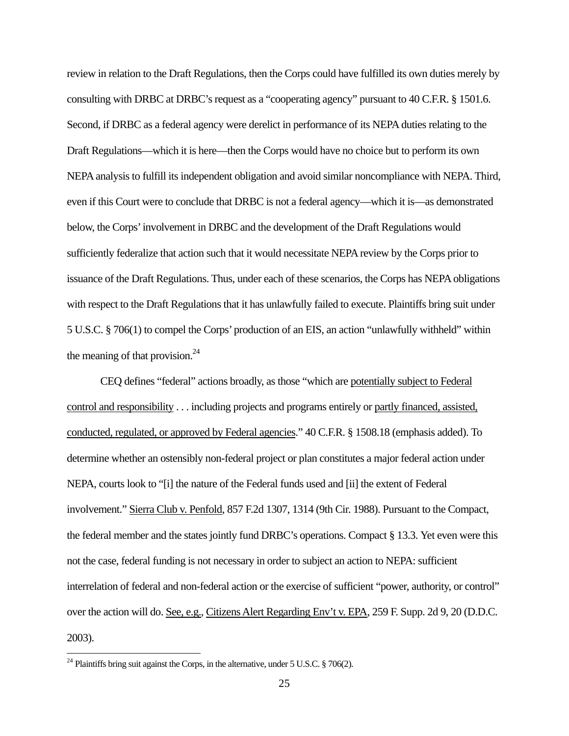review in relation to the Draft Regulations, then the Corps could have fulfilled its own duties merely by consulting with DRBC at DRBC's request as a "cooperating agency" pursuant to 40 C.F.R. § 1501.6. Second, if DRBC as a federal agency were derelict in performance of its NEPA duties relating to the Draft Regulations—which it is here—then the Corps would have no choice but to perform its own NEPA analysis to fulfill its independent obligation and avoid similar noncompliance with NEPA. Third, even if this Court were to conclude that DRBC is not a federal agency—which it is—as demonstrated below, the Corps' involvement in DRBC and the development of the Draft Regulations would sufficiently federalize that action such that it would necessitate NEPA review by the Corps prior to issuance of the Draft Regulations. Thus, under each of these scenarios, the Corps has NEPA obligations with respect to the Draft Regulations that it has unlawfully failed to execute. Plaintiffs bring suit under 5 U.S.C. § 706(1) to compel the Corps' production of an EIS, an action "unlawfully withheld" within the meaning of that provision.[24]

CEQ defines "federal" actions broadly, as those "which are potentially subject to Federal control and responsibility . . . including projects and programs entirely or partly financed, assisted, conducted, regulated, or approved by Federal agencies." 40 C.F.R. § 1508.18 (emphasis added). To determine whether an ostensibly non-federal project or plan constitutes a major federal action under NEPA, courts look to "[i] the nature of the Federal funds used and [ii] the extent of Federal involvement." Sierra Club v. Penfold, 857 F.2d 1307, 1314 (9th Cir. 1988). Pursuant to the Compact, the federal member and the states jointly fund DRBC's operations. Compact § 13.3. Yet even were this not the case, federal funding is not necessary in order to subject an action to NEPA: sufficient interrelation of federal and non-federal action or the exercise of sufficient "power, authority, or control" over the action will do. See, e.g., Citizens Alert Regarding Env't v. EPA, 259 F. Supp. 2d 9, 20 (D.D.C. 2003).

---

[24] Plaintiffs bring suit against the Corps, in the alternative, under 5 U.S.C. § 706(2).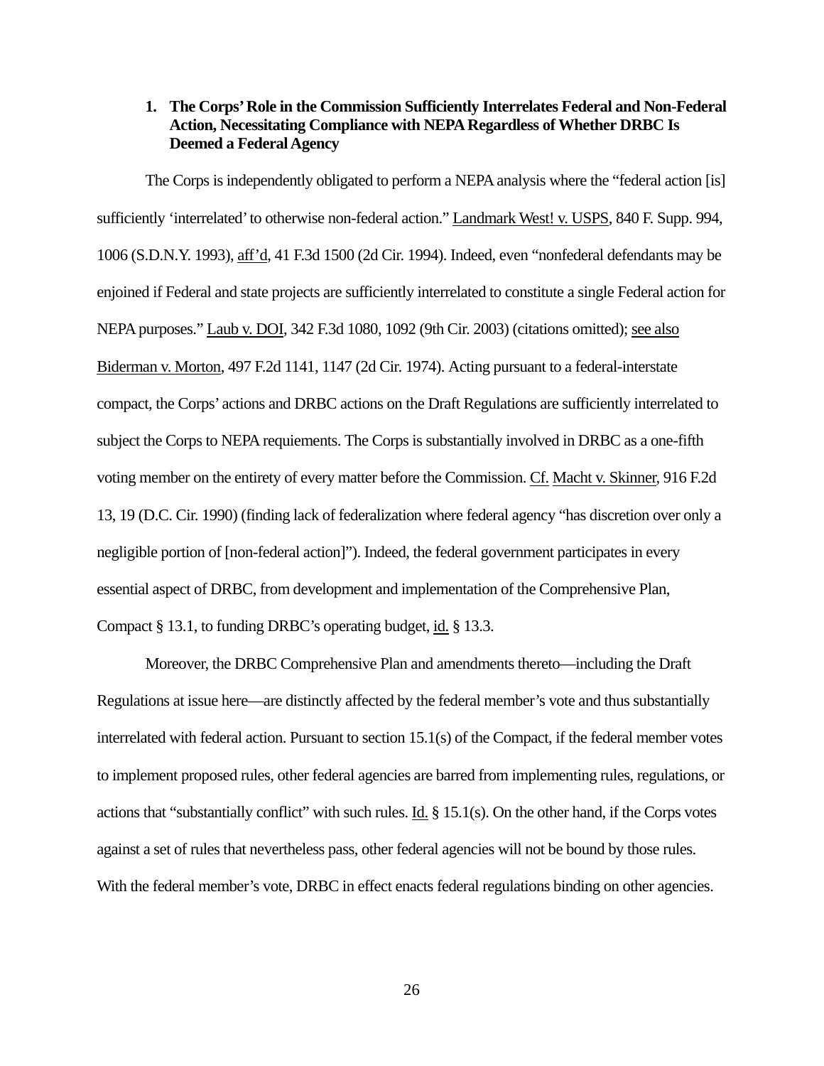**1. The Corps' Role in the Commission Sufficiently Interrelates Federal and Non-Federal Action, Necessitating Compliance with NEPA Regardless of Whether DRBC Is Deemed a Federal Agency**

The Corps is independently obligated to perform a NEPA analysis where the "federal action [is] sufficiently 'interrelated' to otherwise non-federal action." Landmark West! v. USPS, 840 F. Supp. 994, 1006 (S.D.N.Y. 1993), aff'd, 41 F.3d 1500 (2d Cir. 1994). Indeed, even "nonfederal defendants may be enjoined if Federal and state projects are sufficiently interrelated to constitute a single Federal action for NEPA purposes." Laub v. DOI, 342 F.3d 1080, 1092 (9th Cir. 2003) (citations omitted); see also Biderman v. Morton, 497 F.2d 1141, 1147 (2d Cir. 1974). Acting pursuant to a federal-interstate compact, the Corps' actions and DRBC actions on the Draft Regulations are sufficiently interrelated to subject the Corps to NEPA requiements. The Corps is substantially involved in DRBC as a one-fifth voting member on the entirety of every matter before the Commission. Cf. Macht v. Skinner, 916 F.2d 13, 19 (D.C. Cir. 1990) (finding lack of federalization where federal agency "has discretion over only a negligible portion of [non-federal action]"). Indeed, the federal government participates in every essential aspect of DRBC, from development and implementation of the Comprehensive Plan, Compact § 13.1, to funding DRBC's operating budget, id. § 13.3.

Moreover, the DRBC Comprehensive Plan and amendments thereto—including the Draft Regulations at issue here—are distinctly affected by the federal member's vote and thus substantially interrelated with federal action. Pursuant to section 15.1(s) of the Compact, if the federal member votes to implement proposed rules, other federal agencies are barred from implementing rules, regulations, or actions that "substantially conflict" with such rules. Id. § 15.1(s). On the other hand, if the Corps votes against a set of rules that nevertheless pass, other federal agencies will not be bound by those rules. With the federal member's vote, DRBC in effect enacts federal regulations binding on other agencies.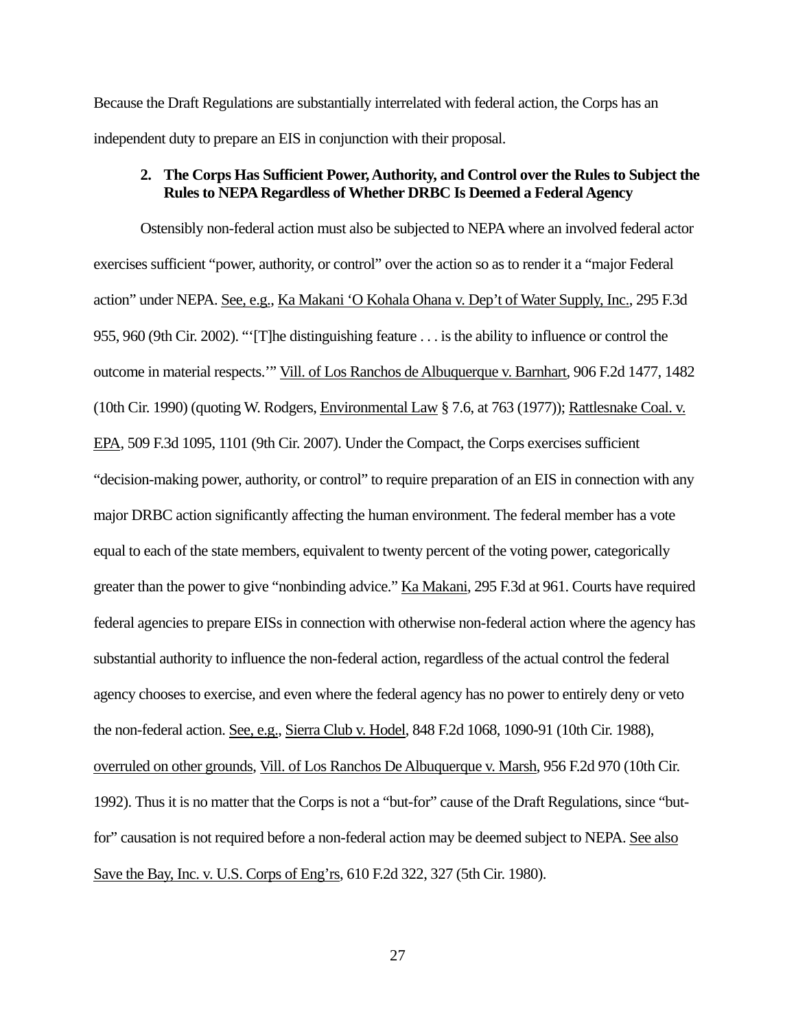Because the Draft Regulations are substantially interrelated with federal action, the Corps has an independent duty to prepare an EIS in conjunction with their proposal.

**2. The Corps Has Sufficient Power, Authority, and Control over the Rules to Subject the Rules to NEPA Regardless of Whether DRBC Is Deemed a Federal Agency**

Ostensibly non-federal action must also be subjected to NEPA where an involved federal actor exercises sufficient "power, authority, or control" over the action so as to render it a "major Federal action" under NEPA. See, e.g., Ka Makani 'O Kohala Ohana v. Dep't of Water Supply, Inc., 295 F.3d 955, 960 (9th Cir. 2002). "'[T]he distinguishing feature . . . is the ability to influence or control the outcome in material respects.'" Vill. of Los Ranchos de Albuquerque v. Barnhart, 906 F.2d 1477, 1482 (10th Cir. 1990) (quoting W. Rodgers, Environmental Law § 7.6, at 763 (1977)); Rattlesnake Coal. v. EPA, 509 F.3d 1095, 1101 (9th Cir. 2007). Under the Compact, the Corps exercises sufficient "decision-making power, authority, or control" to require preparation of an EIS in connection with any major DRBC action significantly affecting the human environment. The federal member has a vote equal to each of the state members, equivalent to twenty percent of the voting power, categorically greater than the power to give "nonbinding advice." Ka Makani, 295 F.3d at 961. Courts have required federal agencies to prepare EISs in connection with otherwise non-federal action where the agency has substantial authority to influence the non-federal action, regardless of the actual control the federal agency chooses to exercise, and even where the federal agency has no power to entirely deny or veto the non-federal action. See, e.g., Sierra Club v. Hodel, 848 F.2d 1068, 1090-91 (10th Cir. 1988), overruled on other grounds, Vill. of Los Ranchos De Albuquerque v. Marsh, 956 F.2d 970 (10th Cir. 1992). Thus it is no matter that the Corps is not a "but-for" cause of the Draft Regulations, since "but-for" causation is not required before a non-federal action may be deemed subject to NEPA. See also Save the Bay, Inc. v. U.S. Corps of Eng'rs, 610 F.2d 322, 327 (5th Cir. 1980).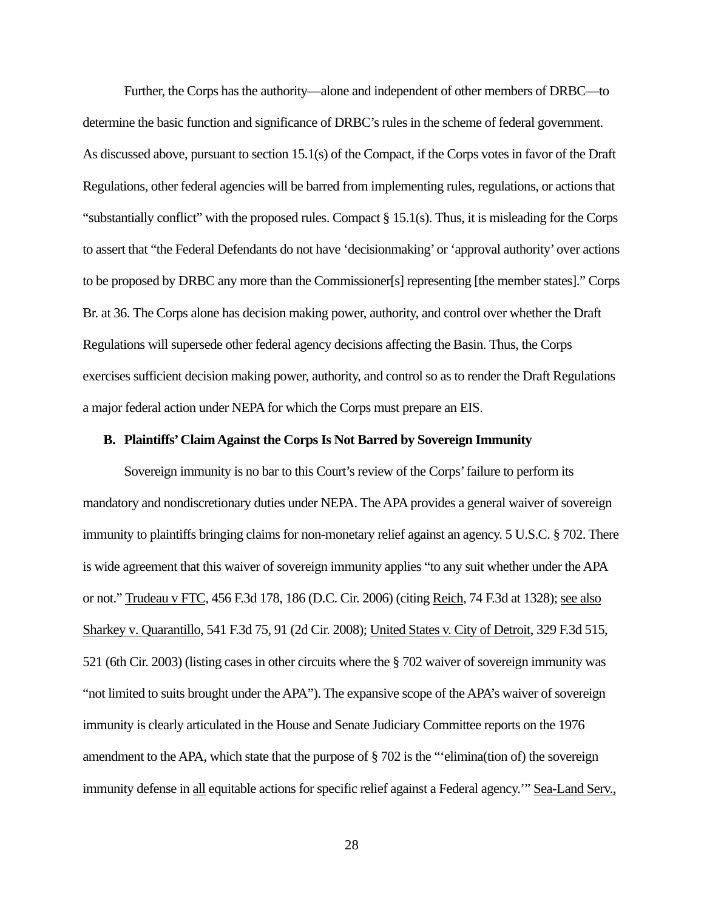Further, the Corps has the authority—alone and independent of other members of DRBC—to determine the basic function and significance of DRBC's rules in the scheme of federal government. As discussed above, pursuant to section 15.1(s) of the Compact, if the Corps votes in favor of the Draft Regulations, other federal agencies will be barred from implementing rules, regulations, or actions that "substantially conflict" with the proposed rules. Compact § 15.1(s). Thus, it is misleading for the Corps to assert that "the Federal Defendants do not have 'decisionmaking' or 'approval authority' over actions to be proposed by DRBC any more than the Commissioner[s] representing [the member states]." Corps Br. at 36. The Corps alone has decision making power, authority, and control over whether the Draft Regulations will supersede other federal agency decisions affecting the Basin. Thus, the Corps exercises sufficient decision making power, authority, and control so as to render the Draft Regulations a major federal action under NEPA for which the Corps must prepare an EIS.

### B. Plaintiffs' Claim Against the Corps Is Not Barred by Sovereign Immunity

Sovereign immunity is no bar to this Court's review of the Corps' failure to perform its mandatory and nondiscretionary duties under NEPA. The APA provides a general waiver of sovereign immunity to plaintiffs bringing claims for non-monetary relief against an agency. 5 U.S.C. § 702. There is wide agreement that this waiver of sovereign immunity applies "to any suit whether under the APA or not." Trudeau v FTC, 456 F.3d 178, 186 (D.C. Cir. 2006) (citing Reich, 74 F.3d at 1328); see also Sharkey v. Quarantillo, 541 F.3d 75, 91 (2d Cir. 2008); United States v. City of Detroit, 329 F.3d 515, 521 (6th Cir. 2003) (listing cases in other circuits where the § 702 waiver of sovereign immunity was "not limited to suits brought under the APA"). The expansive scope of the APA's waiver of sovereign immunity is clearly articulated in the House and Senate Judiciary Committee reports on the 1976 amendment to the APA, which state that the purpose of § 702 is the "'elimina(tion of) the sovereign immunity defense in all equitable actions for specific relief against a Federal agency.'" Sea-Land Serv.,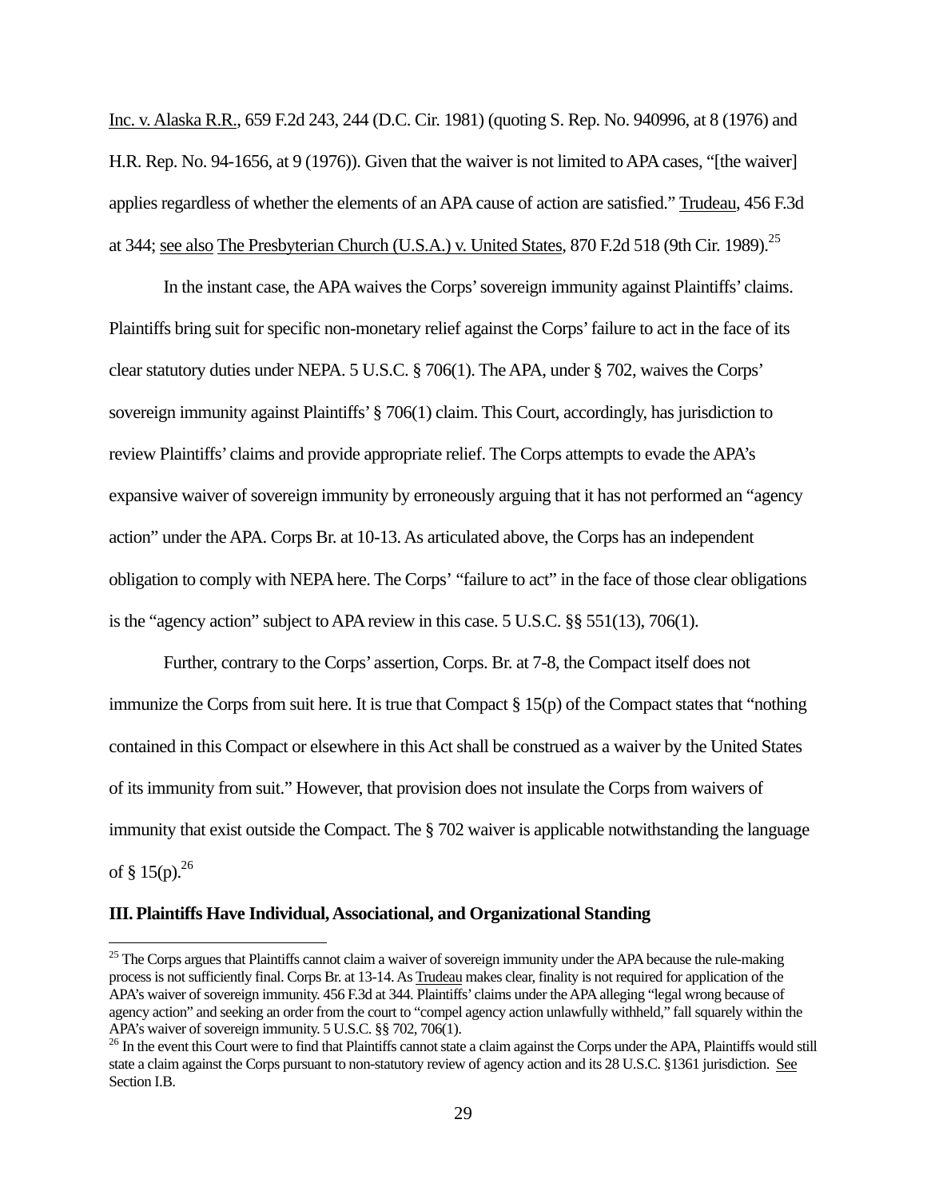Inc. v. Alaska R.R., 659 F.2d 243, 244 (D.C. Cir. 1981) (quoting S. Rep. No. 940996, at 8 (1976) and H.R. Rep. No. 94-1656, at 9 (1976)). Given that the waiver is not limited to APA cases, "[the waiver] applies regardless of whether the elements of an APA cause of action are satisfied." Trudeau, 456 F.3d at 344; see also The Presbyterian Church (U.S.A.) v. United States, 870 F.2d 518 (9th Cir. 1989).[25]

In the instant case, the APA waives the Corps' sovereign immunity against Plaintiffs' claims. Plaintiffs bring suit for specific non-monetary relief against the Corps' failure to act in the face of its clear statutory duties under NEPA. 5 U.S.C. § 706(1). The APA, under § 702, waives the Corps' sovereign immunity against Plaintiffs' § 706(1) claim. This Court, accordingly, has jurisdiction to review Plaintiffs' claims and provide appropriate relief. The Corps attempts to evade the APA's expansive waiver of sovereign immunity by erroneously arguing that it has not performed an "agency action" under the APA. Corps Br. at 10-13. As articulated above, the Corps has an independent obligation to comply with NEPA here. The Corps' "failure to act" in the face of those clear obligations is the "agency action" subject to APA review in this case. 5 U.S.C. §§ 551(13), 706(1).

Further, contrary to the Corps' assertion, Corps. Br. at 7-8, the Compact itself does not immunize the Corps from suit here. It is true that Compact § 15(p) of the Compact states that "nothing contained in this Compact or elsewhere in this Act shall be construed as a waiver by the United States of its immunity from suit." However, that provision does not insulate the Corps from waivers of immunity that exist outside the Compact. The § 702 waiver is applicable notwithstanding the language of § 15(p).[26]

**III. Plaintiffs Have Individual, Associational, and Organizational Standing**

[25] The Corps argues that Plaintiffs cannot claim a waiver of sovereign immunity under the APA because the rule-making process is not sufficiently final. Corps Br. at 13-14. As Trudeau makes clear, finality is not required for application of the APA's waiver of sovereign immunity. 456 F.3d at 344. Plaintiffs' claims under the APA alleging "legal wrong because of agency action" and seeking an order from the court to "compel agency action unlawfully withheld," fall squarely within the APA's waiver of sovereign immunity. 5 U.S.C. §§ 702, 706(1).

[26] In the event this Court were to find that Plaintiffs cannot state a claim against the Corps under the APA, Plaintiffs would still state a claim against the Corps pursuant to non-statutory review of agency action and its 28 U.S.C. §1361 jurisdiction. See Section I.B.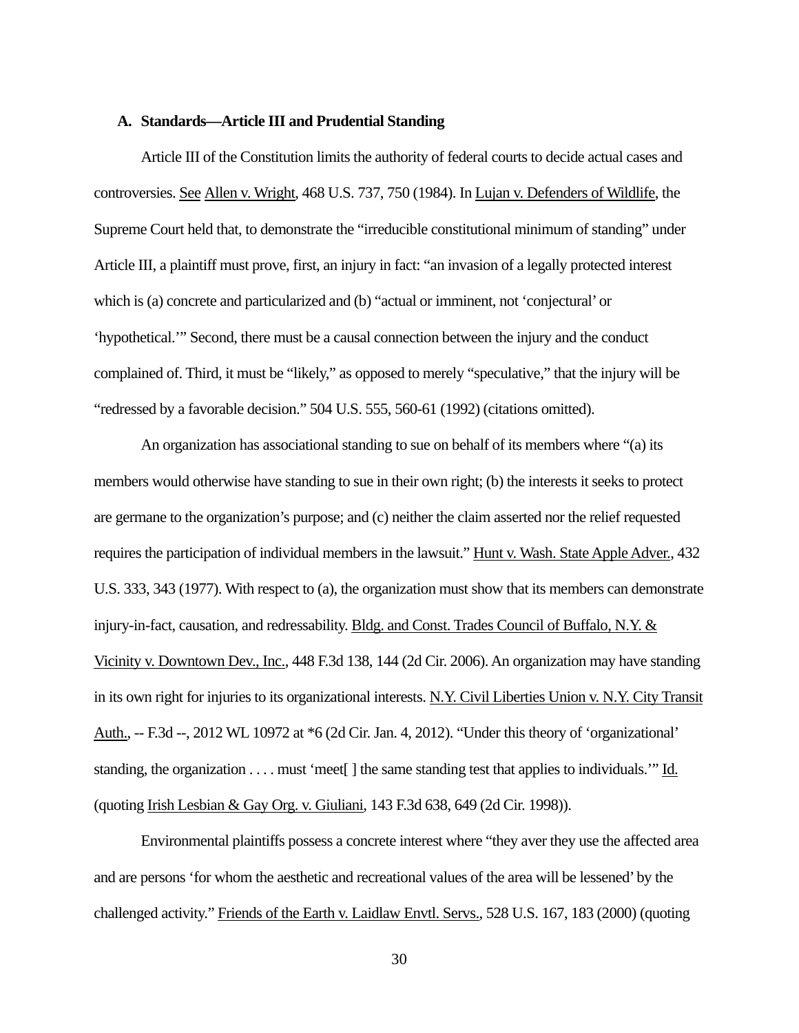### A. Standards—Article III and Prudential Standing

Article III of the Constitution limits the authority of federal courts to decide actual cases and controversies. See Allen v. Wright, 468 U.S. 737, 750 (1984). In Lujan v. Defenders of Wildlife, the Supreme Court held that, to demonstrate the "irreducible constitutional minimum of standing" under Article III, a plaintiff must prove, first, an injury in fact: "an invasion of a legally protected interest which is (a) concrete and particularized and (b) "actual or imminent, not 'conjectural' or 'hypothetical.'" Second, there must be a causal connection between the injury and the conduct complained of. Third, it must be "likely," as opposed to merely "speculative," that the injury will be "redressed by a favorable decision." 504 U.S. 555, 560-61 (1992) (citations omitted).

An organization has associational standing to sue on behalf of its members where "(a) its members would otherwise have standing to sue in their own right; (b) the interests it seeks to protect are germane to the organization's purpose; and (c) neither the claim asserted nor the relief requested requires the participation of individual members in the lawsuit." Hunt v. Wash. State Apple Adver., 432 U.S. 333, 343 (1977). With respect to (a), the organization must show that its members can demonstrate injury-in-fact, causation, and redressability. Bldg. and Const. Trades Council of Buffalo, N.Y. & Vicinity v. Downtown Dev., Inc., 448 F.3d 138, 144 (2d Cir. 2006). An organization may have standing in its own right for injuries to its organizational interests. N.Y. Civil Liberties Union v. N.Y. City Transit Auth., -- F.3d --, 2012 WL 10972 at *6 (2d Cir. Jan. 4, 2012). "Under this theory of 'organizational' standing, the organization . . . . must 'meet[ ] the same standing test that applies to individuals.'" Id. (quoting Irish Lesbian & Gay Org. v. Giuliani, 143 F.3d 638, 649 (2d Cir. 1998)).

Environmental plaintiffs possess a concrete interest where "they aver they use the affected area and are persons 'for whom the aesthetic and recreational values of the area will be lessened' by the challenged activity." Friends of the Earth v. Laidlaw Envtl. Servs., 528 U.S. 167, 183 (2000) (quoting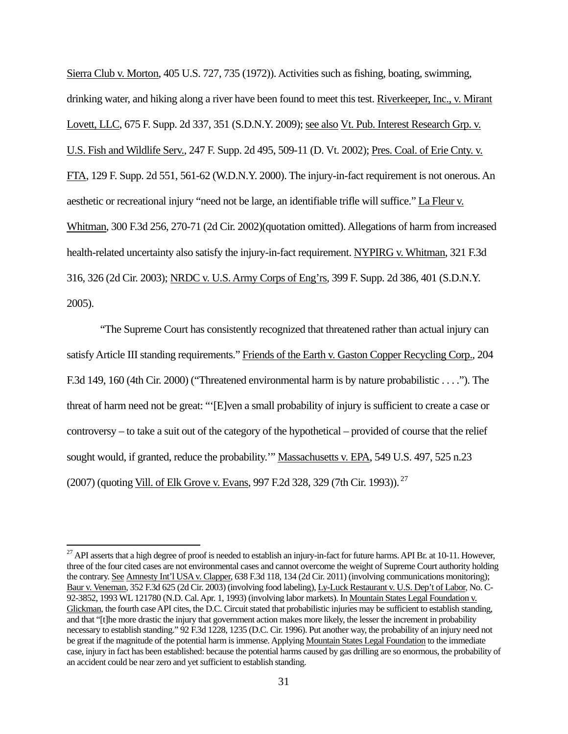Sierra Club v. Morton, 405 U.S. 727, 735 (1972)). Activities such as fishing, boating, swimming, drinking water, and hiking along a river have been found to meet this test. Riverkeeper, Inc., v. Mirant Lovett, LLC, 675 F. Supp. 2d 337, 351 (S.D.N.Y. 2009); see also Vt. Pub. Interest Research Grp. v. U.S. Fish and Wildlife Serv., 247 F. Supp. 2d 495, 509-11 (D. Vt. 2002); Pres. Coal. of Erie Cnty. v. FTA, 129 F. Supp. 2d 551, 561-62 (W.D.N.Y. 2000). The injury-in-fact requirement is not onerous. An aesthetic or recreational injury "need not be large, an identifiable trifle will suffice." La Fleur v. Whitman, 300 F.3d 256, 270-71 (2d Cir. 2002)(quotation omitted). Allegations of harm from increased health-related uncertainty also satisfy the injury-in-fact requirement. NYPIRG v. Whitman, 321 F.3d 316, 326 (2d Cir. 2003); NRDC v. U.S. Army Corps of Eng'rs, 399 F. Supp. 2d 386, 401 (S.D.N.Y. 2005).

"The Supreme Court has consistently recognized that threatened rather than actual injury can satisfy Article III standing requirements." Friends of the Earth v. Gaston Copper Recycling Corp., 204 F.3d 149, 160 (4th Cir. 2000) ("Threatened environmental harm is by nature probabilistic . . . ."). The threat of harm need not be great: "'[E]ven a small probability of injury is sufficient to create a case or controversy – to take a suit out of the category of the hypothetical – provided of course that the relief sought would, if granted, reduce the probability.'" Massachusetts v. EPA, 549 U.S. 497, 525 n.23 (2007) (quoting Vill. of Elk Grove v. Evans, 997 F.2d 328, 329 (7th Cir. 1993)).[27]

---

[27] API asserts that a high degree of proof is needed to establish an injury-in-fact for future harms. API Br. at 10-11. However, three of the four cited cases are not environmental cases and cannot overcome the weight of Supreme Court authority holding the contrary. See Amnesty Int'l USA v. Clapper, 638 F.3d 118, 134 (2d Cir. 2011) (involving communications monitoring); Baur v. Veneman, 352 F.3d 625 (2d Cir. 2003) (involving food labeling), Ly-Luck Restaurant v. U.S. Dep't of Labor, No. C-92-3852, 1993 WL 121780 (N.D. Cal. Apr. 1, 1993) (involving labor markets). In Mountain States Legal Foundation v. Glickman, the fourth case API cites, the D.C. Circuit stated that probabilistic injuries may be sufficient to establish standing, and that "[t]he more drastic the injury that government action makes more likely, the lesser the increment in probability necessary to establish standing." 92 F.3d 1228, 1235 (D.C. Cir. 1996). Put another way, the probability of an injury need not be great if the magnitude of the potential harm is immense. Applying Mountain States Legal Foundation to the immediate case, injury in fact has been established: because the potential harms caused by gas drilling are so enormous, the probability of an accident could be near zero and yet sufficient to establish standing.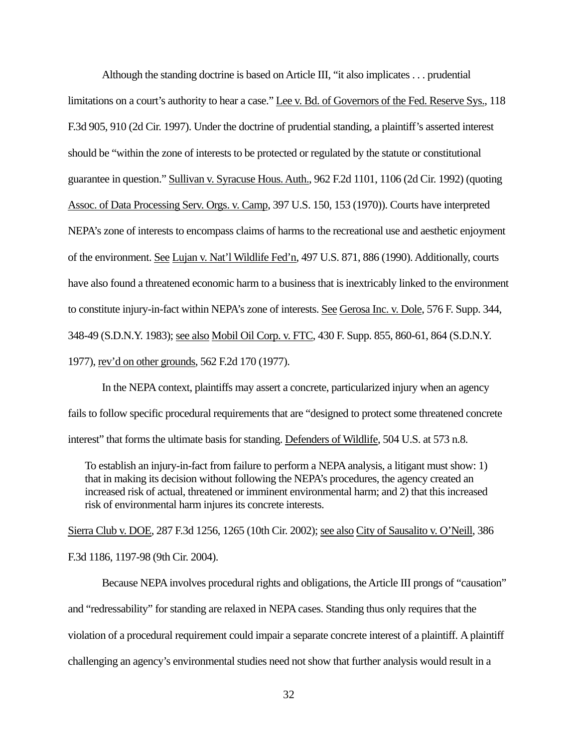Although the standing doctrine is based on Article III, "it also implicates . . . prudential limitations on a court's authority to hear a case." Lee v. Bd. of Governors of the Fed. Reserve Sys., 118 F.3d 905, 910 (2d Cir. 1997). Under the doctrine of prudential standing, a plaintiff's asserted interest should be "within the zone of interests to be protected or regulated by the statute or constitutional guarantee in question." Sullivan v. Syracuse Hous. Auth., 962 F.2d 1101, 1106 (2d Cir. 1992) (quoting Assoc. of Data Processing Serv. Orgs. v. Camp, 397 U.S. 150, 153 (1970)). Courts have interpreted NEPA's zone of interests to encompass claims of harms to the recreational use and aesthetic enjoyment of the environment. See Lujan v. Nat'l Wildlife Fed'n, 497 U.S. 871, 886 (1990). Additionally, courts have also found a threatened economic harm to a business that is inextricably linked to the environment to constitute injury-in-fact within NEPA's zone of interests. See Gerosa Inc. v. Dole, 576 F. Supp. 344, 348-49 (S.D.N.Y. 1983); see also Mobil Oil Corp. v. FTC, 430 F. Supp. 855, 860-61, 864 (S.D.N.Y. 1977), rev'd on other grounds, 562 F.2d 170 (1977).

In the NEPA context, plaintiffs may assert a concrete, particularized injury when an agency fails to follow specific procedural requirements that are "designed to protect some threatened concrete interest" that forms the ultimate basis for standing. Defenders of Wildlife, 504 U.S. at 573 n.8.

> To establish an injury-in-fact from failure to perform a NEPA analysis, a litigant must show: 1) that in making its decision without following the NEPA's procedures, the agency created an increased risk of actual, threatened or imminent environmental harm; and 2) that this increased risk of environmental harm injures its concrete interests.

Sierra Club v. DOE, 287 F.3d 1256, 1265 (10th Cir. 2002); see also City of Sausalito v. O'Neill, 386 F.3d 1186, 1197-98 (9th Cir. 2004).

Because NEPA involves procedural rights and obligations, the Article III prongs of "causation" and "redressability" for standing are relaxed in NEPA cases. Standing thus only requires that the violation of a procedural requirement could impair a separate concrete interest of a plaintiff. A plaintiff challenging an agency's environmental studies need not show that further analysis would result in a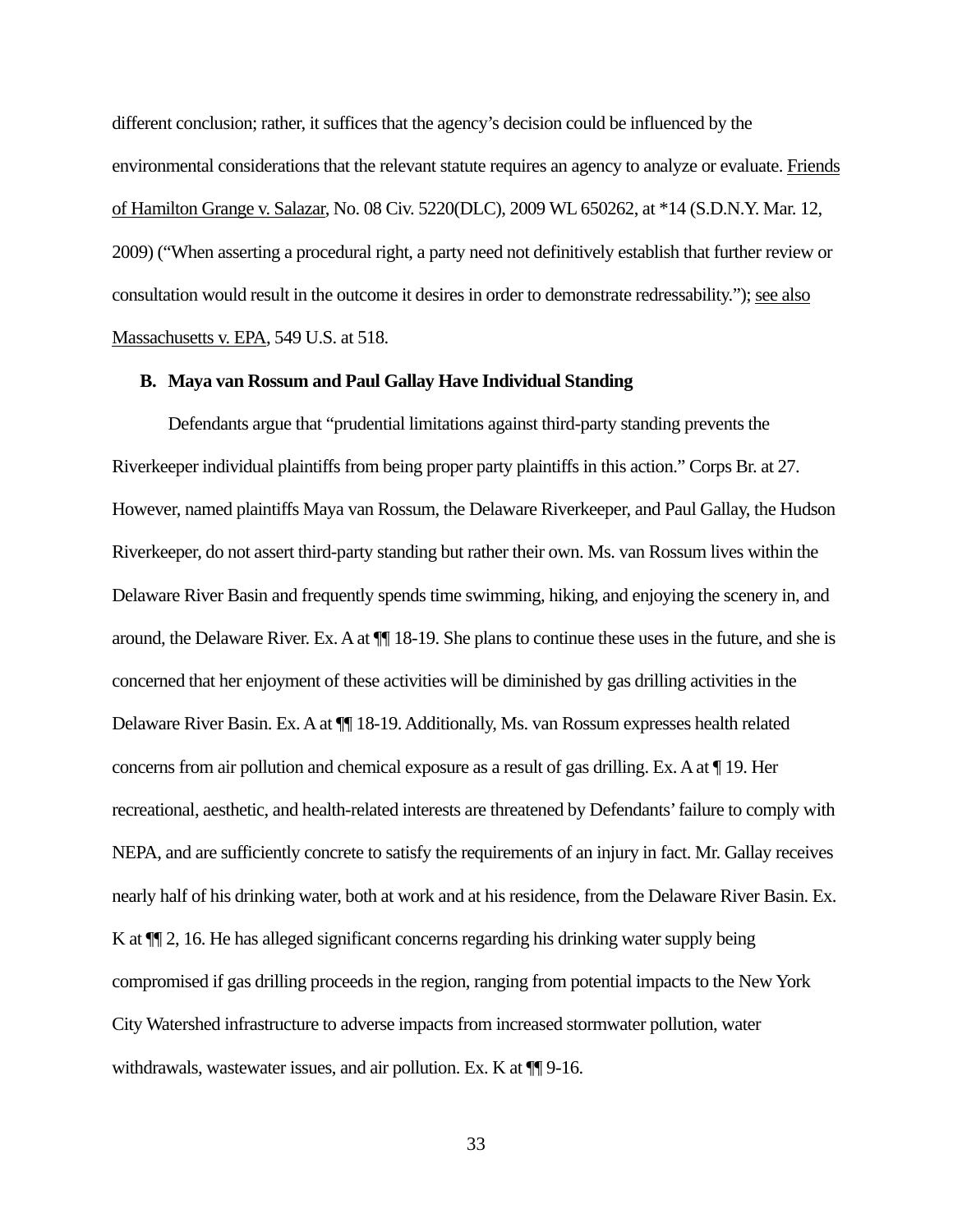different conclusion; rather, it suffices that the agency's decision could be influenced by the environmental considerations that the relevant statute requires an agency to analyze or evaluate. Friends of Hamilton Grange v. Salazar, No. 08 Civ. 5220(DLC), 2009 WL 650262, at *14 (S.D.N.Y. Mar. 12, 2009) ("When asserting a procedural right, a party need not definitively establish that further review or consultation would result in the outcome it desires in order to demonstrate redressability."); see also Massachusetts v. EPA, 549 U.S. at 518.

### B. Maya van Rossum and Paul Gallay Have Individual Standing

Defendants argue that "prudential limitations against third-party standing prevents the Riverkeeper individual plaintiffs from being proper party plaintiffs in this action." Corps Br. at 27. However, named plaintiffs Maya van Rossum, the Delaware Riverkeeper, and Paul Gallay, the Hudson Riverkeeper, do not assert third-party standing but rather their own. Ms. van Rossum lives within the Delaware River Basin and frequently spends time swimming, hiking, and enjoying the scenery in, and around, the Delaware River. Ex. A at ¶¶ 18-19. She plans to continue these uses in the future, and she is concerned that her enjoyment of these activities will be diminished by gas drilling activities in the Delaware River Basin. Ex. A at ¶¶ 18-19. Additionally, Ms. van Rossum expresses health related concerns from air pollution and chemical exposure as a result of gas drilling. Ex. A at ¶ 19. Her recreational, aesthetic, and health-related interests are threatened by Defendants' failure to comply with NEPA, and are sufficiently concrete to satisfy the requirements of an injury in fact. Mr. Gallay receives nearly half of his drinking water, both at work and at his residence, from the Delaware River Basin. Ex. K at ¶¶ 2, 16. He has alleged significant concerns regarding his drinking water supply being compromised if gas drilling proceeds in the region, ranging from potential impacts to the New York City Watershed infrastructure to adverse impacts from increased stormwater pollution, water withdrawals, wastewater issues, and air pollution. Ex. K at ¶¶ 9-16.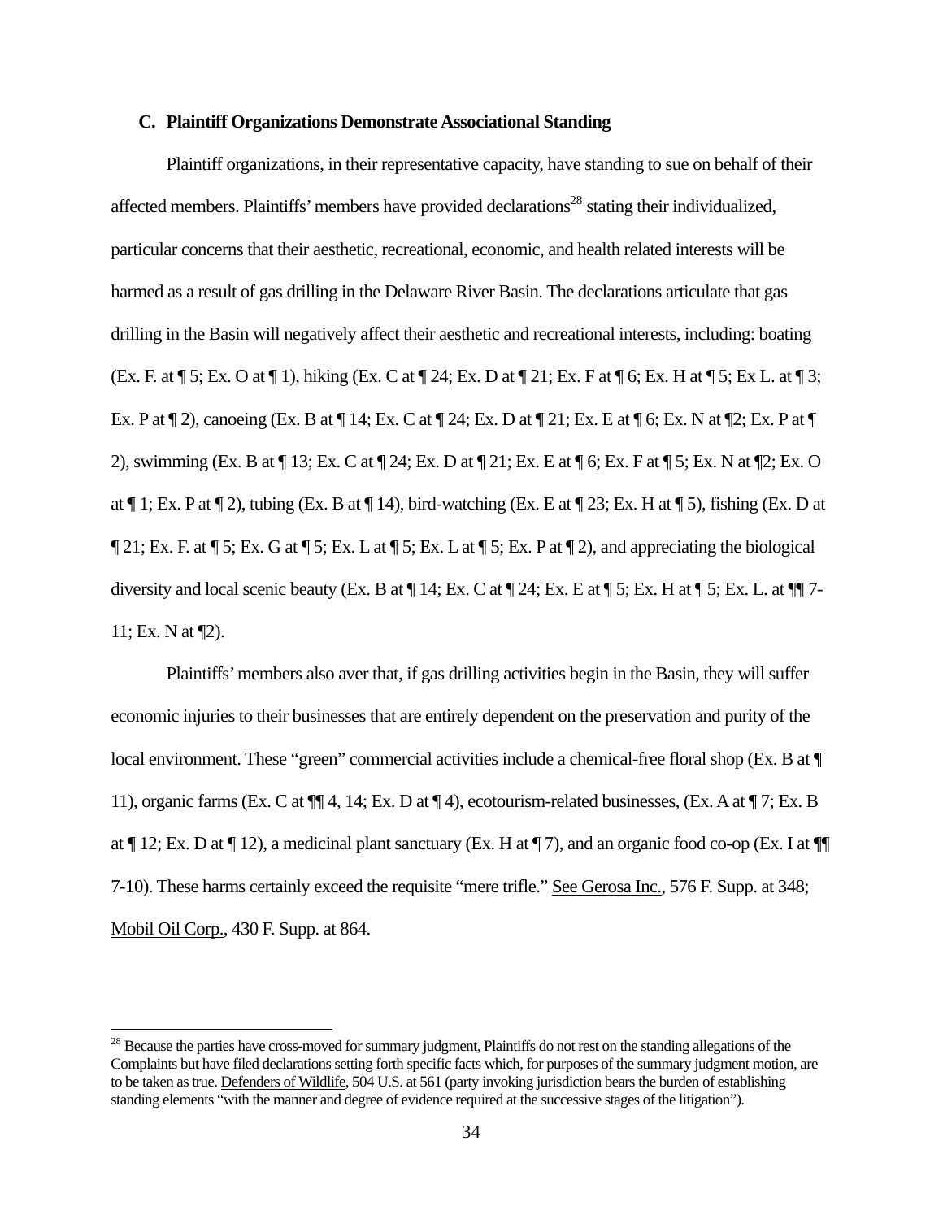### C. Plaintiff Organizations Demonstrate Associational Standing

Plaintiff organizations, in their representative capacity, have standing to sue on behalf of their affected members. Plaintiffs' members have provided declarations[28] stating their individualized, particular concerns that their aesthetic, recreational, economic, and health related interests will be harmed as a result of gas drilling in the Delaware River Basin. The declarations articulate that gas drilling in the Basin will negatively affect their aesthetic and recreational interests, including: boating (Ex. F. at ¶ 5; Ex. O at ¶ 1), hiking (Ex. C at ¶ 24; Ex. D at ¶ 21; Ex. F at ¶ 6; Ex. H at ¶ 5; Ex L. at ¶ 3; Ex. P at ¶ 2), canoeing (Ex. B at ¶ 14; Ex. C at ¶ 24; Ex. D at ¶ 21; Ex. E at ¶ 6; Ex. N at ¶2; Ex. P at ¶ 2), swimming (Ex. B at ¶ 13; Ex. C at ¶ 24; Ex. D at ¶ 21; Ex. E at ¶ 6; Ex. F at ¶ 5; Ex. N at ¶2; Ex. O at ¶ 1; Ex. P at ¶ 2), tubing (Ex. B at ¶ 14), bird-watching (Ex. E at ¶ 23; Ex. H at ¶ 5), fishing (Ex. D at ¶ 21; Ex. F. at ¶ 5; Ex. G at ¶ 5; Ex. L at ¶ 5; Ex. L at ¶ 5; Ex. P at ¶ 2), and appreciating the biological diversity and local scenic beauty (Ex. B at ¶ 14; Ex. C at ¶ 24; Ex. E at ¶ 5; Ex. H at ¶ 5; Ex. L. at ¶¶ 7-11; Ex. N at ¶2).

Plaintiffs' members also aver that, if gas drilling activities begin in the Basin, they will suffer economic injuries to their businesses that are entirely dependent on the preservation and purity of the local environment. These "green" commercial activities include a chemical-free floral shop (Ex. B at ¶ 11), organic farms (Ex. C at ¶¶ 4, 14; Ex. D at ¶ 4), ecotourism-related businesses, (Ex. A at ¶ 7; Ex. B at ¶ 12; Ex. D at ¶ 12), a medicinal plant sanctuary (Ex. H at ¶ 7), and an organic food co-op (Ex. I at ¶¶ 7-10). These harms certainly exceed the requisite "mere trifle." See Gerosa Inc., 576 F. Supp. at 348; Mobil Oil Corp., 430 F. Supp. at 864.

---

[28] Because the parties have cross-moved for summary judgment, Plaintiffs do not rest on the standing allegations of the Complaints but have filed declarations setting forth specific facts which, for purposes of the summary judgment motion, are to be taken as true. Defenders of Wildlife, 504 U.S. at 561 (party invoking jurisdiction bears the burden of establishing standing elements "with the manner and degree of evidence required at the successive stages of the litigation").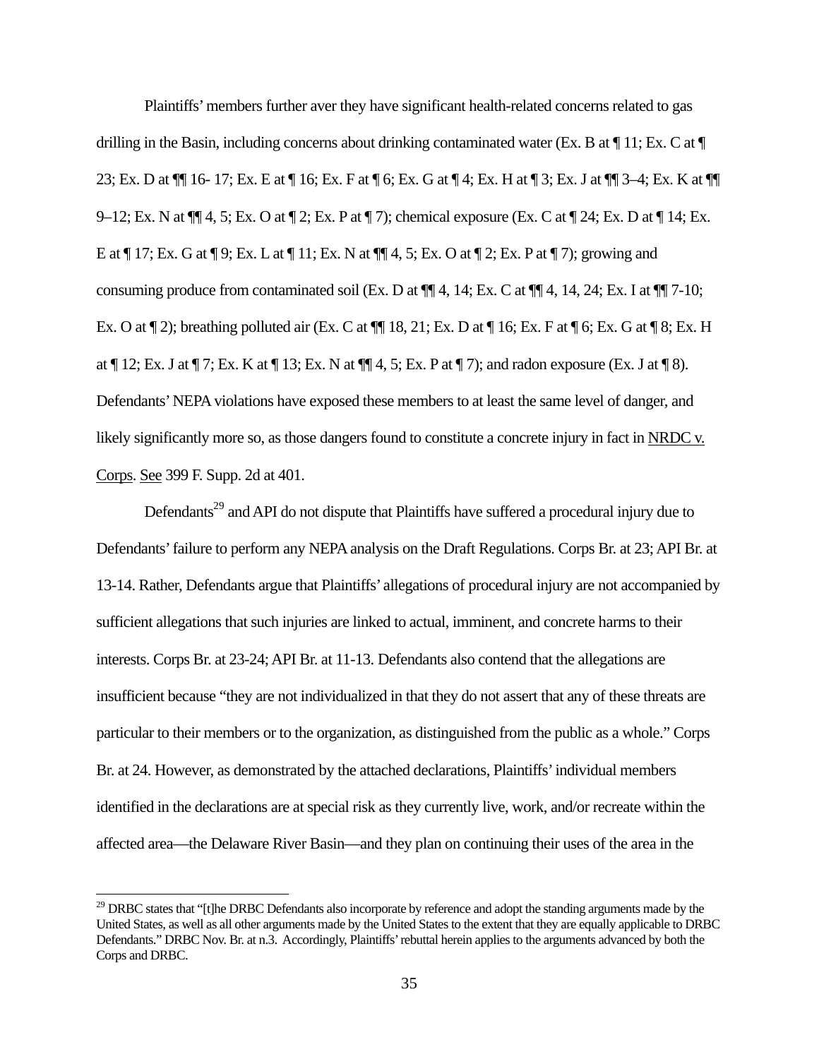Plaintiffs' members further aver they have significant health-related concerns related to gas drilling in the Basin, including concerns about drinking contaminated water (Ex. B at ¶ 11; Ex. C at ¶ 23; Ex. D at ¶¶ 16- 17; Ex. E at ¶ 16; Ex. F at ¶ 6; Ex. G at ¶ 4; Ex. H at ¶ 3; Ex. J at ¶¶ 3–4; Ex. K at ¶¶ 9–12; Ex. N at ¶¶ 4, 5; Ex. O at ¶ 2; Ex. P at ¶ 7); chemical exposure (Ex. C at ¶ 24; Ex. D at ¶ 14; Ex. E at ¶ 17; Ex. G at ¶ 9; Ex. L at ¶ 11; Ex. N at ¶¶ 4, 5; Ex. O at ¶ 2; Ex. P at ¶ 7); growing and consuming produce from contaminated soil (Ex. D at ¶¶ 4, 14; Ex. C at ¶¶ 4, 14, 24; Ex. I at ¶¶ 7-10; Ex. O at ¶ 2); breathing polluted air (Ex. C at ¶¶ 18, 21; Ex. D at ¶ 16; Ex. F at ¶ 6; Ex. G at ¶ 8; Ex. H at ¶ 12; Ex. J at ¶ 7; Ex. K at ¶ 13; Ex. N at ¶¶ 4, 5; Ex. P at ¶ 7); and radon exposure (Ex. J at ¶ 8). Defendants' NEPA violations have exposed these members to at least the same level of danger, and likely significantly more so, as those dangers found to constitute a concrete injury in fact in NRDC v. Corps. See 399 F. Supp. 2d at 401.

Defendants[29] and API do not dispute that Plaintiffs have suffered a procedural injury due to Defendants' failure to perform any NEPA analysis on the Draft Regulations. Corps Br. at 23; API Br. at 13-14. Rather, Defendants argue that Plaintiffs' allegations of procedural injury are not accompanied by sufficient allegations that such injuries are linked to actual, imminent, and concrete harms to their interests. Corps Br. at 23-24; API Br. at 11-13. Defendants also contend that the allegations are insufficient because "they are not individualized in that they do not assert that any of these threats are particular to their members or to the organization, as distinguished from the public as a whole." Corps Br. at 24. However, as demonstrated by the attached declarations, Plaintiffs' individual members identified in the declarations are at special risk as they currently live, work, and/or recreate within the affected area—the Delaware River Basin—and they plan on continuing their uses of the area in the

[29] DRBC states that "[t]he DRBC Defendants also incorporate by reference and adopt the standing arguments made by the United States, as well as all other arguments made by the United States to the extent that they are equally applicable to DRBC Defendants." DRBC Nov. Br. at n.3. Accordingly, Plaintiffs' rebuttal herein applies to the arguments advanced by both the Corps and DRBC.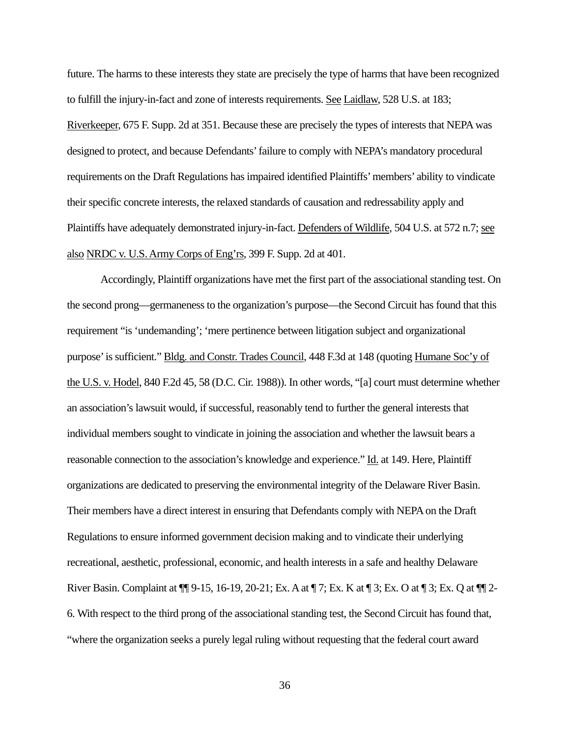future. The harms to these interests they state are precisely the type of harms that have been recognized to fulfill the injury-in-fact and zone of interests requirements. See Laidlaw, 528 U.S. at 183; Riverkeeper, 675 F. Supp. 2d at 351. Because these are precisely the types of interests that NEPA was designed to protect, and because Defendants' failure to comply with NEPA's mandatory procedural requirements on the Draft Regulations has impaired identified Plaintiffs' members' ability to vindicate their specific concrete interests, the relaxed standards of causation and redressability apply and Plaintiffs have adequately demonstrated injury-in-fact. Defenders of Wildlife, 504 U.S. at 572 n.7; see also NRDC v. U.S. Army Corps of Eng'rs, 399 F. Supp. 2d at 401.

Accordingly, Plaintiff organizations have met the first part of the associational standing test. On the second prong—germaneness to the organization's purpose—the Second Circuit has found that this requirement "is 'undemanding'; 'mere pertinence between litigation subject and organizational purpose' is sufficient." Bldg. and Constr. Trades Council, 448 F.3d at 148 (quoting Humane Soc'y of the U.S. v. Hodel, 840 F.2d 45, 58 (D.C. Cir. 1988)). In other words, "[a] court must determine whether an association's lawsuit would, if successful, reasonably tend to further the general interests that individual members sought to vindicate in joining the association and whether the lawsuit bears a reasonable connection to the association's knowledge and experience." Id. at 149. Here, Plaintiff organizations are dedicated to preserving the environmental integrity of the Delaware River Basin. Their members have a direct interest in ensuring that Defendants comply with NEPA on the Draft Regulations to ensure informed government decision making and to vindicate their underlying recreational, aesthetic, professional, economic, and health interests in a safe and healthy Delaware River Basin. Complaint at ¶¶ 9-15, 16-19, 20-21; Ex. A at ¶ 7; Ex. K at ¶ 3; Ex. O at ¶ 3; Ex. Q at ¶¶ 2-6. With respect to the third prong of the associational standing test, the Second Circuit has found that, "where the organization seeks a purely legal ruling without requesting that the federal court award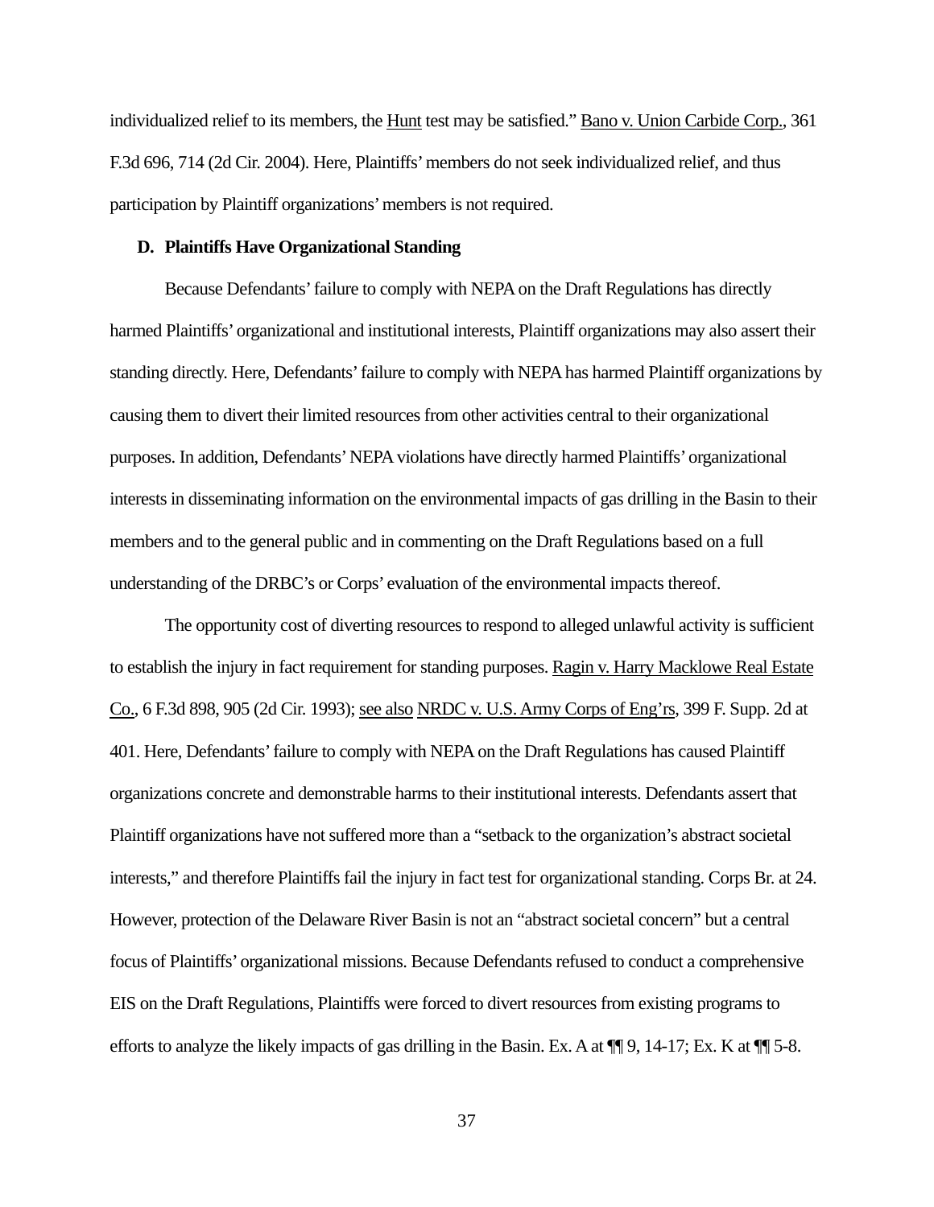individualized relief to its members, the Hunt test may be satisfied." Bano v. Union Carbide Corp., 361 F.3d 696, 714 (2d Cir. 2004). Here, Plaintiffs' members do not seek individualized relief, and thus participation by Plaintiff organizations' members is not required.

### D. Plaintiffs Have Organizational Standing

Because Defendants' failure to comply with NEPA on the Draft Regulations has directly harmed Plaintiffs' organizational and institutional interests, Plaintiff organizations may also assert their standing directly. Here, Defendants' failure to comply with NEPA has harmed Plaintiff organizations by causing them to divert their limited resources from other activities central to their organizational purposes. In addition, Defendants' NEPA violations have directly harmed Plaintiffs' organizational interests in disseminating information on the environmental impacts of gas drilling in the Basin to their members and to the general public and in commenting on the Draft Regulations based on a full understanding of the DRBC's or Corps' evaluation of the environmental impacts thereof.

The opportunity cost of diverting resources to respond to alleged unlawful activity is sufficient to establish the injury in fact requirement for standing purposes. Ragin v. Harry Macklowe Real Estate Co., 6 F.3d 898, 905 (2d Cir. 1993); see also NRDC v. U.S. Army Corps of Eng'rs, 399 F. Supp. 2d at 401. Here, Defendants' failure to comply with NEPA on the Draft Regulations has caused Plaintiff organizations concrete and demonstrable harms to their institutional interests. Defendants assert that Plaintiff organizations have not suffered more than a "setback to the organization's abstract societal interests," and therefore Plaintiffs fail the injury in fact test for organizational standing. Corps Br. at 24. However, protection of the Delaware River Basin is not an "abstract societal concern" but a central focus of Plaintiffs' organizational missions. Because Defendants refused to conduct a comprehensive EIS on the Draft Regulations, Plaintiffs were forced to divert resources from existing programs to efforts to analyze the likely impacts of gas drilling in the Basin. Ex. A at ¶¶ 9, 14-17; Ex. K at ¶¶ 5-8.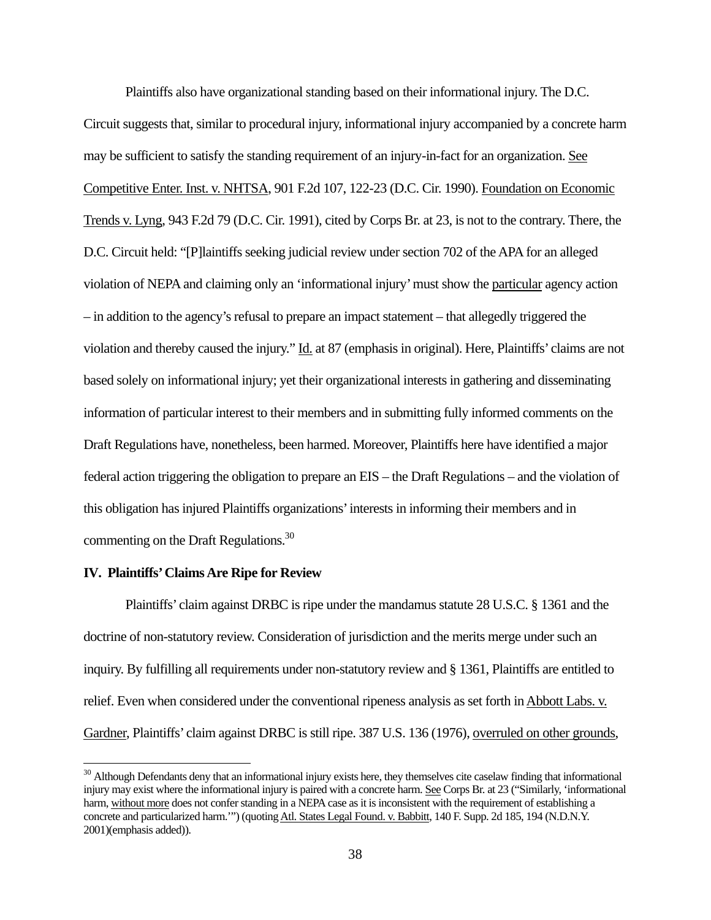Plaintiffs also have organizational standing based on their informational injury. The D.C. Circuit suggests that, similar to procedural injury, informational injury accompanied by a concrete harm may be sufficient to satisfy the standing requirement of an injury-in-fact for an organization. See Competitive Enter. Inst. v. NHTSA, 901 F.2d 107, 122-23 (D.C. Cir. 1990). Foundation on Economic Trends v. Lyng, 943 F.2d 79 (D.C. Cir. 1991), cited by Corps Br. at 23, is not to the contrary. There, the D.C. Circuit held: "[P]laintiffs seeking judicial review under section 702 of the APA for an alleged violation of NEPA and claiming only an 'informational injury' must show the particular agency action – in addition to the agency's refusal to prepare an impact statement – that allegedly triggered the violation and thereby caused the injury." Id. at 87 (emphasis in original). Here, Plaintiffs' claims are not based solely on informational injury; yet their organizational interests in gathering and disseminating information of particular interest to their members and in submitting fully informed comments on the Draft Regulations have, nonetheless, been harmed. Moreover, Plaintiffs here have identified a major federal action triggering the obligation to prepare an EIS – the Draft Regulations – and the violation of this obligation has injured Plaintiffs organizations' interests in informing their members and in commenting on the Draft Regulations.[30]

**IV. Plaintiffs' Claims Are Ripe for Review**

Plaintiffs' claim against DRBC is ripe under the mandamus statute 28 U.S.C. § 1361 and the doctrine of non-statutory review. Consideration of jurisdiction and the merits merge under such an inquiry. By fulfilling all requirements under non-statutory review and § 1361, Plaintiffs are entitled to relief. Even when considered under the conventional ripeness analysis as set forth in Abbott Labs. v. Gardner, Plaintiffs' claim against DRBC is still ripe. 387 U.S. 136 (1976), overruled on other grounds,

[30] Although Defendants deny that an informational injury exists here, they themselves cite caselaw finding that informational injury may exist where the informational injury is paired with a concrete harm. See Corps Br. at 23 ("Similarly, 'informational harm, without more does not confer standing in a NEPA case as it is inconsistent with the requirement of establishing a concrete and particularized harm.'") (quoting Atl. States Legal Found. v. Babbitt, 140 F. Supp. 2d 185, 194 (N.D.N.Y. 2001)(emphasis added)).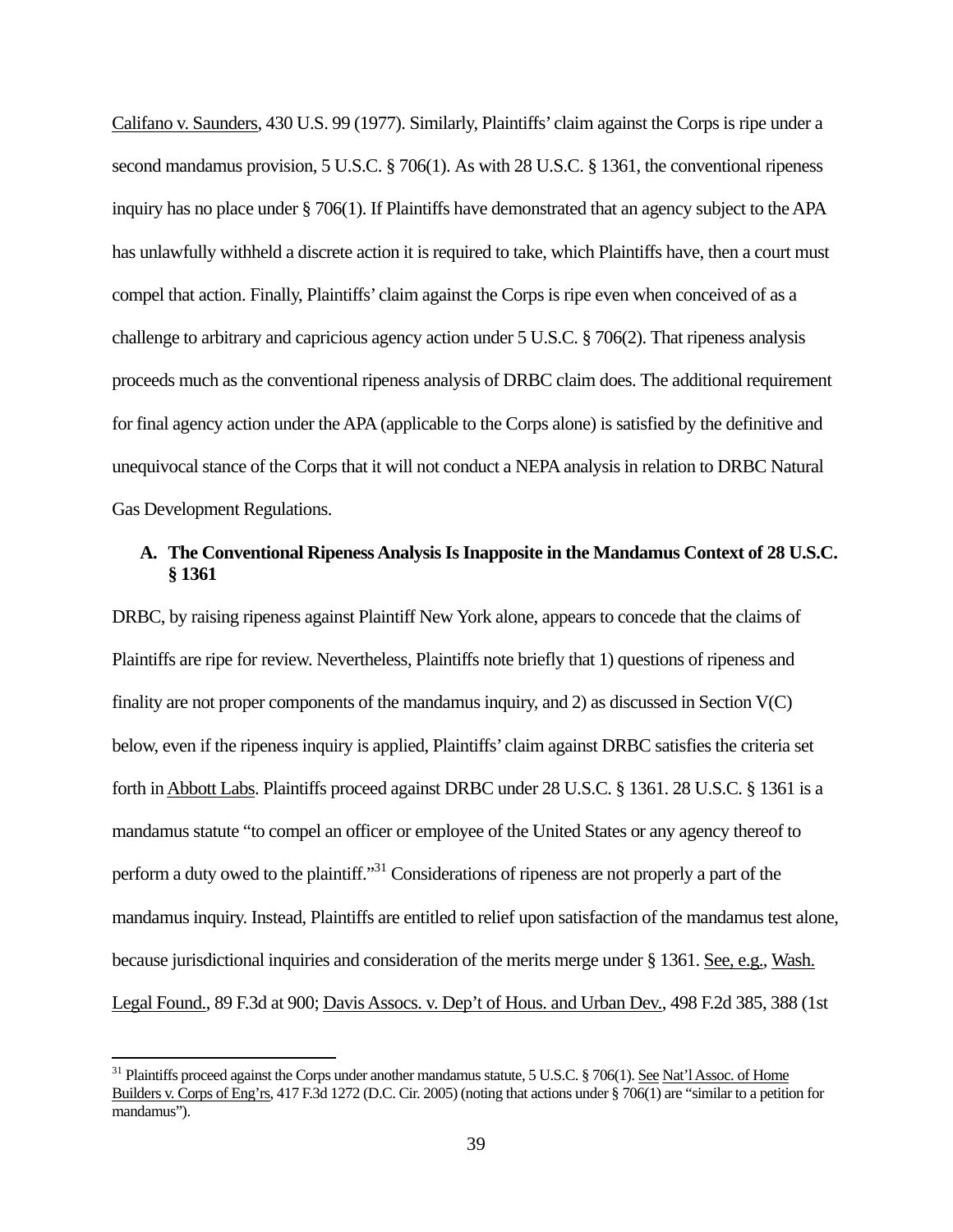Califano v. Saunders, 430 U.S. 99 (1977). Similarly, Plaintiffs' claim against the Corps is ripe under a second mandamus provision, 5 U.S.C. § 706(1). As with 28 U.S.C. § 1361, the conventional ripeness inquiry has no place under § 706(1). If Plaintiffs have demonstrated that an agency subject to the APA has unlawfully withheld a discrete action it is required to take, which Plaintiffs have, then a court must compel that action. Finally, Plaintiffs' claim against the Corps is ripe even when conceived of as a challenge to arbitrary and capricious agency action under 5 U.S.C. § 706(2). That ripeness analysis proceeds much as the conventional ripeness analysis of DRBC claim does. The additional requirement for final agency action under the APA (applicable to the Corps alone) is satisfied by the definitive and unequivocal stance of the Corps that it will not conduct a NEPA analysis in relation to DRBC Natural Gas Development Regulations.

### A. The Conventional Ripeness Analysis Is Inapposite in the Mandamus Context of 28 U.S.C. § 1361

DRBC, by raising ripeness against Plaintiff New York alone, appears to concede that the claims of Plaintiffs are ripe for review. Nevertheless, Plaintiffs note briefly that 1) questions of ripeness and finality are not proper components of the mandamus inquiry, and 2) as discussed in Section V(C) below, even if the ripeness inquiry is applied, Plaintiffs' claim against DRBC satisfies the criteria set forth in Abbott Labs. Plaintiffs proceed against DRBC under 28 U.S.C. § 1361. 28 U.S.C. § 1361 is a mandamus statute "to compel an officer or employee of the United States or any agency thereof to perform a duty owed to the plaintiff."[31] Considerations of ripeness are not properly a part of the mandamus inquiry. Instead, Plaintiffs are entitled to relief upon satisfaction of the mandamus test alone, because jurisdictional inquiries and consideration of the merits merge under § 1361. See, e.g., Wash. Legal Found., 89 F.3d at 900; Davis Assocs. v. Dep't of Hous. and Urban Dev., 498 F.2d 385, 388 (1st

---

[31] Plaintiffs proceed against the Corps under another mandamus statute, 5 U.S.C. § 706(1). See Nat'l Assoc. of Home Builders v. Corps of Eng'rs, 417 F.3d 1272 (D.C. Cir. 2005) (noting that actions under § 706(1) are "similar to a petition for mandamus").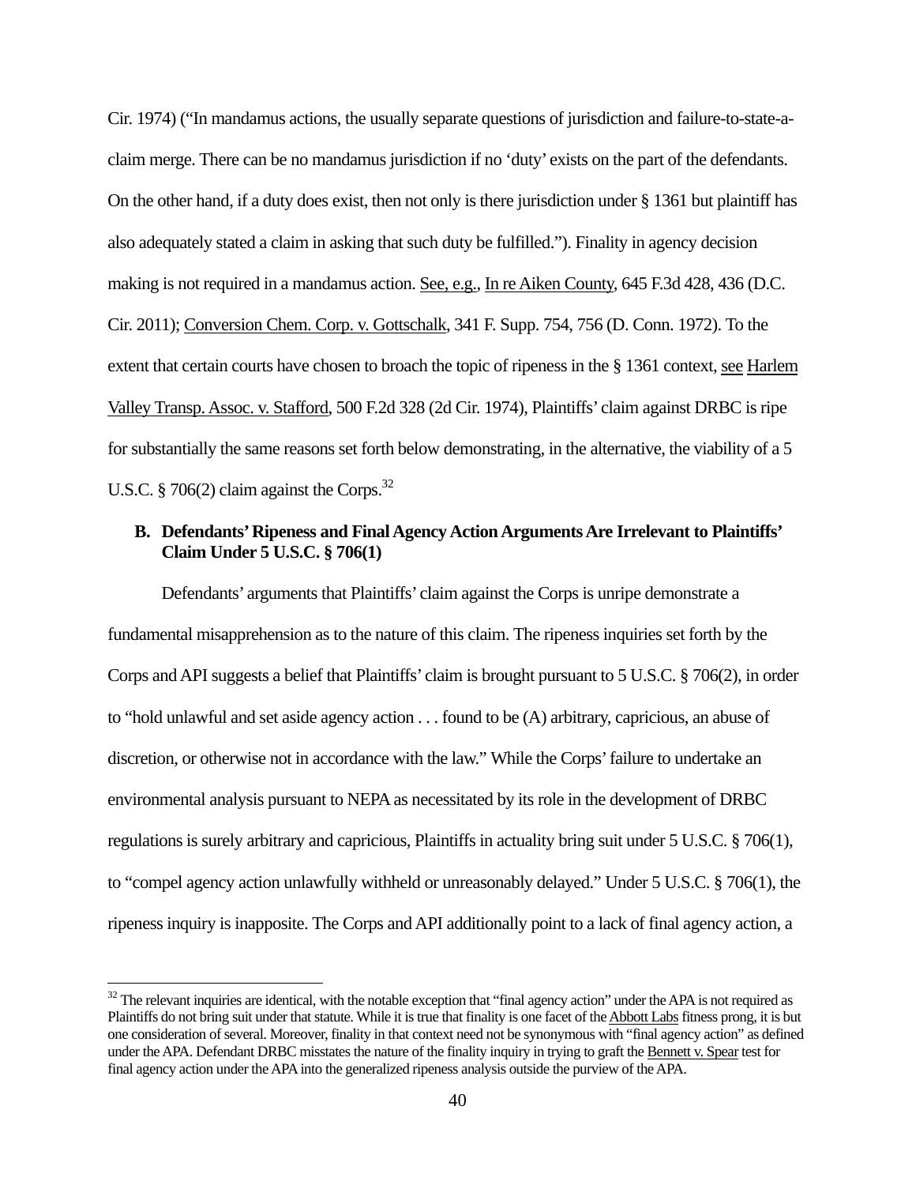Cir. 1974) ("In mandamus actions, the usually separate questions of jurisdiction and failure-to-state-a-claim merge. There can be no mandamus jurisdiction if no 'duty' exists on the part of the defendants. On the other hand, if a duty does exist, then not only is there jurisdiction under § 1361 but plaintiff has also adequately stated a claim in asking that such duty be fulfilled."). Finality in agency decision making is not required in a mandamus action. See, e.g., In re Aiken County, 645 F.3d 428, 436 (D.C. Cir. 2011); Conversion Chem. Corp. v. Gottschalk, 341 F. Supp. 754, 756 (D. Conn. 1972). To the extent that certain courts have chosen to broach the topic of ripeness in the § 1361 context, see Harlem Valley Transp. Assoc. v. Stafford, 500 F.2d 328 (2d Cir. 1974), Plaintiffs' claim against DRBC is ripe for substantially the same reasons set forth below demonstrating, in the alternative, the viability of a 5 U.S.C. § 706(2) claim against the Corps.[32]

### B. Defendants' Ripeness and Final Agency Action Arguments Are Irrelevant to Plaintiffs' Claim Under 5 U.S.C. § 706(1)

Defendants' arguments that Plaintiffs' claim against the Corps is unripe demonstrate a fundamental misapprehension as to the nature of this claim. The ripeness inquiries set forth by the Corps and API suggests a belief that Plaintiffs' claim is brought pursuant to 5 U.S.C. § 706(2), in order to "hold unlawful and set aside agency action . . . found to be (A) arbitrary, capricious, an abuse of discretion, or otherwise not in accordance with the law." While the Corps' failure to undertake an environmental analysis pursuant to NEPA as necessitated by its role in the development of DRBC regulations is surely arbitrary and capricious, Plaintiffs in actuality bring suit under 5 U.S.C. § 706(1), to "compel agency action unlawfully withheld or unreasonably delayed." Under 5 U.S.C. § 706(1), the ripeness inquiry is inapposite. The Corps and API additionally point to a lack of final agency action, a

[32] The relevant inquiries are identical, with the notable exception that "final agency action" under the APA is not required as Plaintiffs do not bring suit under that statute. While it is true that finality is one facet of the Abbott Labs fitness prong, it is but one consideration of several. Moreover, finality in that context need not be synonymous with "final agency action" as defined under the APA. Defendant DRBC misstates the nature of the finality inquiry in trying to graft the Bennett v. Spear test for final agency action under the APA into the generalized ripeness analysis outside the purview of the APA.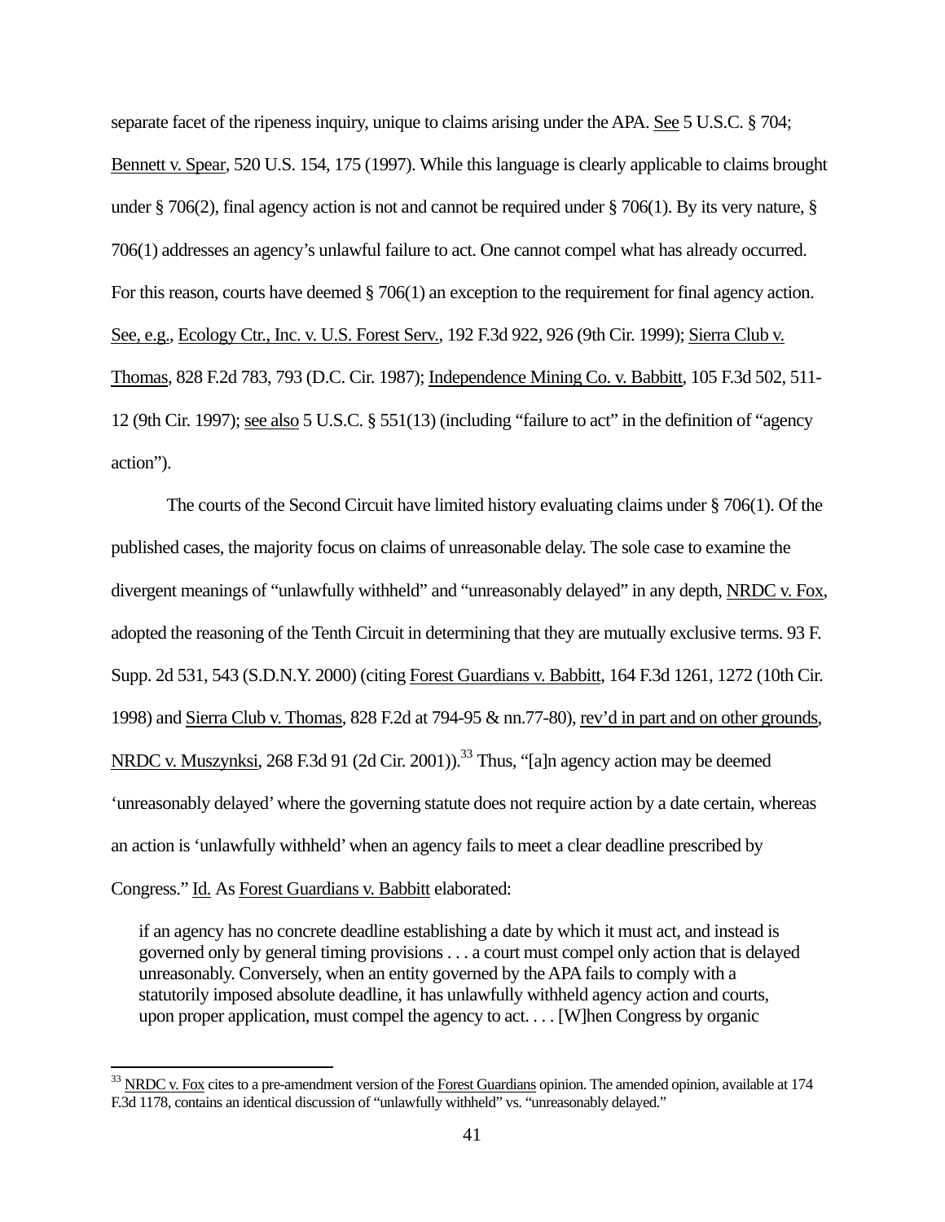separate facet of the ripeness inquiry, unique to claims arising under the APA. See 5 U.S.C. § 704; Bennett v. Spear, 520 U.S. 154, 175 (1997). While this language is clearly applicable to claims brought under § 706(2), final agency action is not and cannot be required under § 706(1). By its very nature, § 706(1) addresses an agency's unlawful failure to act. One cannot compel what has already occurred. For this reason, courts have deemed § 706(1) an exception to the requirement for final agency action. See, e.g., Ecology Ctr., Inc. v. U.S. Forest Serv., 192 F.3d 922, 926 (9th Cir. 1999); Sierra Club v. Thomas, 828 F.2d 783, 793 (D.C. Cir. 1987); Independence Mining Co. v. Babbitt, 105 F.3d 502, 511-12 (9th Cir. 1997); see also 5 U.S.C. § 551(13) (including "failure to act" in the definition of "agency action").

The courts of the Second Circuit have limited history evaluating claims under § 706(1). Of the published cases, the majority focus on claims of unreasonable delay. The sole case to examine the divergent meanings of "unlawfully withheld" and "unreasonably delayed" in any depth, NRDC v. Fox, adopted the reasoning of the Tenth Circuit in determining that they are mutually exclusive terms. 93 F. Supp. 2d 531, 543 (S.D.N.Y. 2000) (citing Forest Guardians v. Babbitt, 164 F.3d 1261, 1272 (10th Cir. 1998) and Sierra Club v. Thomas, 828 F.2d at 794-95 & nn.77-80), rev'd in part and on other grounds, NRDC v. Muszynksi, 268 F.3d 91 (2d Cir. 2001)).[33] Thus, "[a]n agency action may be deemed 'unreasonably delayed' where the governing statute does not require action by a date certain, whereas an action is 'unlawfully withheld' when an agency fails to meet a clear deadline prescribed by Congress." Id. As Forest Guardians v. Babbitt elaborated:

> if an agency has no concrete deadline establishing a date by which it must act, and instead is governed only by general timing provisions . . . a court must compel only action that is delayed unreasonably. Conversely, when an entity governed by the APA fails to comply with a statutorily imposed absolute deadline, it has unlawfully withheld agency action and courts, upon proper application, must compel the agency to act. . . . [W]hen Congress by organic

[33] NRDC v. Fox cites to a pre-amendment version of the Forest Guardians opinion. The amended opinion, available at 174 F.3d 1178, contains an identical discussion of "unlawfully withheld" vs. "unreasonably delayed."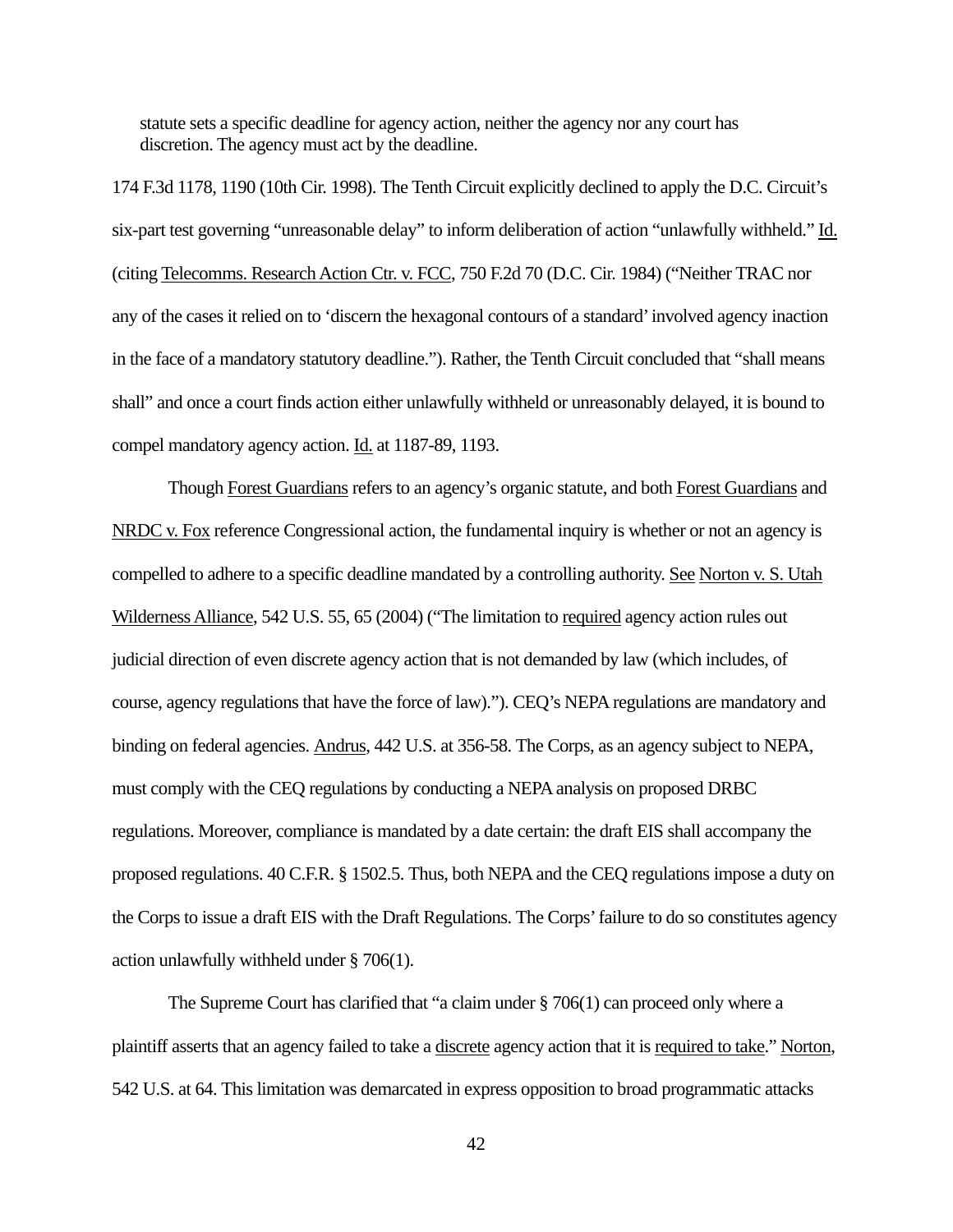> statute sets a specific deadline for agency action, neither the agency nor any court has discretion. The agency must act by the deadline.

174 F.3d 1178, 1190 (10th Cir. 1998). The Tenth Circuit explicitly declined to apply the D.C. Circuit's six-part test governing "unreasonable delay" to inform deliberation of action "unlawfully withheld." Id. (citing Telecomms. Research Action Ctr. v. FCC, 750 F.2d 70 (D.C. Cir. 1984) ("Neither TRAC nor any of the cases it relied on to 'discern the hexagonal contours of a standard' involved agency inaction in the face of a mandatory statutory deadline."). Rather, the Tenth Circuit concluded that "shall means shall" and once a court finds action either unlawfully withheld or unreasonably delayed, it is bound to compel mandatory agency action. Id. at 1187-89, 1193.

Though Forest Guardians refers to an agency's organic statute, and both Forest Guardians and NRDC v. Fox reference Congressional action, the fundamental inquiry is whether or not an agency is compelled to adhere to a specific deadline mandated by a controlling authority. See Norton v. S. Utah Wilderness Alliance, 542 U.S. 55, 65 (2004) ("The limitation to required agency action rules out judicial direction of even discrete agency action that is not demanded by law (which includes, of course, agency regulations that have the force of law)."). CEQ's NEPA regulations are mandatory and binding on federal agencies. Andrus, 442 U.S. at 356-58. The Corps, as an agency subject to NEPA, must comply with the CEQ regulations by conducting a NEPA analysis on proposed DRBC regulations. Moreover, compliance is mandated by a date certain: the draft EIS shall accompany the proposed regulations. 40 C.F.R. § 1502.5. Thus, both NEPA and the CEQ regulations impose a duty on the Corps to issue a draft EIS with the Draft Regulations. The Corps' failure to do so constitutes agency action unlawfully withheld under § 706(1).

The Supreme Court has clarified that "a claim under § 706(1) can proceed only where a plaintiff asserts that an agency failed to take a discrete agency action that it is required to take." Norton, 542 U.S. at 64. This limitation was demarcated in express opposition to broad programmatic attacks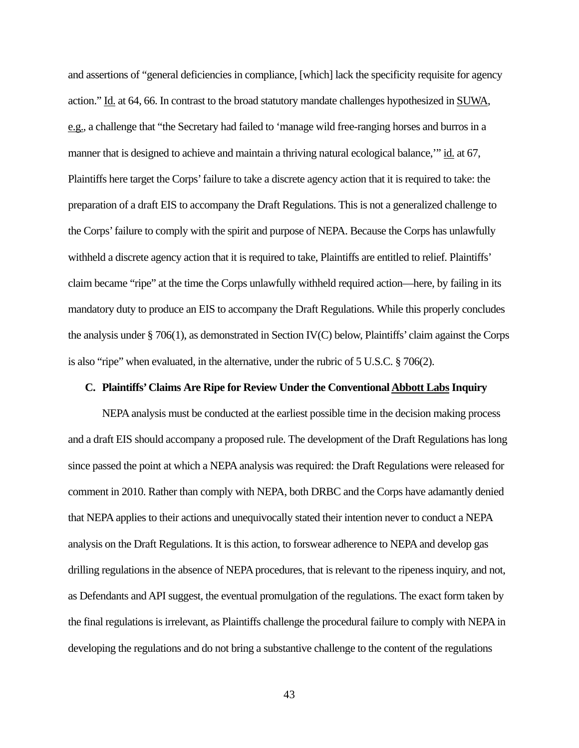and assertions of "general deficiencies in compliance, [which] lack the specificity requisite for agency action." Id. at 64, 66. In contrast to the broad statutory mandate challenges hypothesized in SUWA, e.g., a challenge that "the Secretary had failed to 'manage wild free-ranging horses and burros in a manner that is designed to achieve and maintain a thriving natural ecological balance,'" id. at 67, Plaintiffs here target the Corps' failure to take a discrete agency action that it is required to take: the preparation of a draft EIS to accompany the Draft Regulations. This is not a generalized challenge to the Corps' failure to comply with the spirit and purpose of NEPA. Because the Corps has unlawfully withheld a discrete agency action that it is required to take, Plaintiffs are entitled to relief. Plaintiffs' claim became "ripe" at the time the Corps unlawfully withheld required action—here, by failing in its mandatory duty to produce an EIS to accompany the Draft Regulations. While this properly concludes the analysis under § 706(1), as demonstrated in Section IV(C) below, Plaintiffs' claim against the Corps is also "ripe" when evaluated, in the alternative, under the rubric of 5 U.S.C. § 706(2).

### C. Plaintiffs' Claims Are Ripe for Review Under the Conventional Abbott Labs Inquiry

NEPA analysis must be conducted at the earliest possible time in the decision making process and a draft EIS should accompany a proposed rule. The development of the Draft Regulations has long since passed the point at which a NEPA analysis was required: the Draft Regulations were released for comment in 2010. Rather than comply with NEPA, both DRBC and the Corps have adamantly denied that NEPA applies to their actions and unequivocally stated their intention never to conduct a NEPA analysis on the Draft Regulations. It is this action, to forswear adherence to NEPA and develop gas drilling regulations in the absence of NEPA procedures, that is relevant to the ripeness inquiry, and not, as Defendants and API suggest, the eventual promulgation of the regulations. The exact form taken by the final regulations is irrelevant, as Plaintiffs challenge the procedural failure to comply with NEPA in developing the regulations and do not bring a substantive challenge to the content of the regulations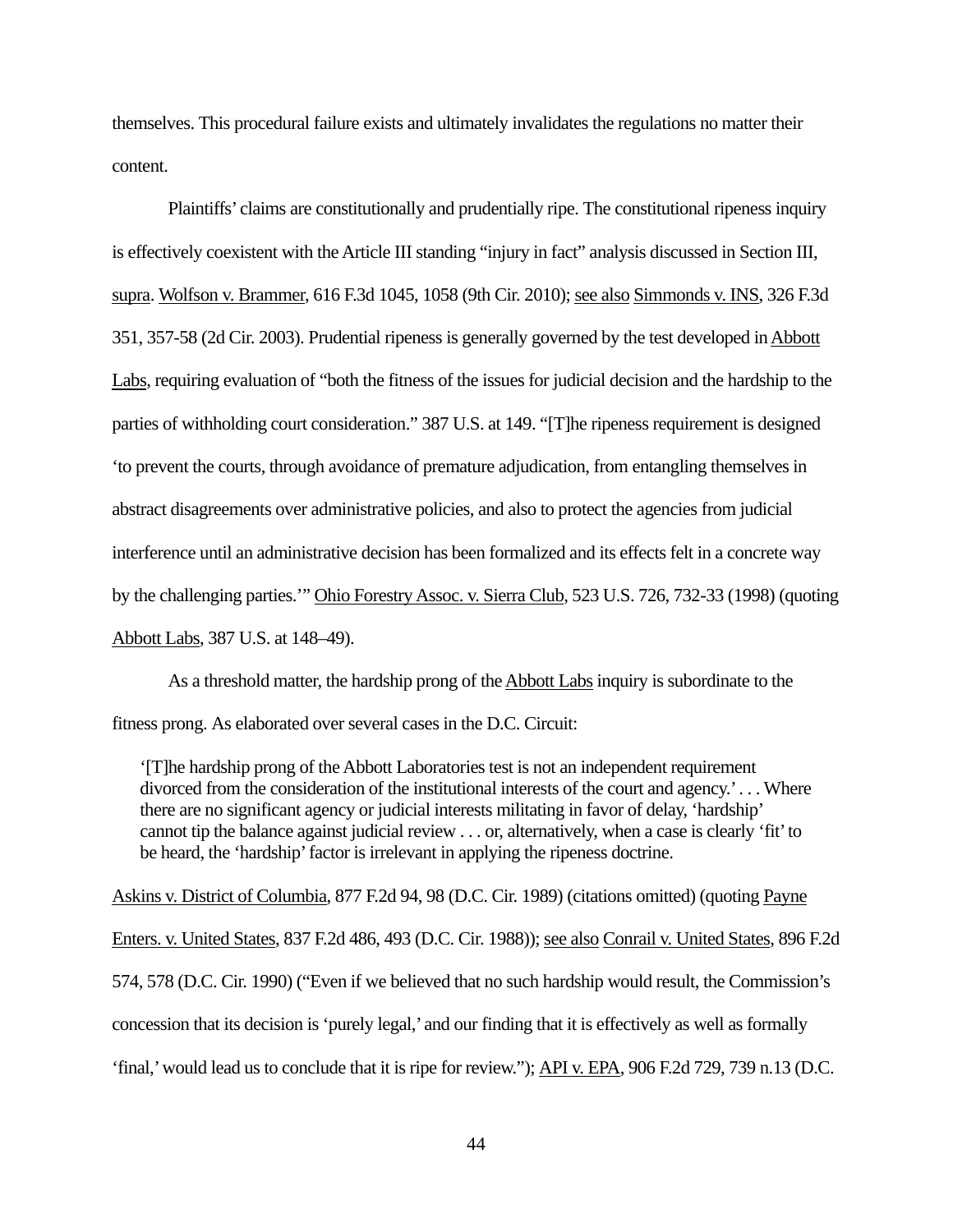themselves. This procedural failure exists and ultimately invalidates the regulations no matter their content.

Plaintiffs' claims are constitutionally and prudentially ripe. The constitutional ripeness inquiry is effectively coexistent with the Article III standing "injury in fact" analysis discussed in Section III, supra. Wolfson v. Brammer, 616 F.3d 1045, 1058 (9th Cir. 2010); see also Simmonds v. INS, 326 F.3d 351, 357-58 (2d Cir. 2003). Prudential ripeness is generally governed by the test developed in Abbott Labs, requiring evaluation of "both the fitness of the issues for judicial decision and the hardship to the parties of withholding court consideration." 387 U.S. at 149. "[T]he ripeness requirement is designed 'to prevent the courts, through avoidance of premature adjudication, from entangling themselves in abstract disagreements over administrative policies, and also to protect the agencies from judicial interference until an administrative decision has been formalized and its effects felt in a concrete way by the challenging parties.'" Ohio Forestry Assoc. v. Sierra Club, 523 U.S. 726, 732-33 (1998) (quoting Abbott Labs, 387 U.S. at 148–49).

As a threshold matter, the hardship prong of the Abbott Labs inquiry is subordinate to the fitness prong. As elaborated over several cases in the D.C. Circuit:

> '[T]he hardship prong of the Abbott Laboratories test is not an independent requirement divorced from the consideration of the institutional interests of the court and agency.' . . . Where there are no significant agency or judicial interests militating in favor of delay, 'hardship' cannot tip the balance against judicial review . . . or, alternatively, when a case is clearly 'fit' to be heard, the 'hardship' factor is irrelevant in applying the ripeness doctrine.

Askins v. District of Columbia, 877 F.2d 94, 98 (D.C. Cir. 1989) (citations omitted) (quoting Payne Enters. v. United States, 837 F.2d 486, 493 (D.C. Cir. 1988)); see also Conrail v. United States, 896 F.2d 574, 578 (D.C. Cir. 1990) ("Even if we believed that no such hardship would result, the Commission's concession that its decision is 'purely legal,' and our finding that it is effectively as well as formally 'final,' would lead us to conclude that it is ripe for review."); API v. EPA, 906 F.2d 729, 739 n.13 (D.C.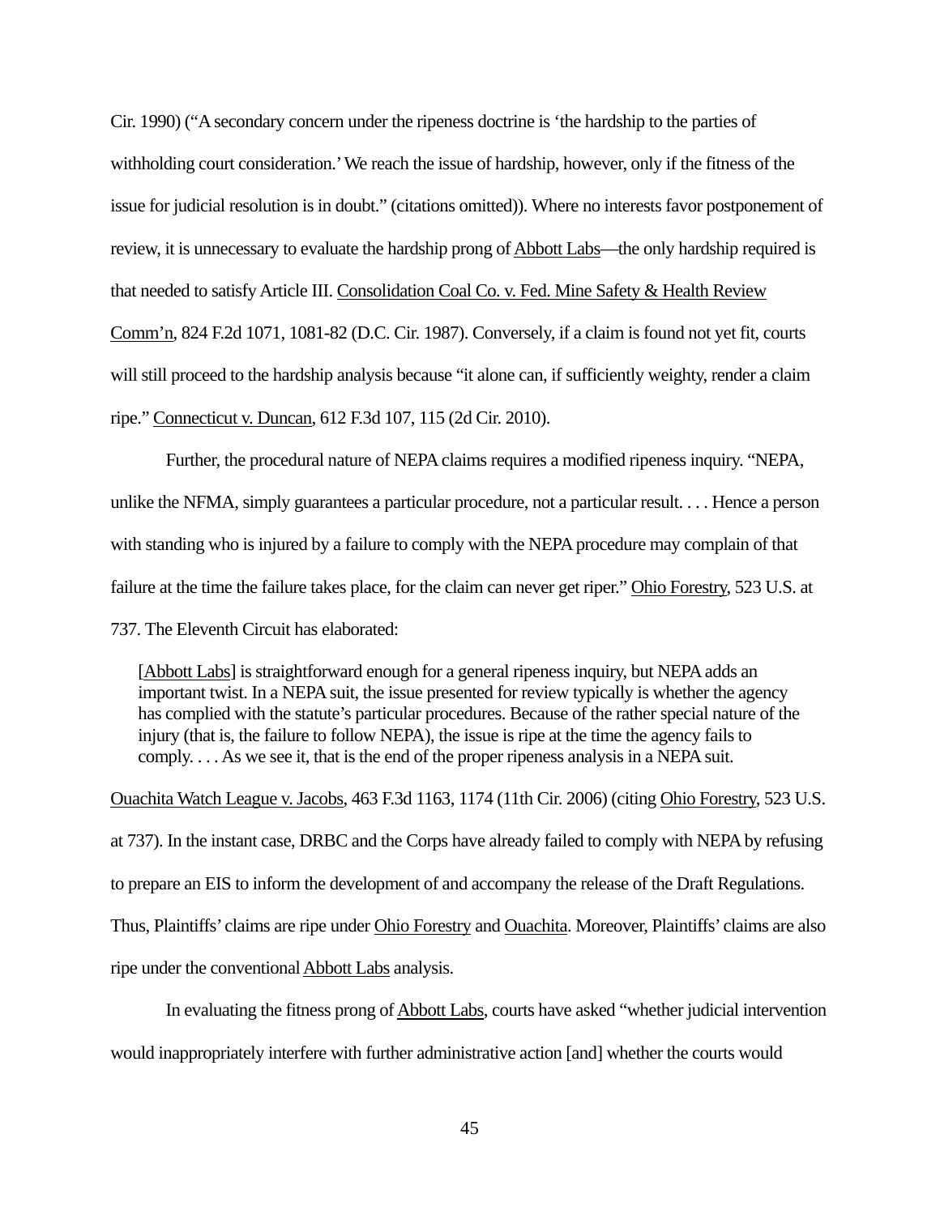Cir. 1990) ("A secondary concern under the ripeness doctrine is 'the hardship to the parties of withholding court consideration.' We reach the issue of hardship, however, only if the fitness of the issue for judicial resolution is in doubt." (citations omitted)). Where no interests favor postponement of review, it is unnecessary to evaluate the hardship prong of Abbott Labs—the only hardship required is that needed to satisfy Article III. Consolidation Coal Co. v. Fed. Mine Safety & Health Review Comm'n, 824 F.2d 1071, 1081-82 (D.C. Cir. 1987). Conversely, if a claim is found not yet fit, courts will still proceed to the hardship analysis because "it alone can, if sufficiently weighty, render a claim ripe." Connecticut v. Duncan, 612 F.3d 107, 115 (2d Cir. 2010).

Further, the procedural nature of NEPA claims requires a modified ripeness inquiry. "NEPA, unlike the NFMA, simply guarantees a particular procedure, not a particular result. . . . Hence a person with standing who is injured by a failure to comply with the NEPA procedure may complain of that failure at the time the failure takes place, for the claim can never get riper." Ohio Forestry, 523 U.S. at 737. The Eleventh Circuit has elaborated:

> [Abbott Labs] is straightforward enough for a general ripeness inquiry, but NEPA adds an important twist. In a NEPA suit, the issue presented for review typically is whether the agency has complied with the statute's particular procedures. Because of the rather special nature of the injury (that is, the failure to follow NEPA), the issue is ripe at the time the agency fails to comply. . . . As we see it, that is the end of the proper ripeness analysis in a NEPA suit.

Ouachita Watch League v. Jacobs, 463 F.3d 1163, 1174 (11th Cir. 2006) (citing Ohio Forestry, 523 U.S. at 737). In the instant case, DRBC and the Corps have already failed to comply with NEPA by refusing to prepare an EIS to inform the development of and accompany the release of the Draft Regulations. Thus, Plaintiffs' claims are ripe under Ohio Forestry and Ouachita. Moreover, Plaintiffs' claims are also ripe under the conventional Abbott Labs analysis.

In evaluating the fitness prong of Abbott Labs, courts have asked "whether judicial intervention would inappropriately interfere with further administrative action [and] whether the courts would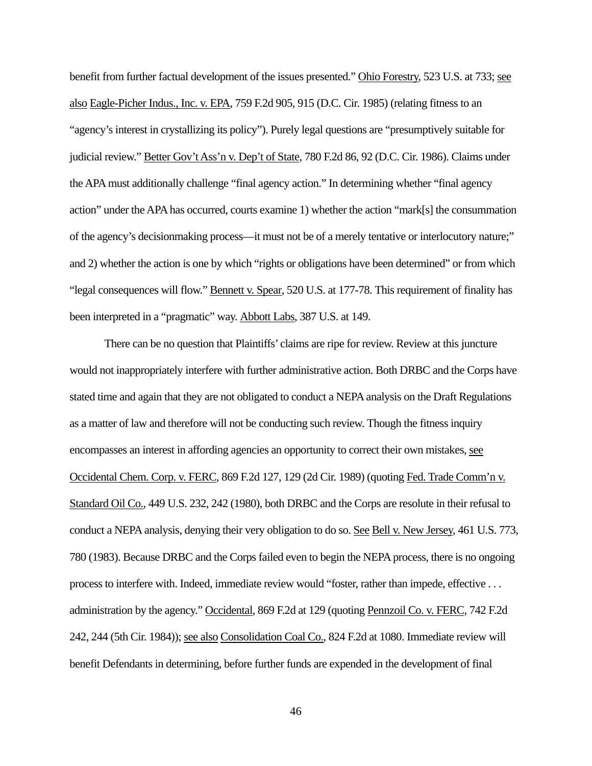benefit from further factual development of the issues presented." Ohio Forestry, 523 U.S. at 733; see also Eagle-Picher Indus., Inc. v. EPA, 759 F.2d 905, 915 (D.C. Cir. 1985) (relating fitness to an "agency's interest in crystallizing its policy"). Purely legal questions are "presumptively suitable for judicial review." Better Gov't Ass'n v. Dep't of State, 780 F.2d 86, 92 (D.C. Cir. 1986). Claims under the APA must additionally challenge "final agency action." In determining whether "final agency action" under the APA has occurred, courts examine 1) whether the action "mark[s] the consummation of the agency's decisionmaking process—it must not be of a merely tentative or interlocutory nature;" and 2) whether the action is one by which "rights or obligations have been determined" or from which "legal consequences will flow." Bennett v. Spear, 520 U.S. at 177-78. This requirement of finality has been interpreted in a "pragmatic" way. Abbott Labs, 387 U.S. at 149.

There can be no question that Plaintiffs' claims are ripe for review. Review at this juncture would not inappropriately interfere with further administrative action. Both DRBC and the Corps have stated time and again that they are not obligated to conduct a NEPA analysis on the Draft Regulations as a matter of law and therefore will not be conducting such review. Though the fitness inquiry encompasses an interest in affording agencies an opportunity to correct their own mistakes, see Occidental Chem. Corp. v. FERC, 869 F.2d 127, 129 (2d Cir. 1989) (quoting Fed. Trade Comm'n v. Standard Oil Co., 449 U.S. 232, 242 (1980), both DRBC and the Corps are resolute in their refusal to conduct a NEPA analysis, denying their very obligation to do so. See Bell v. New Jersey, 461 U.S. 773, 780 (1983). Because DRBC and the Corps failed even to begin the NEPA process, there is no ongoing process to interfere with. Indeed, immediate review would "foster, rather than impede, effective . . . administration by the agency." Occidental, 869 F.2d at 129 (quoting Pennzoil Co. v. FERC, 742 F.2d 242, 244 (5th Cir. 1984)); see also Consolidation Coal Co., 824 F.2d at 1080. Immediate review will benefit Defendants in determining, before further funds are expended in the development of final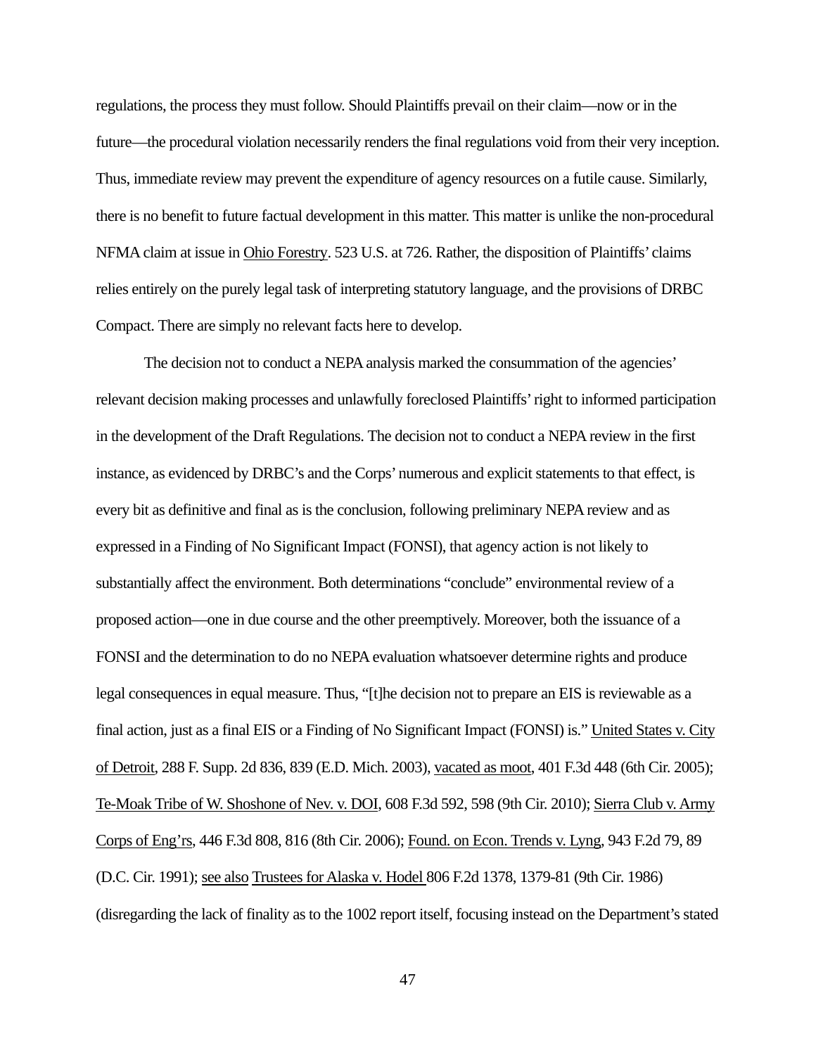regulations, the process they must follow. Should Plaintiffs prevail on their claim—now or in the future—the procedural violation necessarily renders the final regulations void from their very inception. Thus, immediate review may prevent the expenditure of agency resources on a futile cause. Similarly, there is no benefit to future factual development in this matter. This matter is unlike the non-procedural NFMA claim at issue in Ohio Forestry. 523 U.S. at 726. Rather, the disposition of Plaintiffs' claims relies entirely on the purely legal task of interpreting statutory language, and the provisions of DRBC Compact. There are simply no relevant facts here to develop.

The decision not to conduct a NEPA analysis marked the consummation of the agencies' relevant decision making processes and unlawfully foreclosed Plaintiffs' right to informed participation in the development of the Draft Regulations. The decision not to conduct a NEPA review in the first instance, as evidenced by DRBC's and the Corps' numerous and explicit statements to that effect, is every bit as definitive and final as is the conclusion, following preliminary NEPA review and as expressed in a Finding of No Significant Impact (FONSI), that agency action is not likely to substantially affect the environment. Both determinations "conclude" environmental review of a proposed action—one in due course and the other preemptively. Moreover, both the issuance of a FONSI and the determination to do no NEPA evaluation whatsoever determine rights and produce legal consequences in equal measure. Thus, "[t]he decision not to prepare an EIS is reviewable as a final action, just as a final EIS or a Finding of No Significant Impact (FONSI) is." United States v. City of Detroit, 288 F. Supp. 2d 836, 839 (E.D. Mich. 2003), vacated as moot, 401 F.3d 448 (6th Cir. 2005); Te-Moak Tribe of W. Shoshone of Nev. v. DOI, 608 F.3d 592, 598 (9th Cir. 2010); Sierra Club v. Army Corps of Eng'rs, 446 F.3d 808, 816 (8th Cir. 2006); Found. on Econ. Trends v. Lyng, 943 F.2d 79, 89 (D.C. Cir. 1991); see also Trustees for Alaska v. Hodel 806 F.2d 1378, 1379-81 (9th Cir. 1986) (disregarding the lack of finality as to the 1002 report itself, focusing instead on the Department's stated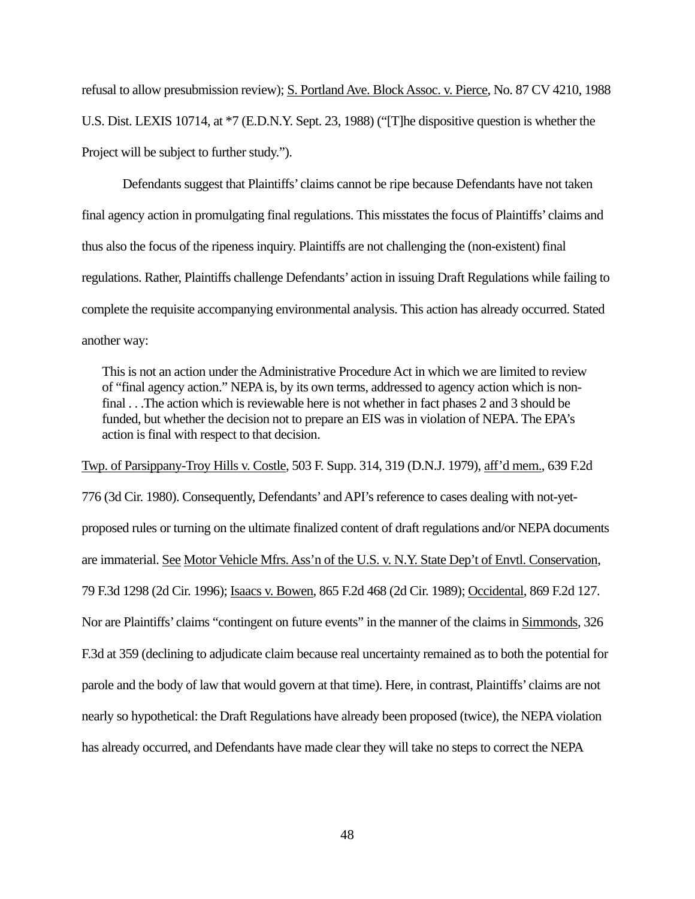refusal to allow presubmission review); S. Portland Ave. Block Assoc. v. Pierce, No. 87 CV 4210, 1988 U.S. Dist. LEXIS 10714, at *7 (E.D.N.Y. Sept. 23, 1988) ("[T]he dispositive question is whether the Project will be subject to further study.").

Defendants suggest that Plaintiffs' claims cannot be ripe because Defendants have not taken final agency action in promulgating final regulations. This misstates the focus of Plaintiffs' claims and thus also the focus of the ripeness inquiry. Plaintiffs are not challenging the (non-existent) final regulations. Rather, Plaintiffs challenge Defendants' action in issuing Draft Regulations while failing to complete the requisite accompanying environmental analysis. This action has already occurred. Stated another way:

> This is not an action under the Administrative Procedure Act in which we are limited to review of "final agency action." NEPA is, by its own terms, addressed to agency action which is non-final . . .The action which is reviewable here is not whether in fact phases 2 and 3 should be funded, but whether the decision not to prepare an EIS was in violation of NEPA. The EPA's action is final with respect to that decision.

Twp. of Parsippany-Troy Hills v. Costle, 503 F. Supp. 314, 319 (D.N.J. 1979), aff'd mem., 639 F.2d 776 (3d Cir. 1980). Consequently, Defendants' and API's reference to cases dealing with not-yet-proposed rules or turning on the ultimate finalized content of draft regulations and/or NEPA documents are immaterial. See Motor Vehicle Mfrs. Ass'n of the U.S. v. N.Y. State Dep't of Envtl. Conservation, 79 F.3d 1298 (2d Cir. 1996); Isaacs v. Bowen, 865 F.2d 468 (2d Cir. 1989); Occidental, 869 F.2d 127. Nor are Plaintiffs' claims "contingent on future events" in the manner of the claims in Simmonds, 326 F.3d at 359 (declining to adjudicate claim because real uncertainty remained as to both the potential for parole and the body of law that would govern at that time). Here, in contrast, Plaintiffs' claims are not nearly so hypothetical: the Draft Regulations have already been proposed (twice), the NEPA violation has already occurred, and Defendants have made clear they will take no steps to correct the NEPA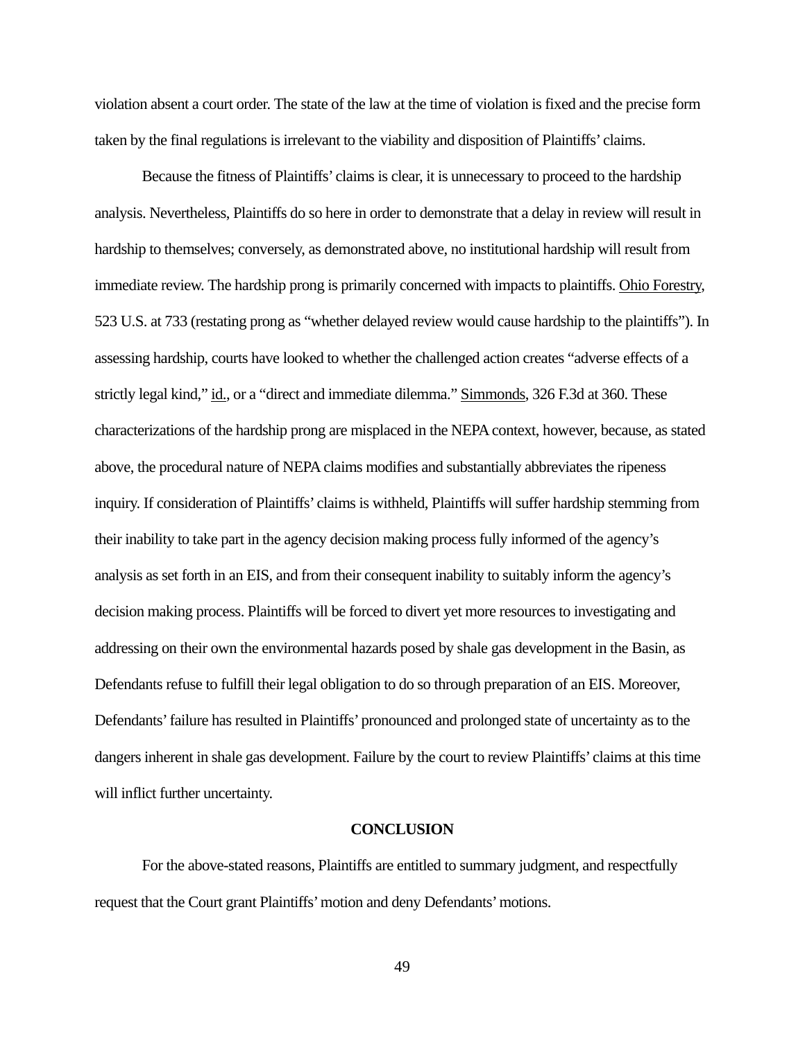violation absent a court order. The state of the law at the time of violation is fixed and the precise form taken by the final regulations is irrelevant to the viability and disposition of Plaintiffs' claims.

Because the fitness of Plaintiffs' claims is clear, it is unnecessary to proceed to the hardship analysis. Nevertheless, Plaintiffs do so here in order to demonstrate that a delay in review will result in hardship to themselves; conversely, as demonstrated above, no institutional hardship will result from immediate review. The hardship prong is primarily concerned with impacts to plaintiffs. Ohio Forestry, 523 U.S. at 733 (restating prong as "whether delayed review would cause hardship to the plaintiffs"). In assessing hardship, courts have looked to whether the challenged action creates "adverse effects of a strictly legal kind," id., or a "direct and immediate dilemma." Simmonds, 326 F.3d at 360. These characterizations of the hardship prong are misplaced in the NEPA context, however, because, as stated above, the procedural nature of NEPA claims modifies and substantially abbreviates the ripeness inquiry. If consideration of Plaintiffs' claims is withheld, Plaintiffs will suffer hardship stemming from their inability to take part in the agency decision making process fully informed of the agency's analysis as set forth in an EIS, and from their consequent inability to suitably inform the agency's decision making process. Plaintiffs will be forced to divert yet more resources to investigating and addressing on their own the environmental hazards posed by shale gas development in the Basin, as Defendants refuse to fulfill their legal obligation to do so through preparation of an EIS. Moreover, Defendants' failure has resulted in Plaintiffs' pronounced and prolonged state of uncertainty as to the dangers inherent in shale gas development. Failure by the court to review Plaintiffs' claims at this time will inflict further uncertainty.

## CONCLUSION

For the above-stated reasons, Plaintiffs are entitled to summary judgment, and respectfully request that the Court grant Plaintiffs' motion and deny Defendants' motions.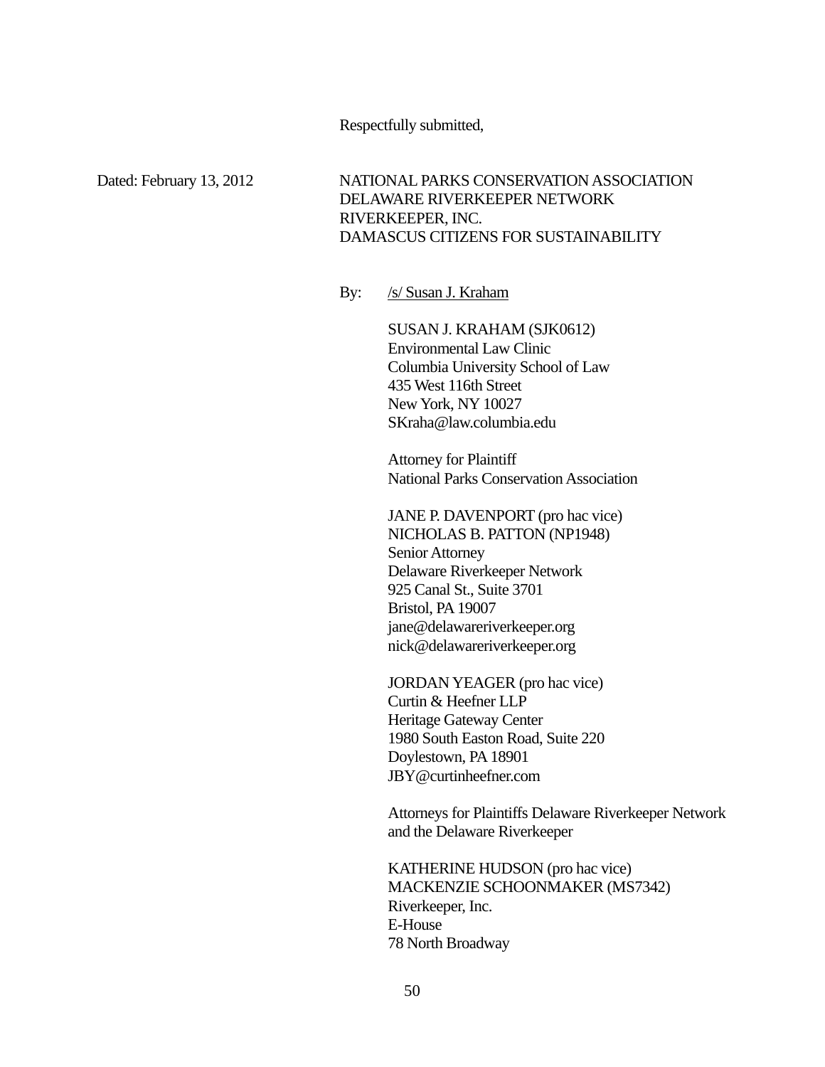Respectfully submitted,

Dated: February 13, 2012

NATIONAL PARKS CONSERVATION ASSOCIATION
DELAWARE RIVERKEEPER NETWORK
RIVERKEEPER, INC.
DAMASCUS CITIZENS FOR SUSTAINABILITY

By: /s/ Susan J. Kraham

SUSAN J. KRAHAM (SJK0612)
Environmental Law Clinic
Columbia University School of Law
435 West 116th Street
New York, NY 10027
SKraha@law.columbia.edu

Attorney for Plaintiff
National Parks Conservation Association

JANE P. DAVENPORT (pro hac vice)
NICHOLAS B. PATTON (NP1948)
Senior Attorney
Delaware Riverkeeper Network
925 Canal St., Suite 3701
Bristol, PA 19007
jane@delawareriverkeeper.org
nick@delawareriverkeeper.org

JORDAN YEAGER (pro hac vice)
Curtin & Heefner LLP
Heritage Gateway Center
1980 South Easton Road, Suite 220
Doylestown, PA 18901
JBY@curtinheefner.com

Attorneys for Plaintiffs Delaware Riverkeeper Network and the Delaware Riverkeeper

KATHERINE HUDSON (pro hac vice)
MACKENZIE SCHOONMAKER (MS7342)
Riverkeeper, Inc.
E-House
78 North Broadway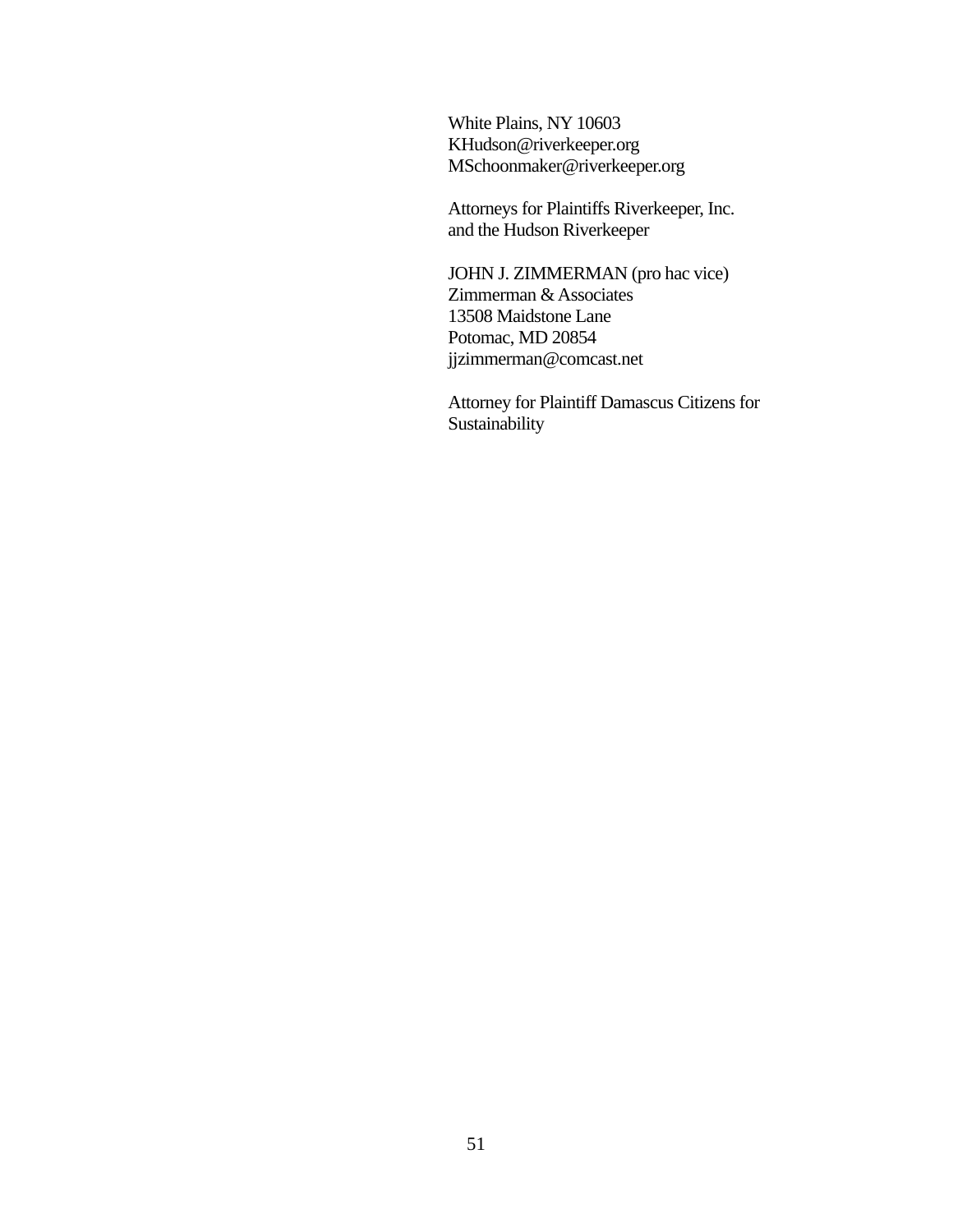White Plains, NY 10603
KHudson@riverkeeper.org
MSchoonmaker@riverkeeper.org

Attorneys for Plaintiffs Riverkeeper, Inc.
and the Hudson Riverkeeper

JOHN J. ZIMMERMAN (pro hac vice)
Zimmerman & Associates
13508 Maidstone Lane
Potomac, MD 20854
jjzimmerman@comcast.net

Attorney for Plaintiff Damascus Citizens for Sustainability